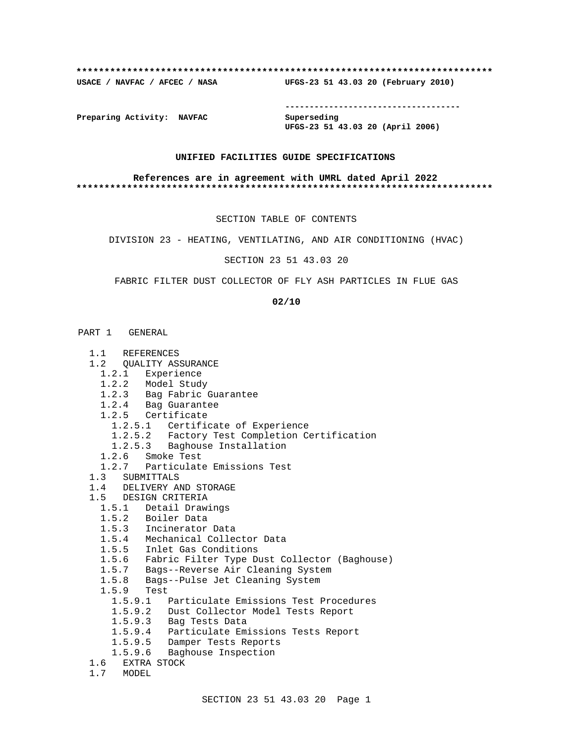**************************************************************************

**USACE / NAVFAC / AFCEC / NASA** **UFGS-23 51 43.03 20 (February 2010)**

-----------------------------------

**Preparing Activity: NAVFAC** **Superseding**
**UFGS-23 51 43.03 20 (April 2006)**

**UNIFIED FACILITIES GUIDE SPECIFICATIONS**

**References are in agreement with UMRL dated April 2022**

**************************************************************************

SECTION TABLE OF CONTENTS

DIVISION 23 - HEATING, VENTILATING, AND AIR CONDITIONING (HVAC)

SECTION 23 51 43.03 20

FABRIC FILTER DUST COLLECTOR OF FLY ASH PARTICLES IN FLUE GAS

**02/10**

PART 1 GENERAL

- 1.1 REFERENCES
- 1.2 QUALITY ASSURANCE
  - 1.2.1 Experience
  - 1.2.2 Model Study
  - 1.2.3 Bag Fabric Guarantee
  - 1.2.4 Bag Guarantee
  - 1.2.5 Certificate
    - 1.2.5.1 Certificate of Experience
    - 1.2.5.2 Factory Test Completion Certification
    - 1.2.5.3 Baghouse Installation
  - 1.2.6 Smoke Test
  - 1.2.7 Particulate Emissions Test
- 1.3 SUBMITTALS
- 1.4 DELIVERY AND STORAGE
- 1.5 DESIGN CRITERIA
  - 1.5.1 Detail Drawings
  - 1.5.2 Boiler Data
  - 1.5.3 Incinerator Data
  - 1.5.4 Mechanical Collector Data
  - 1.5.5 Inlet Gas Conditions
  - 1.5.6 Fabric Filter Type Dust Collector (Baghouse)
  - 1.5.7 Bags--Reverse Air Cleaning System
  - 1.5.8 Bags--Pulse Jet Cleaning System
  - 1.5.9 Test
    - 1.5.9.1 Particulate Emissions Test Procedures
    - 1.5.9.2 Dust Collector Model Tests Report
    - 1.5.9.3 Bag Tests Data
    - 1.5.9.4 Particulate Emissions Tests Report
    - 1.5.9.5 Damper Tests Reports
    - 1.5.9.6 Baghouse Inspection
- 1.6 EXTRA STOCK
- 1.7 MODEL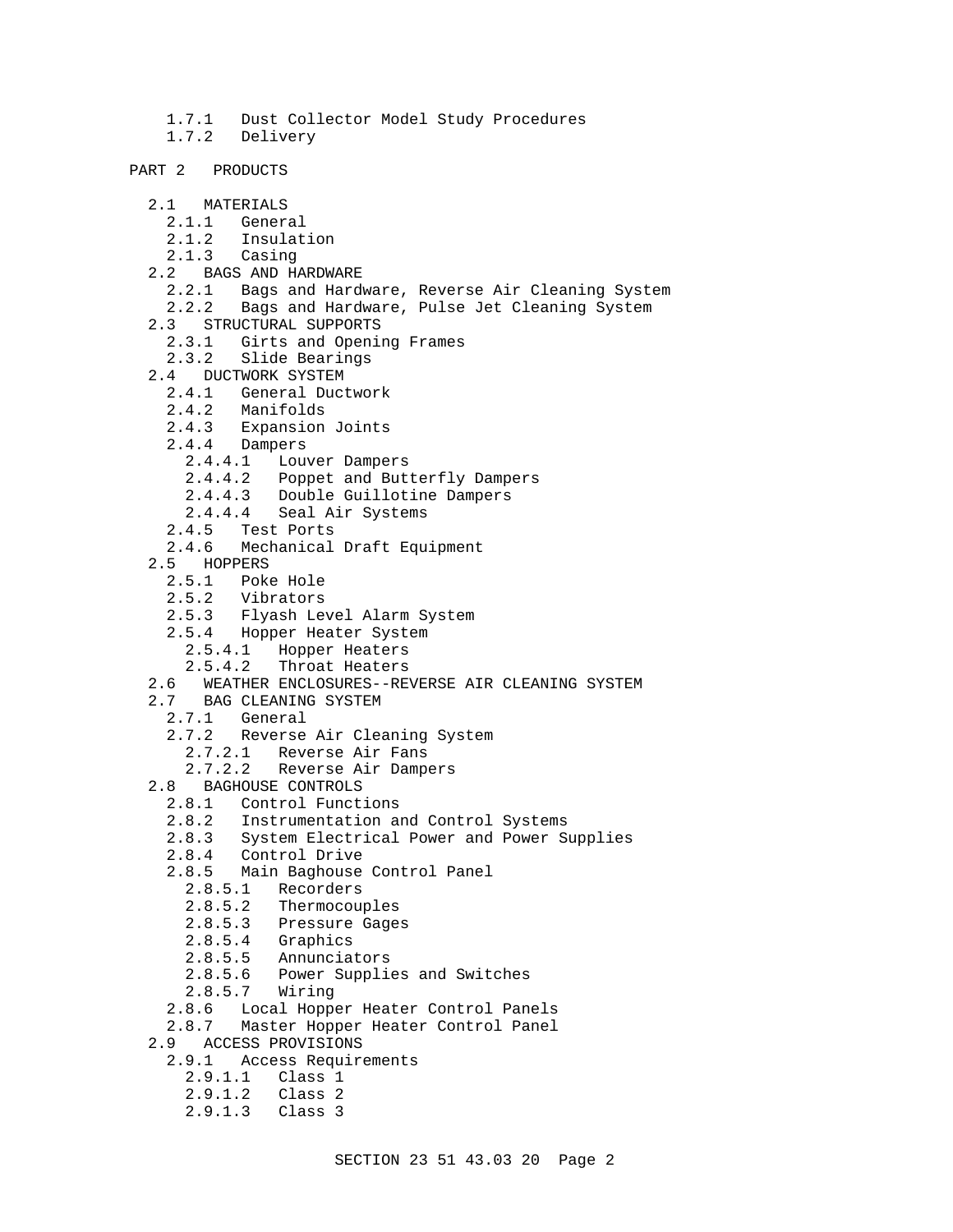1.7.1 Dust Collector Model Study Procedures
1.7.2 Delivery

PART 2 PRODUCTS

2.1 MATERIALS
2.1.1 General
2.1.2 Insulation
2.1.3 Casing
2.2 BAGS AND HARDWARE
2.2.1 Bags and Hardware, Reverse Air Cleaning System
2.2.2 Bags and Hardware, Pulse Jet Cleaning System
2.3 STRUCTURAL SUPPORTS
2.3.1 Girts and Opening Frames
2.3.2 Slide Bearings
2.4 DUCTWORK SYSTEM
2.4.1 General Ductwork
2.4.2 Manifolds
2.4.3 Expansion Joints
2.4.4 Dampers
2.4.4.1 Louver Dampers
2.4.4.2 Poppet and Butterfly Dampers
2.4.4.3 Double Guillotine Dampers
2.4.4.4 Seal Air Systems
2.4.5 Test Ports
2.4.6 Mechanical Draft Equipment
2.5 HOPPERS
2.5.1 Poke Hole
2.5.2 Vibrators
2.5.3 Flyash Level Alarm System
2.5.4 Hopper Heater System
2.5.4.1 Hopper Heaters
2.5.4.2 Throat Heaters
2.6 WEATHER ENCLOSURES--REVERSE AIR CLEANING SYSTEM
2.7 BAG CLEANING SYSTEM
2.7.1 General
2.7.2 Reverse Air Cleaning System
2.7.2.1 Reverse Air Fans
2.7.2.2 Reverse Air Dampers
2.8 BAGHOUSE CONTROLS
2.8.1 Control Functions
2.8.2 Instrumentation and Control Systems
2.8.3 System Electrical Power and Power Supplies
2.8.4 Control Drive
2.8.5 Main Baghouse Control Panel
2.8.5.1 Recorders
2.8.5.2 Thermocouples
2.8.5.3 Pressure Gages
2.8.5.4 Graphics
2.8.5.5 Annunciators
2.8.5.6 Power Supplies and Switches
2.8.5.7 Wiring
2.8.6 Local Hopper Heater Control Panels
2.8.7 Master Hopper Heater Control Panel
2.9 ACCESS PROVISIONS
2.9.1 Access Requirements
2.9.1.1 Class 1
2.9.1.2 Class 2
2.9.1.3 Class 3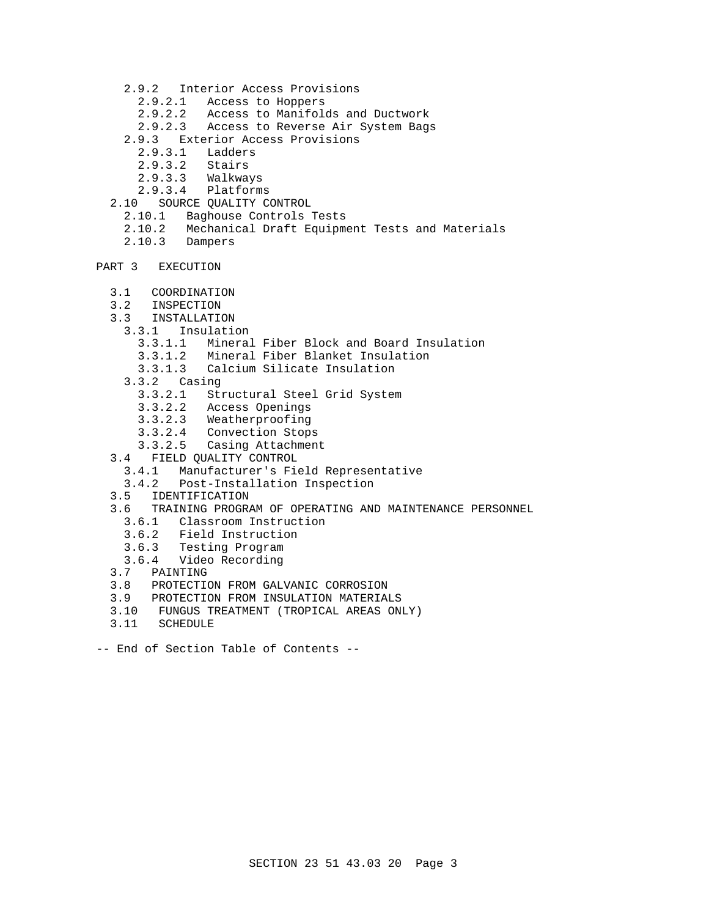- 2.9.2 Interior Access Provisions
  - 2.9.2.1 Access to Hoppers
  - 2.9.2.2 Access to Manifolds and Ductwork
  - 2.9.2.3 Access to Reverse Air System Bags
- 2.9.3 Exterior Access Provisions
  - 2.9.3.1 Ladders
  - 2.9.3.2 Stairs
  - 2.9.3.3 Walkways
  - 2.9.3.4 Platforms
- 2.10 SOURCE QUALITY CONTROL
  - 2.10.1 Baghouse Controls Tests
  - 2.10.2 Mechanical Draft Equipment Tests and Materials
  - 2.10.3 Dampers

PART 3 EXECUTION

- 3.1 COORDINATION
- 3.2 INSPECTION
- 3.3 INSTALLATION
  - 3.3.1 Insulation
    - 3.3.1.1 Mineral Fiber Block and Board Insulation
    - 3.3.1.2 Mineral Fiber Blanket Insulation
    - 3.3.1.3 Calcium Silicate Insulation
  - 3.3.2 Casing
    - 3.3.2.1 Structural Steel Grid System
    - 3.3.2.2 Access Openings
    - 3.3.2.3 Weatherproofing
    - 3.3.2.4 Convection Stops
    - 3.3.2.5 Casing Attachment
- 3.4 FIELD QUALITY CONTROL
  - 3.4.1 Manufacturer's Field Representative
  - 3.4.2 Post-Installation Inspection
- 3.5 IDENTIFICATION
- 3.6 TRAINING PROGRAM OF OPERATING AND MAINTENANCE PERSONNEL
  - 3.6.1 Classroom Instruction
  - 3.6.2 Field Instruction
  - 3.6.3 Testing Program
  - 3.6.4 Video Recording
- 3.7 PAINTING
- 3.8 PROTECTION FROM GALVANIC CORROSION
- 3.9 PROTECTION FROM INSULATION MATERIALS
- 3.10 FUNGUS TREATMENT (TROPICAL AREAS ONLY)
- 3.11 SCHEDULE

-- End of Section Table of Contents --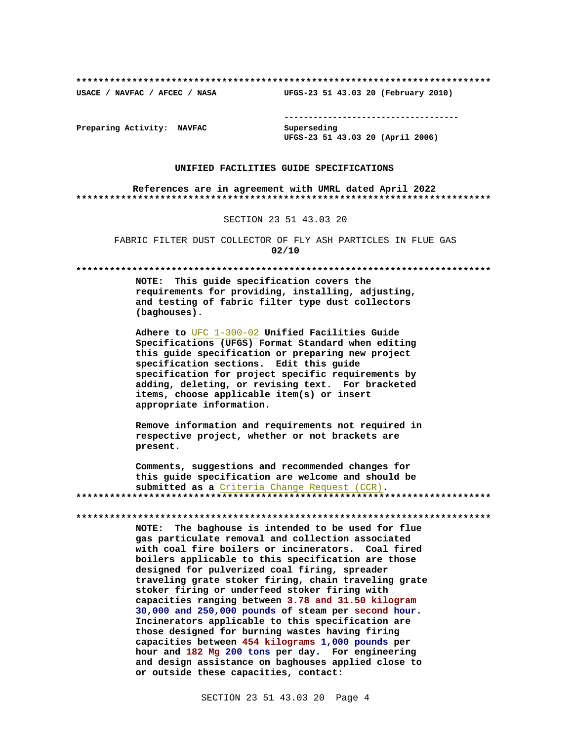**************************************************************************

USACE / NAVFAC / AFCEC / NASA                    UFGS-23 51 43.03 20 (February 2010)

-----------------------------------

Preparing Activity: NAVFAC                       Superseding
                                                 UFGS-23 51 43.03 20 (April 2006)

**UNIFIED FACILITIES GUIDE SPECIFICATIONS**

**References are in agreement with UMRL dated April 2022**

**************************************************************************

SECTION 23 51 43.03 20

FABRIC FILTER DUST COLLECTOR OF FLY ASH PARTICLES IN FLUE GAS
**02/10**

**************************************************************************

**NOTE: This guide specification covers the requirements for providing, installing, adjusting, and testing of fabric filter type dust collectors (baghouses).**

**Adhere to UFC 1-300-02 Unified Facilities Guide Specifications (UFGS) Format Standard when editing this guide specification or preparing new project specification sections. Edit this guide specification for project specific requirements by adding, deleting, or revising text. For bracketed items, choose applicable item(s) or insert appropriate information.**

**Remove information and requirements not required in respective project, whether or not brackets are present.**

**Comments, suggestions and recommended changes for this guide specification are welcome and should be submitted as a Criteria Change Request (CCR).**

**************************************************************************

**************************************************************************

**NOTE: The baghouse is intended to be used for flue gas particulate removal and collection associated with coal fire boilers or incinerators. Coal fired boilers applicable to this specification are those designed for pulverized coal firing, spreader traveling grate stoker firing, chain traveling grate stoker firing or underfeed stoker firing with capacities ranging between 3.78 and 31.50 kilogram 30,000 and 250,000 pounds of steam per second hour. Incinerators applicable to this specification are those designed for burning wastes having firing capacities between 454 kilograms 1,000 pounds per hour and 182 Mg 200 tons per day. For engineering and design assistance on baghouses applied close to or outside these capacities, contact:**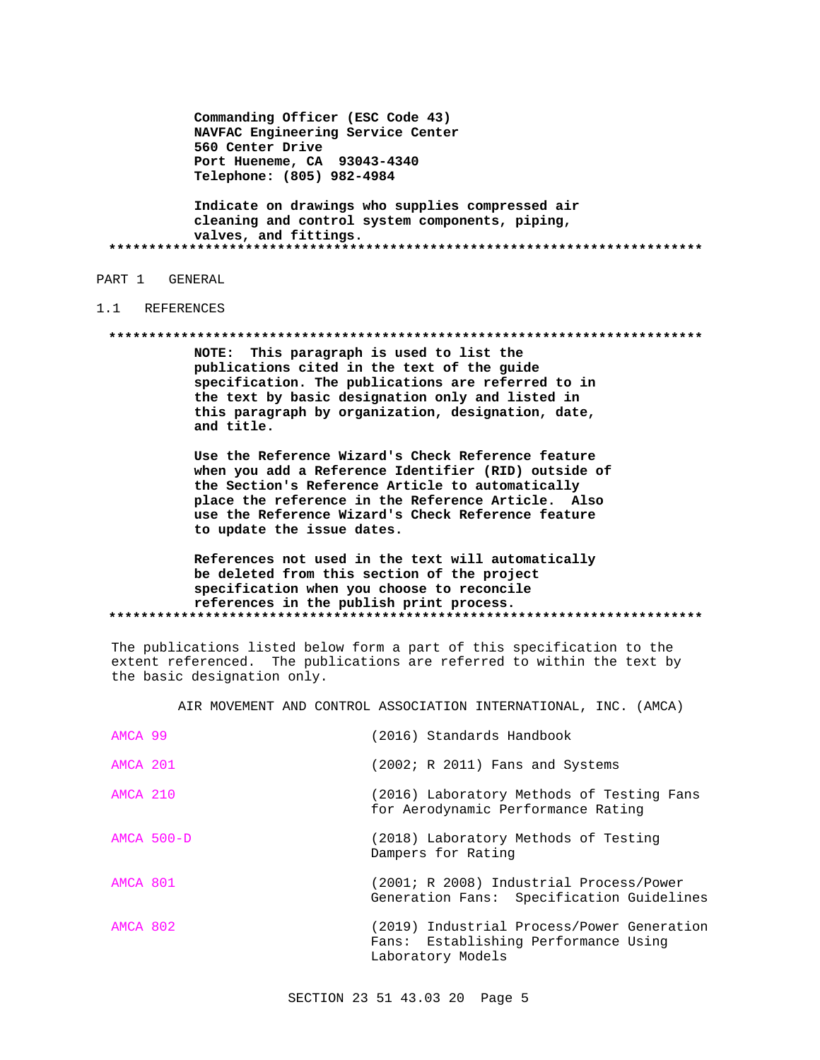**Commanding Officer (ESC Code 43)**
**NAVFAC Engineering Service Center**
**560 Center Drive**
**Port Hueneme, CA 93043-4340**
**Telephone: (805) 982-4984**

**Indicate on drawings who supplies compressed air cleaning and control system components, piping, valves, and fittings.**

**************************************************************************

## PART 1 GENERAL

### 1.1 REFERENCES

**************************************************************************

**NOTE: This paragraph is used to list the publications cited in the text of the guide specification. The publications are referred to in the text by basic designation only and listed in this paragraph by organization, designation, date, and title.**

**Use the Reference Wizard's Check Reference feature when you add a Reference Identifier (RID) outside of the Section's Reference Article to automatically place the reference in the Reference Article. Also use the Reference Wizard's Check Reference feature to update the issue dates.**

**References not used in the text will automatically be deleted from this section of the project specification when you choose to reconcile references in the publish print process.**

**************************************************************************

The publications listed below form a part of this specification to the extent referenced. The publications are referred to within the text by the basic designation only.

AIR MOVEMENT AND CONTROL ASSOCIATION INTERNATIONAL, INC. (AMCA)

| | |
|---|---|
| AMCA 99 | (2016) Standards Handbook |
| AMCA 201 | (2002; R 2011) Fans and Systems |
| AMCA 210 | (2016) Laboratory Methods of Testing Fans for Aerodynamic Performance Rating |
| AMCA 500-D | (2018) Laboratory Methods of Testing Dampers for Rating |
| AMCA 801 | (2001; R 2008) Industrial Process/Power Generation Fans: Specification Guidelines |
| AMCA 802 | (2019) Industrial Process/Power Generation Fans: Establishing Performance Using Laboratory Models |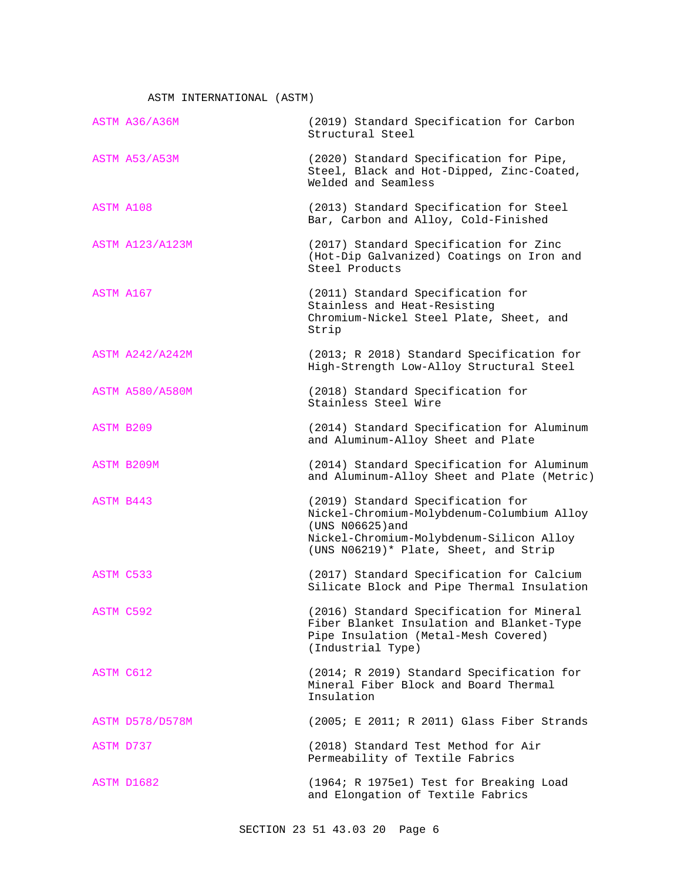ASTM INTERNATIONAL (ASTM)

| | |
|---|---|
| ASTM A36/A36M | (2019) Standard Specification for Carbon Structural Steel |
| ASTM A53/A53M | (2020) Standard Specification for Pipe, Steel, Black and Hot-Dipped, Zinc-Coated, Welded and Seamless |
| ASTM A108 | (2013) Standard Specification for Steel Bar, Carbon and Alloy, Cold-Finished |
| ASTM A123/A123M | (2017) Standard Specification for Zinc (Hot-Dip Galvanized) Coatings on Iron and Steel Products |
| ASTM A167 | (2011) Standard Specification for Stainless and Heat-Resisting Chromium-Nickel Steel Plate, Sheet, and Strip |
| ASTM A242/A242M | (2013; R 2018) Standard Specification for High-Strength Low-Alloy Structural Steel |
| ASTM A580/A580M | (2018) Standard Specification for Stainless Steel Wire |
| ASTM B209 | (2014) Standard Specification for Aluminum and Aluminum-Alloy Sheet and Plate |
| ASTM B209M | (2014) Standard Specification for Aluminum and Aluminum-Alloy Sheet and Plate (Metric) |
| ASTM B443 | (2019) Standard Specification for Nickel-Chromium-Molybdenum-Columbium Alloy (UNS N06625)and Nickel-Chromium-Molybdenum-Silicon Alloy (UNS N06219)* Plate, Sheet, and Strip |
| ASTM C533 | (2017) Standard Specification for Calcium Silicate Block and Pipe Thermal Insulation |
| ASTM C592 | (2016) Standard Specification for Mineral Fiber Blanket Insulation and Blanket-Type Pipe Insulation (Metal-Mesh Covered) (Industrial Type) |
| ASTM C612 | (2014; R 2019) Standard Specification for Mineral Fiber Block and Board Thermal Insulation |
| ASTM D578/D578M | (2005; E 2011; R 2011) Glass Fiber Strands |
| ASTM D737 | (2018) Standard Test Method for Air Permeability of Textile Fabrics |
| ASTM D1682 | (1964; R 1975e1) Test for Breaking Load and Elongation of Textile Fabrics |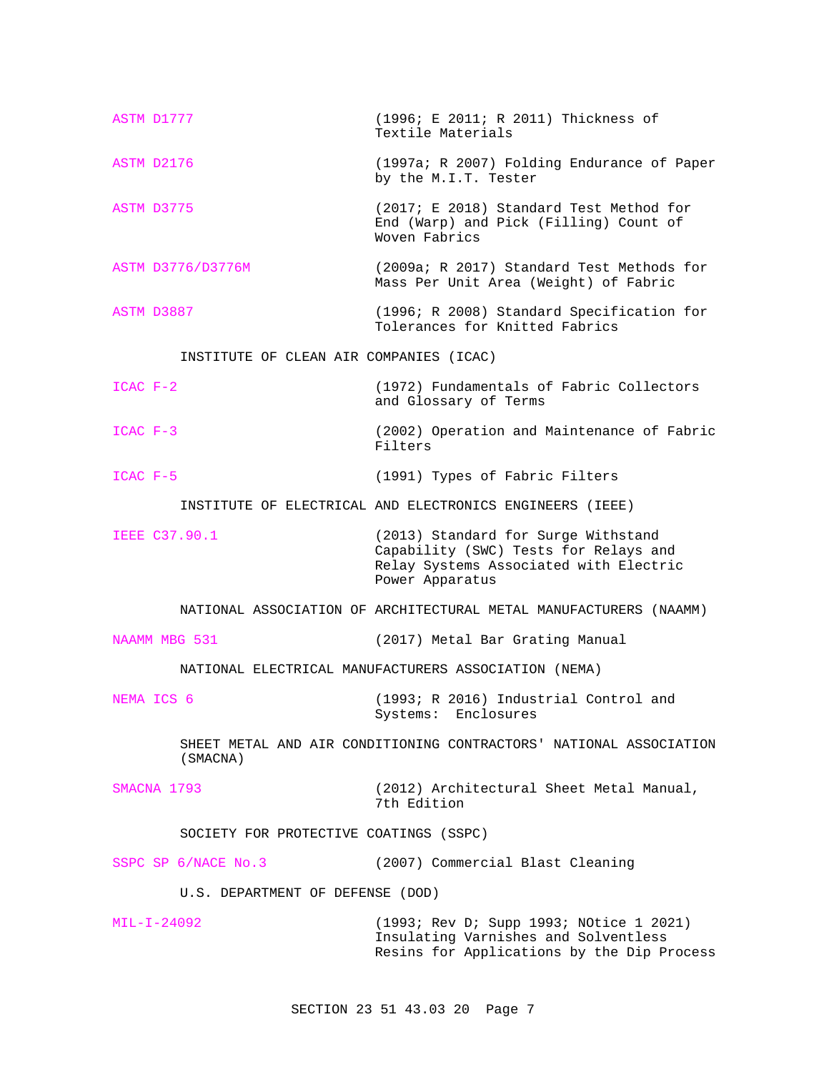ASTM D1777 (1996; E 2011; R 2011) Thickness of Textile Materials

ASTM D2176 (1997a; R 2007) Folding Endurance of Paper by the M.I.T. Tester

ASTM D3775 (2017; E 2018) Standard Test Method for End (Warp) and Pick (Filling) Count of Woven Fabrics

ASTM D3776/D3776M (2009a; R 2017) Standard Test Methods for Mass Per Unit Area (Weight) of Fabric

ASTM D3887 (1996; R 2008) Standard Specification for Tolerances for Knitted Fabrics

INSTITUTE OF CLEAN AIR COMPANIES (ICAC)

ICAC F-2 (1972) Fundamentals of Fabric Collectors and Glossary of Terms

ICAC F-3 (2002) Operation and Maintenance of Fabric Filters

ICAC F-5 (1991) Types of Fabric Filters

INSTITUTE OF ELECTRICAL AND ELECTRONICS ENGINEERS (IEEE)

IEEE C37.90.1 (2013) Standard for Surge Withstand Capability (SWC) Tests for Relays and Relay Systems Associated with Electric Power Apparatus

NATIONAL ASSOCIATION OF ARCHITECTURAL METAL MANUFACTURERS (NAAMM)

NAAMM MBG 531 (2017) Metal Bar Grating Manual

NATIONAL ELECTRICAL MANUFACTURERS ASSOCIATION (NEMA)

NEMA ICS 6 (1993; R 2016) Industrial Control and Systems: Enclosures

SHEET METAL AND AIR CONDITIONING CONTRACTORS' NATIONAL ASSOCIATION (SMACNA)

SMACNA 1793 (2012) Architectural Sheet Metal Manual, 7th Edition

SOCIETY FOR PROTECTIVE COATINGS (SSPC)

SSPC SP 6/NACE No.3 (2007) Commercial Blast Cleaning

U.S. DEPARTMENT OF DEFENSE (DOD)

MIL-I-24092 (1993; Rev D; Supp 1993; NOtice 1 2021) Insulating Varnishes and Solventless Resins for Applications by the Dip Process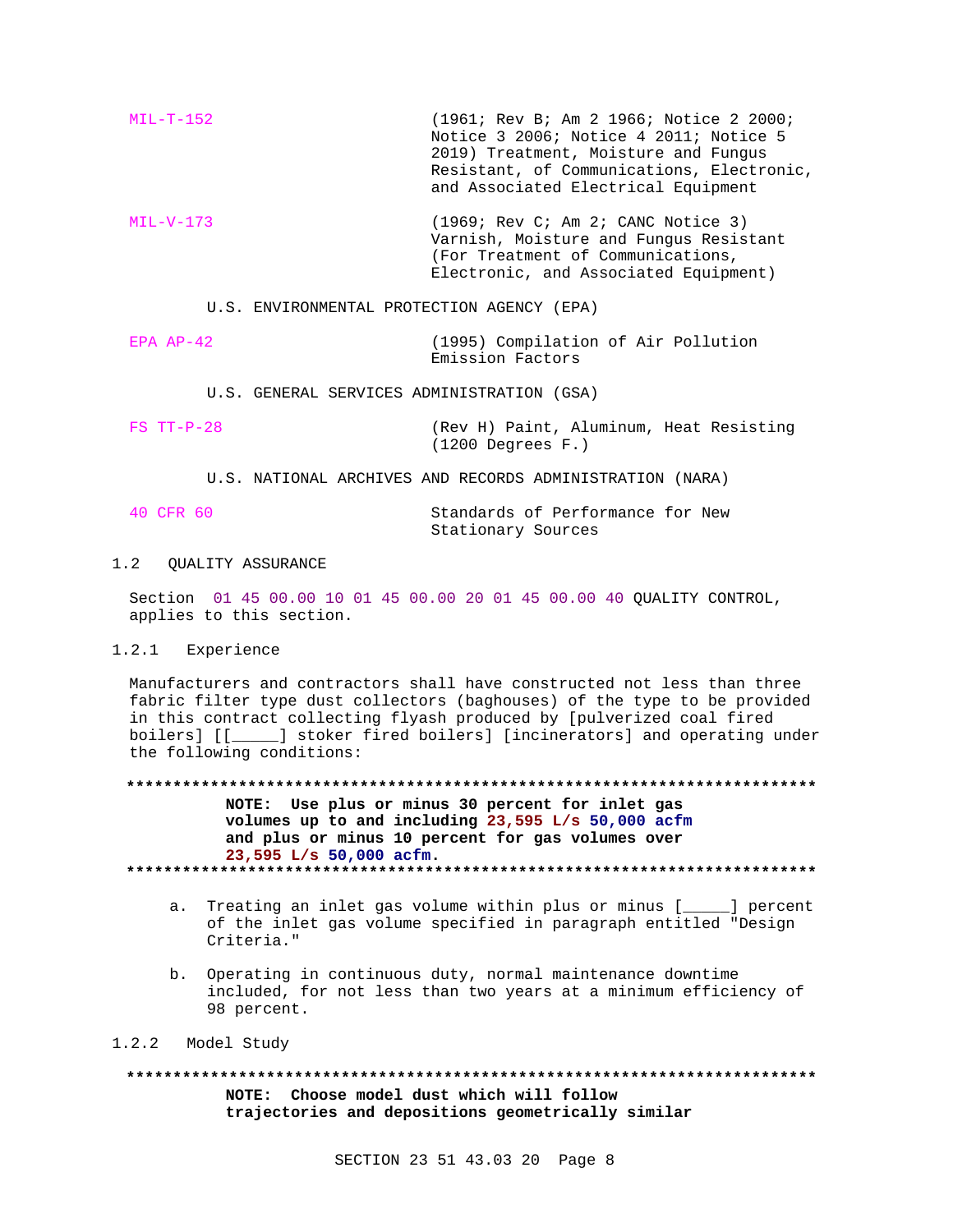MIL-T-152 (1961; Rev B; Am 2 1966; Notice 2 2000; Notice 3 2006; Notice 4 2011; Notice 5 2019) Treatment, Moisture and Fungus Resistant, of Communications, Electronic, and Associated Electrical Equipment

MIL-V-173 (1969; Rev C; Am 2; CANC Notice 3) Varnish, Moisture and Fungus Resistant (For Treatment of Communications, Electronic, and Associated Equipment)

U.S. ENVIRONMENTAL PROTECTION AGENCY (EPA)

EPA AP-42 (1995) Compilation of Air Pollution Emission Factors

U.S. GENERAL SERVICES ADMINISTRATION (GSA)

FS TT-P-28 (Rev H) Paint, Aluminum, Heat Resisting (1200 Degrees F.)

U.S. NATIONAL ARCHIVES AND RECORDS ADMINISTRATION (NARA)

40 CFR 60 Standards of Performance for New Stationary Sources

## 1.2 QUALITY ASSURANCE

Section 01 45 00.00 10 01 45 00.00 20 01 45 00.00 40 QUALITY CONTROL, applies to this section.

### 1.2.1 Experience

Manufacturers and contractors shall have constructed not less than three fabric filter type dust collectors (baghouses) of the type to be provided in this contract collecting flyash produced by [pulverized coal fired boilers] [[_____] stoker fired boilers] [incinerators] and operating under the following conditions:

**************************************************************************

**NOTE: Use plus or minus 30 percent for inlet gas volumes up to and including 23,595 L/s 50,000 acfm and plus or minus 10 percent for gas volumes over 23,595 L/s 50,000 acfm.**

**************************************************************************

a. Treating an inlet gas volume within plus or minus [_____] percent of the inlet gas volume specified in paragraph entitled "Design Criteria."

b. Operating in continuous duty, normal maintenance downtime included, for not less than two years at a minimum efficiency of 98 percent.

### 1.2.2 Model Study

**************************************************************************

**NOTE: Choose model dust which will follow trajectories and depositions geometrically similar**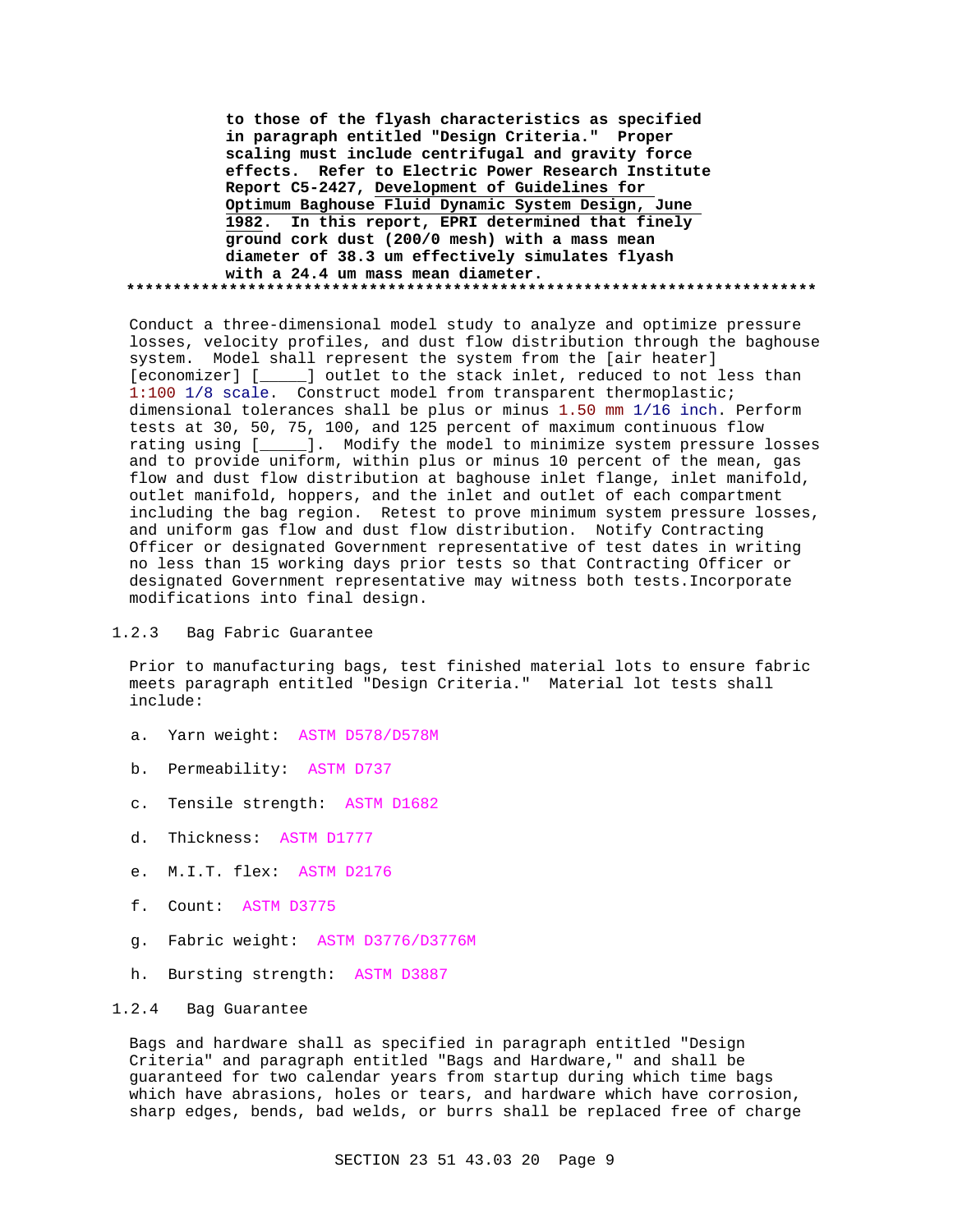**to those of the flyash characteristics as specified in paragraph entitled "Design Criteria." Proper scaling must include centrifugal and gravity force effects. Refer to Electric Power Research Institute Report C5-2427, Development of Guidelines for Optimum Baghouse Fluid Dynamic System Design, June 1982. In this report, EPRI determined that finely ground cork dust (200/0 mesh) with a mass mean diameter of 38.3 um effectively simulates flyash with a 24.4 um mass mean diameter.**

**************************************************************************

Conduct a three-dimensional model study to analyze and optimize pressure losses, velocity profiles, and dust flow distribution through the baghouse system. Model shall represent the system from the [air heater] [economizer] [_____] outlet to the stack inlet, reduced to not less than 1:100 1/8 scale. Construct model from transparent thermoplastic; dimensional tolerances shall be plus or minus 1.50 mm 1/16 inch. Perform tests at 30, 50, 75, 100, and 125 percent of maximum continuous flow rating using [_____]. Modify the model to minimize system pressure losses and to provide uniform, within plus or minus 10 percent of the mean, gas flow and dust flow distribution at baghouse inlet flange, inlet manifold, outlet manifold, hoppers, and the inlet and outlet of each compartment including the bag region. Retest to prove minimum system pressure losses, and uniform gas flow and dust flow distribution. Notify Contracting Officer or designated Government representative of test dates in writing no less than 15 working days prior tests so that Contracting Officer or designated Government representative may witness both tests.Incorporate modifications into final design.

### 1.2.3 Bag Fabric Guarantee

Prior to manufacturing bags, test finished material lots to ensure fabric meets paragraph entitled "Design Criteria." Material lot tests shall include:

a. Yarn weight: ASTM D578/D578M

b. Permeability: ASTM D737

c. Tensile strength: ASTM D1682

d. Thickness: ASTM D1777

e. M.I.T. flex: ASTM D2176

f. Count: ASTM D3775

g. Fabric weight: ASTM D3776/D3776M

h. Bursting strength: ASTM D3887

### 1.2.4 Bag Guarantee

Bags and hardware shall as specified in paragraph entitled "Design Criteria" and paragraph entitled "Bags and Hardware," and shall be guaranteed for two calendar years from startup during which time bags which have abrasions, holes or tears, and hardware which have corrosion, sharp edges, bends, bad welds, or burrs shall be replaced free of charge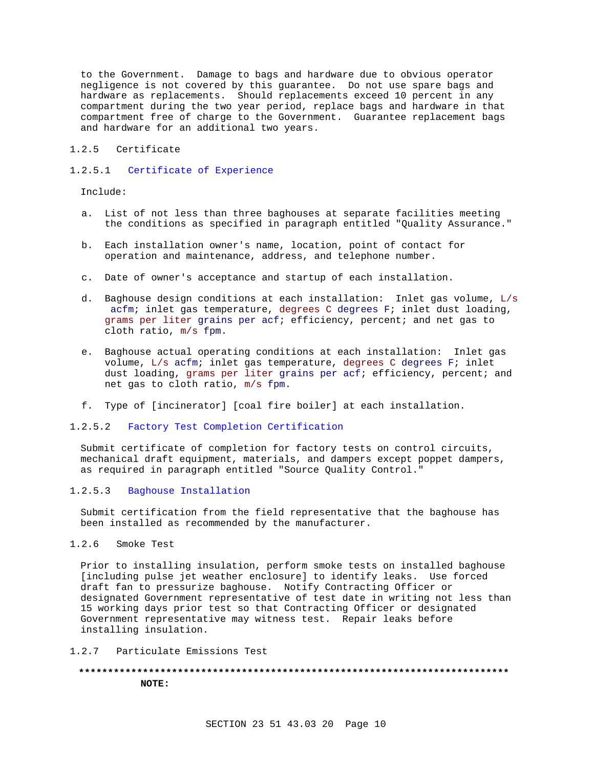to the Government. Damage to bags and hardware due to obvious operator negligence is not covered by this guarantee. Do not use spare bags and hardware as replacements. Should replacements exceed 10 percent in any compartment during the two year period, replace bags and hardware in that compartment free of charge to the Government. Guarantee replacement bags and hardware for an additional two years.

### 1.2.5 Certificate

#### 1.2.5.1 Certificate of Experience

Include:

a. List of not less than three baghouses at separate facilities meeting the conditions as specified in paragraph entitled "Quality Assurance."

b. Each installation owner's name, location, point of contact for operation and maintenance, address, and telephone number.

c. Date of owner's acceptance and startup of each installation.

d. Baghouse design conditions at each installation: Inlet gas volume, L/s acfm; inlet gas temperature, degrees C degrees F; inlet dust loading, grams per liter grains per acf; efficiency, percent; and net gas to cloth ratio, m/s fpm.

e. Baghouse actual operating conditions at each installation: Inlet gas volume, L/s acfm; inlet gas temperature, degrees C degrees F; inlet dust loading, grams per liter grains per acf; efficiency, percent; and net gas to cloth ratio, m/s fpm.

f. Type of [incinerator] [coal fire boiler] at each installation.

#### 1.2.5.2 Factory Test Completion Certification

Submit certificate of completion for factory tests on control circuits, mechanical draft equipment, materials, and dampers except poppet dampers, as required in paragraph entitled "Source Quality Control."

#### 1.2.5.3 Baghouse Installation

Submit certification from the field representative that the baghouse has been installed as recommended by the manufacturer.

### 1.2.6 Smoke Test

Prior to installing insulation, perform smoke tests on installed baghouse [including pulse jet weather enclosure] to identify leaks. Use forced draft fan to pressurize baghouse. Notify Contracting Officer or designated Government representative of test date in writing not less than 15 working days prior test so that Contracting Officer or designated Government representative may witness test. Repair leaks before installing insulation.

### 1.2.7 Particulate Emissions Test

**************************************************************************

**NOTE:**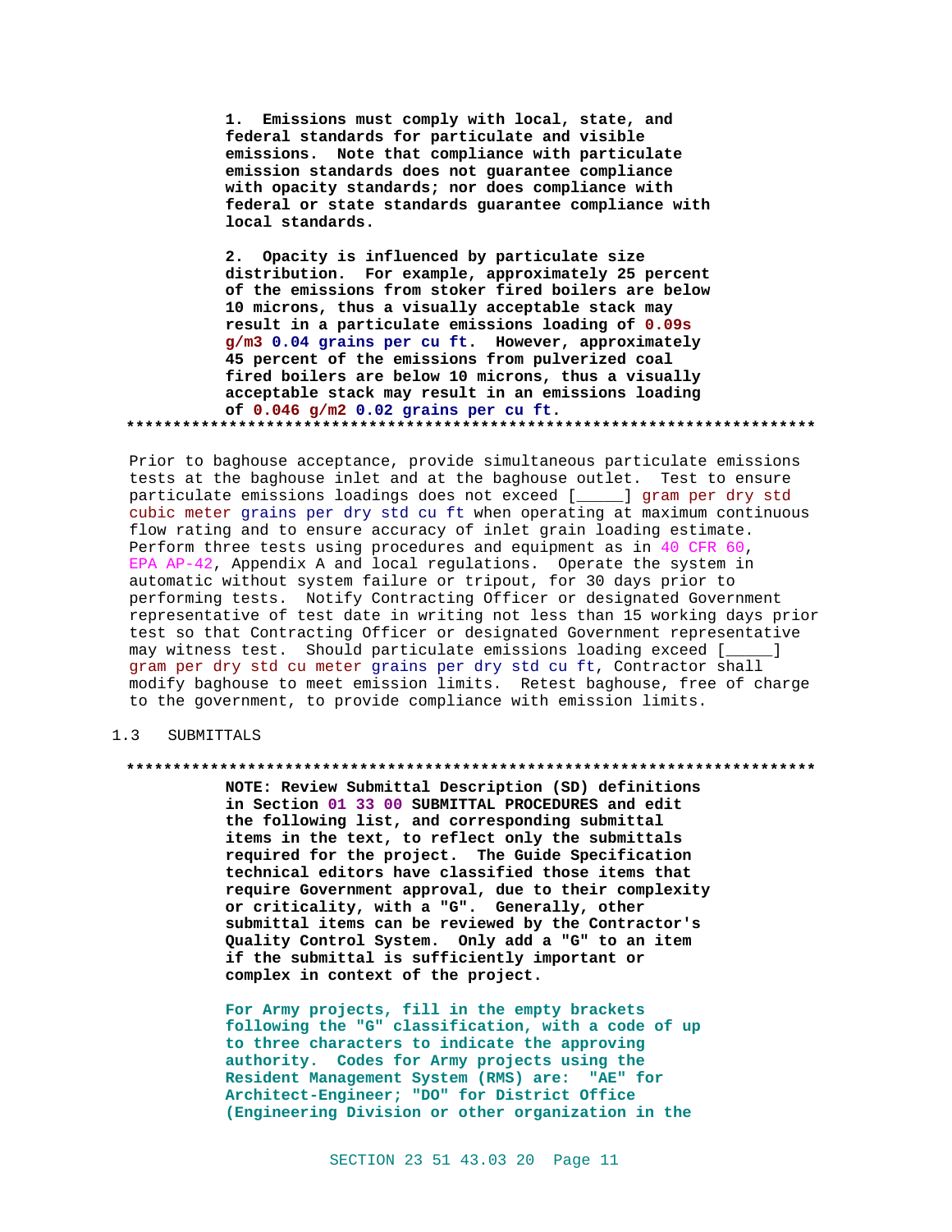**1. Emissions must comply with local, state, and federal standards for particulate and visible emissions. Note that compliance with particulate emission standards does not guarantee compliance with opacity standards; nor does compliance with federal or state standards guarantee compliance with local standards.**

**2. Opacity is influenced by particulate size distribution. For example, approximately 25 percent of the emissions from stoker fired boilers are below 10 microns, thus a visually acceptable stack may result in a particulate emissions loading of 0.09s g/m3 0.04 grains per cu ft. However, approximately 45 percent of the emissions from pulverized coal fired boilers are below 10 microns, thus a visually acceptable stack may result in an emissions loading of 0.046 g/m2 0.02 grains per cu ft.**

**************************************************************************

Prior to baghouse acceptance, provide simultaneous particulate emissions tests at the baghouse inlet and at the baghouse outlet. Test to ensure particulate emissions loadings does not exceed [_____] gram per dry std cubic meter grains per dry std cu ft when operating at maximum continuous flow rating and to ensure accuracy of inlet grain loading estimate. Perform three tests using procedures and equipment as in 40 CFR 60, EPA AP-42, Appendix A and local regulations. Operate the system in automatic without system failure or tripout, for 30 days prior to performing tests. Notify Contracting Officer or designated Government representative of test date in writing not less than 15 working days prior test so that Contracting Officer or designated Government representative may witness test. Should particulate emissions loading exceed [_____] gram per dry std cu meter grains per dry std cu ft, Contractor shall modify baghouse to meet emission limits. Retest baghouse, free of charge to the government, to provide compliance with emission limits.

## 1.3 SUBMITTALS

**************************************************************************

**NOTE: Review Submittal Description (SD) definitions in Section 01 33 00 SUBMITTAL PROCEDURES and edit the following list, and corresponding submittal items in the text, to reflect only the submittals required for the project. The Guide Specification technical editors have classified those items that require Government approval, due to their complexity or criticality, with a "G". Generally, other submittal items can be reviewed by the Contractor's Quality Control System. Only add a "G" to an item if the submittal is sufficiently important or complex in context of the project.**

**For Army projects, fill in the empty brackets following the "G" classification, with a code of up to three characters to indicate the approving authority. Codes for Army projects using the Resident Management System (RMS) are: "AE" for Architect-Engineer; "DO" for District Office (Engineering Division or other organization in the**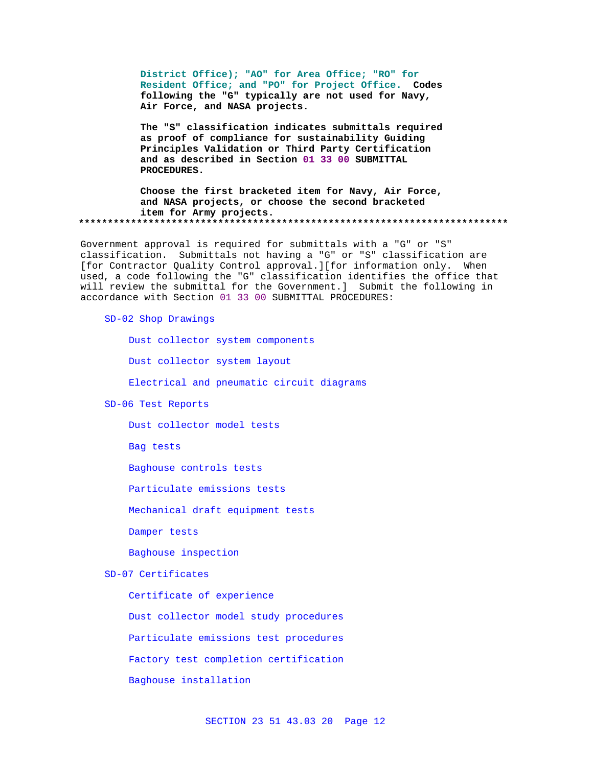**District Office); "AO" for Area Office; "RO" for Resident Office; and "PO" for Project Office. Codes following the "G" typically are not used for Navy, Air Force, and NASA projects.**

**The "S" classification indicates submittals required as proof of compliance for sustainability Guiding Principles Validation or Third Party Certification and as described in Section 01 33 00 SUBMITTAL PROCEDURES.**

**Choose the first bracketed item for Navy, Air Force, and NASA projects, or choose the second bracketed item for Army projects.**

**************************************************************************

Government approval is required for submittals with a "G" or "S" classification. Submittals not having a "G" or "S" classification are [for Contractor Quality Control approval.][for information only. When used, a code following the "G" classification identifies the office that will review the submittal for the Government.] Submit the following in accordance with Section 01 33 00 SUBMITTAL PROCEDURES:

SD-02 Shop Drawings

- Dust collector system components
- Dust collector system layout
- Electrical and pneumatic circuit diagrams

SD-06 Test Reports

- Dust collector model tests
- Bag tests
- Baghouse controls tests
- Particulate emissions tests
- Mechanical draft equipment tests
- Damper tests
- Baghouse inspection

SD-07 Certificates

- Certificate of experience
- Dust collector model study procedures
- Particulate emissions test procedures
- Factory test completion certification
- Baghouse installation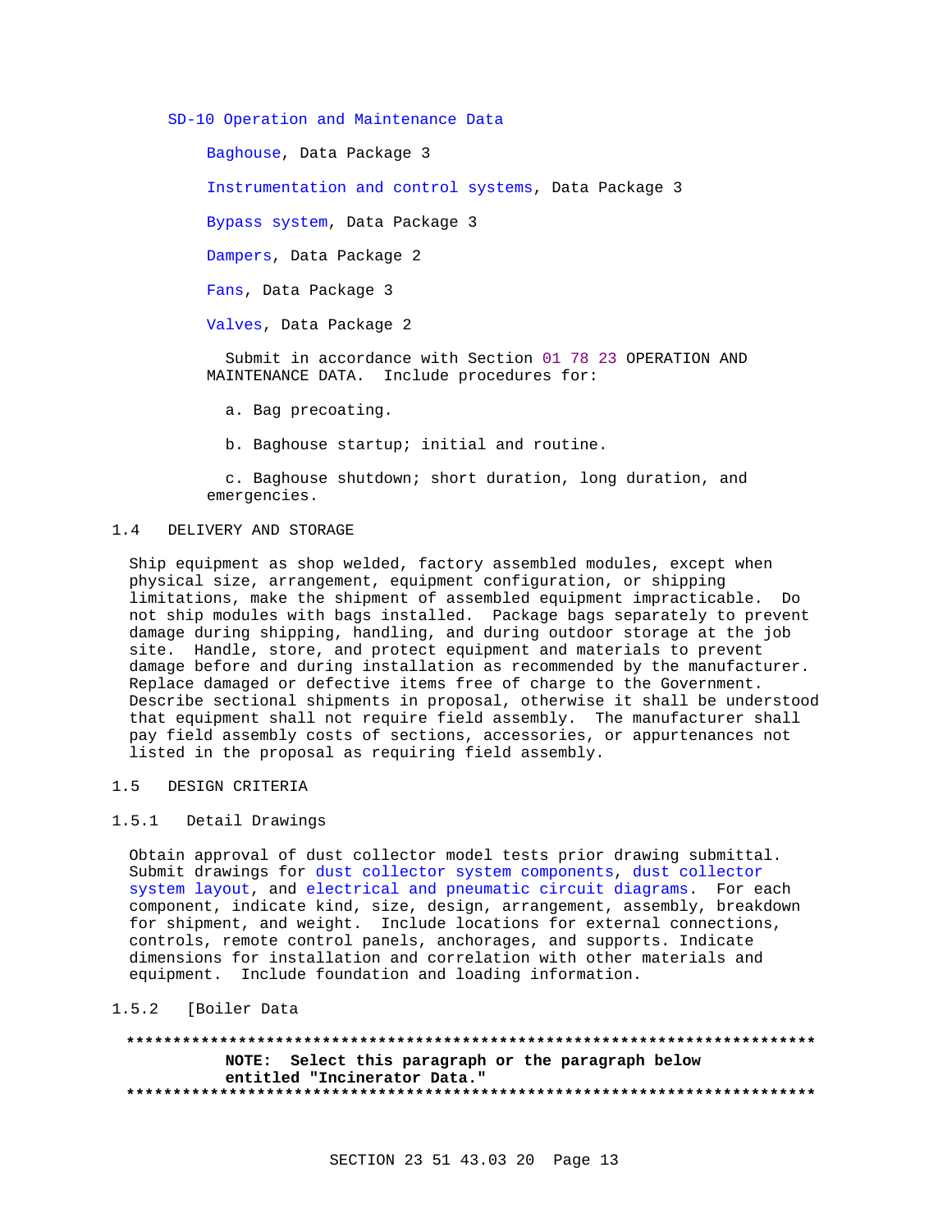SD-10 Operation and Maintenance Data

Baghouse, Data Package 3

Instrumentation and control systems, Data Package 3

Bypass system, Data Package 3

Dampers, Data Package 2

Fans, Data Package 3

Valves, Data Package 2

Submit in accordance with Section 01 78 23 OPERATION AND MAINTENANCE DATA. Include procedures for:

a. Bag precoating.

b. Baghouse startup; initial and routine.

c. Baghouse shutdown; short duration, long duration, and emergencies.

## 1.4 DELIVERY AND STORAGE

Ship equipment as shop welded, factory assembled modules, except when physical size, arrangement, equipment configuration, or shipping limitations, make the shipment of assembled equipment impracticable. Do not ship modules with bags installed. Package bags separately to prevent damage during shipping, handling, and during outdoor storage at the job site. Handle, store, and protect equipment and materials to prevent damage before and during installation as recommended by the manufacturer. Replace damaged or defective items free of charge to the Government. Describe sectional shipments in proposal, otherwise it shall be understood that equipment shall not require field assembly. The manufacturer shall pay field assembly costs of sections, accessories, or appurtenances not listed in the proposal as requiring field assembly.

## 1.5 DESIGN CRITERIA

### 1.5.1 Detail Drawings

Obtain approval of dust collector model tests prior drawing submittal. Submit drawings for dust collector system components, dust collector system layout, and electrical and pneumatic circuit diagrams. For each component, indicate kind, size, design, arrangement, assembly, breakdown for shipment, and weight. Include locations for external connections, controls, remote control panels, anchorages, and supports. Indicate dimensions for installation and correlation with other materials and equipment. Include foundation and loading information.

### 1.5.2 [Boiler Data

**************************************************************************

**NOTE: Select this paragraph or the paragraph below entitled "Incinerator Data."**

**************************************************************************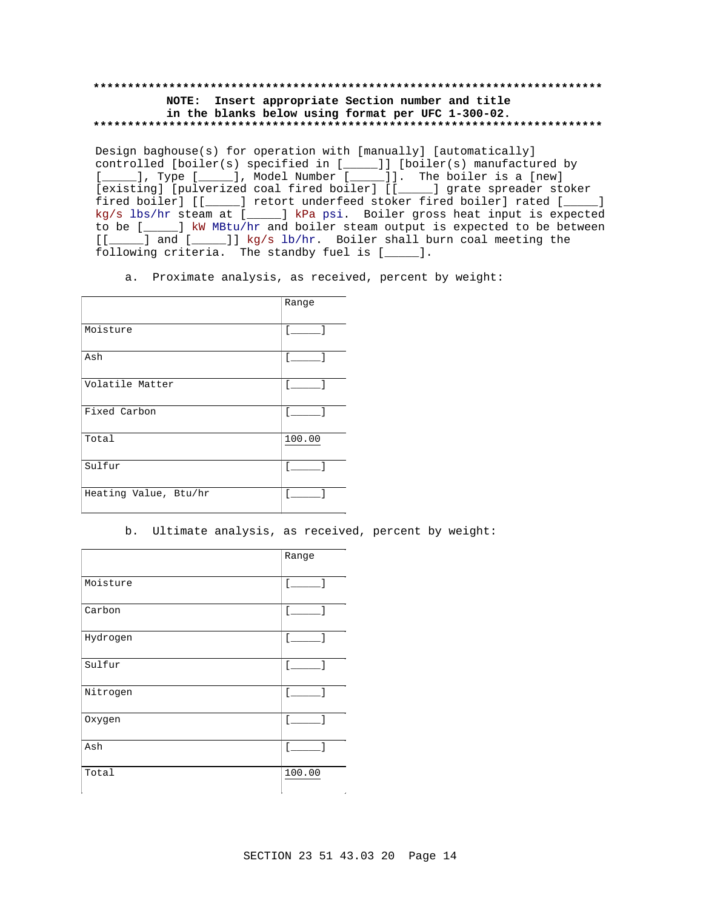**************************************************************************

**NOTE: Insert appropriate Section number and title in the blanks below using format per UFC 1-300-02.**

**************************************************************************

Design baghouse(s) for operation with [manually] [automatically] controlled [boiler(s) specified in [_____]] [boiler(s) manufactured by [_____], Type [_____], Model Number [_____]]. The boiler is a [new] [existing] [pulverized coal fired boiler] [[_____] grate spreader stoker fired boiler] [[_____] retort underfeed stoker fired boiler] rated [_____] kg/s lbs/hr steam at [_____] kPa psi. Boiler gross heat input is expected to be [_____] kW MBtu/hr and boiler steam output is expected to be between [[_____] and [_____]] kg/s lb/hr. Boiler shall burn coal meeting the following criteria. The standby fuel is [_____].

a. Proximate analysis, as received, percent by weight:

| | Range |
|---|---|
| Moisture | [_____] |
| Ash | [_____] |
| Volatile Matter | [_____] |
| Fixed Carbon | [_____] |
| Total | 100.00 |
| Sulfur | [_____] |
| Heating Value, Btu/hr | [_____] |

b. Ultimate analysis, as received, percent by weight:

| | Range |
|---|---|
| Moisture | [_____] |
| Carbon | [_____] |
| Hydrogen | [_____] |
| Sulfur | [_____] |
| Nitrogen | [_____] |
| Oxygen | [_____] |
| Ash | [_____] |
| Total | 100.00 |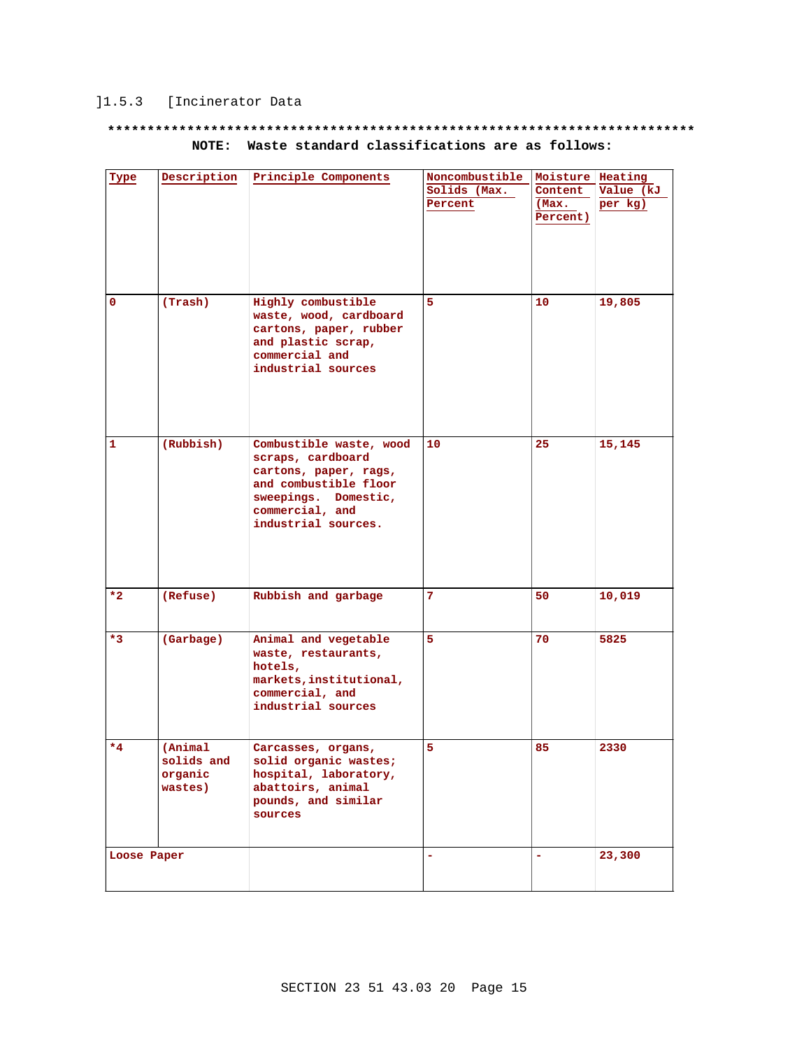]1.5.3 [Incinerator Data

**************************************************************************
**NOTE: Waste standard classifications are as follows:**

| Type | Description | Principle Components | Noncombustible Solids (Max. Percent | Moisture Content (Max. Percent) | Heating Value (kJ per kg) |
|---|---|---|---|---|---|
| 0 | (Trash) | Highly combustible waste, wood, cardboard cartons, paper, rubber and plastic scrap, commercial and industrial sources | 5 | 10 | 19,805 |
| 1 | (Rubbish) | Combustible waste, wood scraps, cardboard cartons, paper, rags, and combustible floor sweepings. Domestic, commercial, and industrial sources. | 10 | 25 | 15,145 |
| *2 | (Refuse) | Rubbish and garbage | 7 | 50 | 10,019 |
| *3 | (Garbage) | Animal and vegetable waste, restaurants, hotels, markets,institutional, commercial, and industrial sources | 5 | 70 | 5825 |
| *4 | (Animal solids and organic wastes) | Carcasses, organs, solid organic wastes; hospital, laboratory, abattoirs, animal pounds, and similar sources | 5 | 85 | 2330 |
| Loose Paper | | | - | - | 23,300 |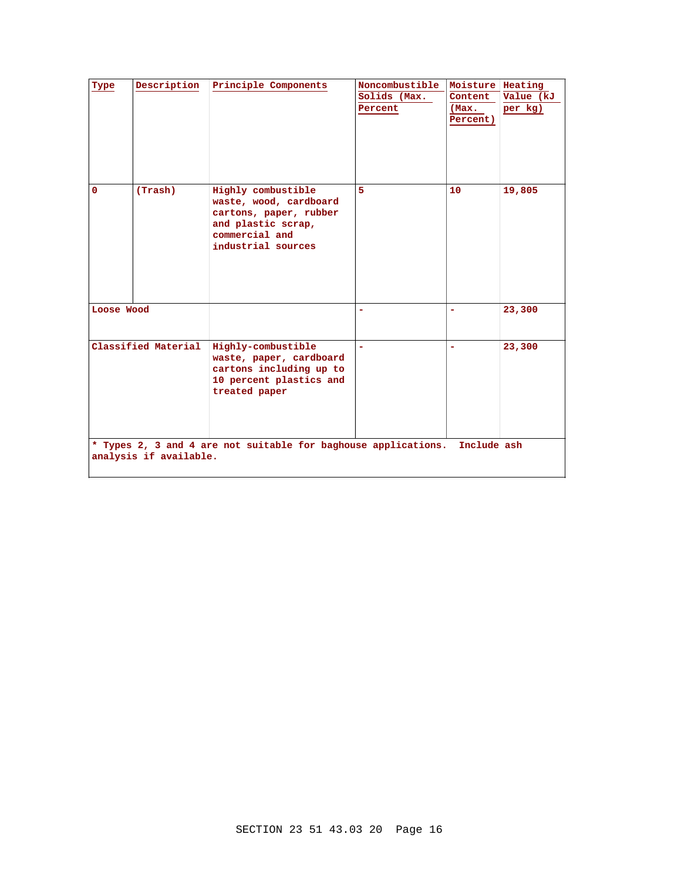| Type | Description | Principle Components | Noncombustible Solids (Max. Percent | Moisture Content (Max. Percent) | Heating Value (kJ per kg) |
|---|---|---|---|---|---|
| 0 | (Trash) | Highly combustible waste, wood, cardboard cartons, paper, rubber and plastic scrap, commercial and industrial sources | 5 | 10 | 19,805 |
| Loose Wood | | | - | - | 23,300 |
| Classified Material | | Highly-combustible waste, paper, cardboard cartons including up to 10 percent plastics and treated paper | - | - | 23,300 |
| * Types 2, 3 and 4 are not suitable for baghouse applications. Include ash analysis if available. | | | | | |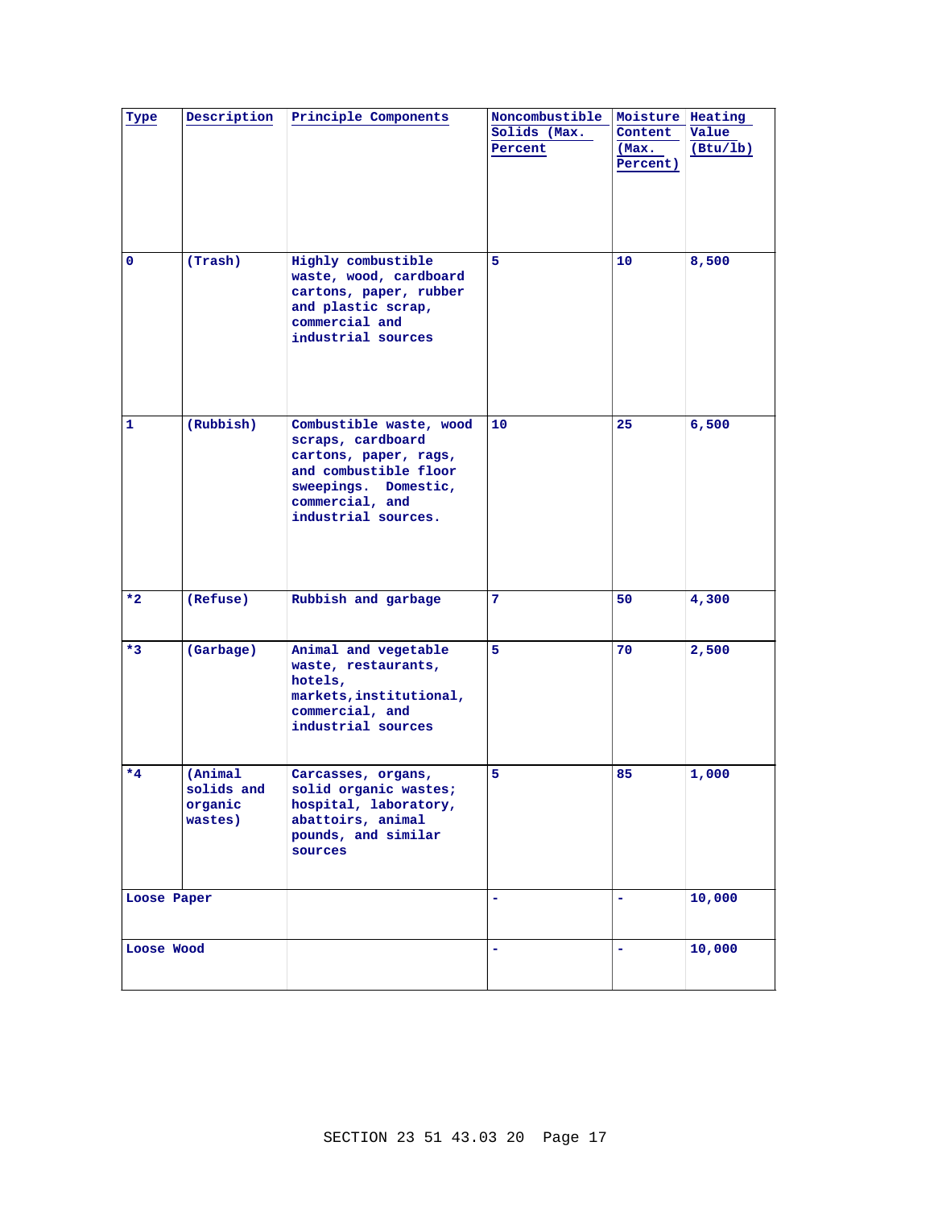| Type | Description | Principle Components | Noncombustible Solids (Max. Percent | Moisture Content (Max. Percent) | Heating Value (Btu/lb) |
|---|---|---|---|---|---|
| 0 | (Trash) | Highly combustible waste, wood, cardboard cartons, paper, rubber and plastic scrap, commercial and industrial sources | 5 | 10 | 8,500 |
| 1 | (Rubbish) | Combustible waste, wood scraps, cardboard cartons, paper, rags, and combustible floor sweepings. Domestic, commercial, and industrial sources. | 10 | 25 | 6,500 |
| *2 | (Refuse) | Rubbish and garbage | 7 | 50 | 4,300 |
| *3 | (Garbage) | Animal and vegetable waste, restaurants, hotels, markets,institutional, commercial, and industrial sources | 5 | 70 | 2,500 |
| *4 | (Animal solids and organic wastes) | Carcasses, organs, solid organic wastes; hospital, laboratory, abattoirs, animal pounds, and similar sources | 5 | 85 | 1,000 |
| Loose Paper | | | - | - | 10,000 |
| Loose Wood | | | - | - | 10,000 |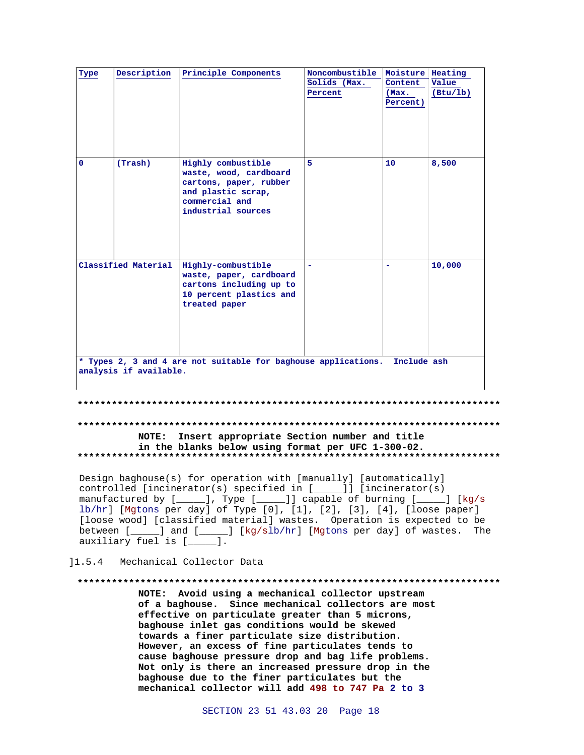| Type | Description | Principle Components | Noncombustible Solids (Max. Percent | Moisture Content (Max. Percent) | Heating Value (Btu/lb) |
|---|---|---|---|---|---|
| 0 | (Trash) | Highly combustible waste, wood, cardboard cartons, paper, rubber and plastic scrap, commercial and industrial sources | 5 | 10 | 8,500 |
| Classified Material | | Highly-combustible waste, paper, cardboard cartons including up to 10 percent plastics and treated paper | - | - | 10,000 |
| * Types 2, 3 and 4 are not suitable for baghouse applications. Include ash analysis if available. | | | | | |

**************************************************************************

**************************************************************************
**NOTE: Insert appropriate Section number and title in the blanks below using format per UFC 1-300-02.**
**************************************************************************

Design baghouse(s) for operation with [manually] [automatically] controlled [incinerator(s) specified in [_____]] [incinerator(s) manufactured by [_____], Type [_____]] capable of burning [_____] [kg/s lb/hr] [Mgtons per day] of Type [0], [1], [2], [3], [4], [loose paper] [loose wood] [classified material] wastes. Operation is expected to be between [_____] and [_____] [kg/slb/hr] [Mgtons per day] of wastes. The auxiliary fuel is [_____].

]1.5.4 Mechanical Collector Data

**************************************************************************
**NOTE: Avoid using a mechanical collector upstream of a baghouse. Since mechanical collectors are most effective on particulate greater than 5 microns, baghouse inlet gas conditions would be skewed towards a finer particulate size distribution. However, an excess of fine particulates tends to cause baghouse pressure drop and bag life problems. Not only is there an increased pressure drop in the baghouse due to the finer particulates but the mechanical collector will add 498 to 747 Pa 2 to 3**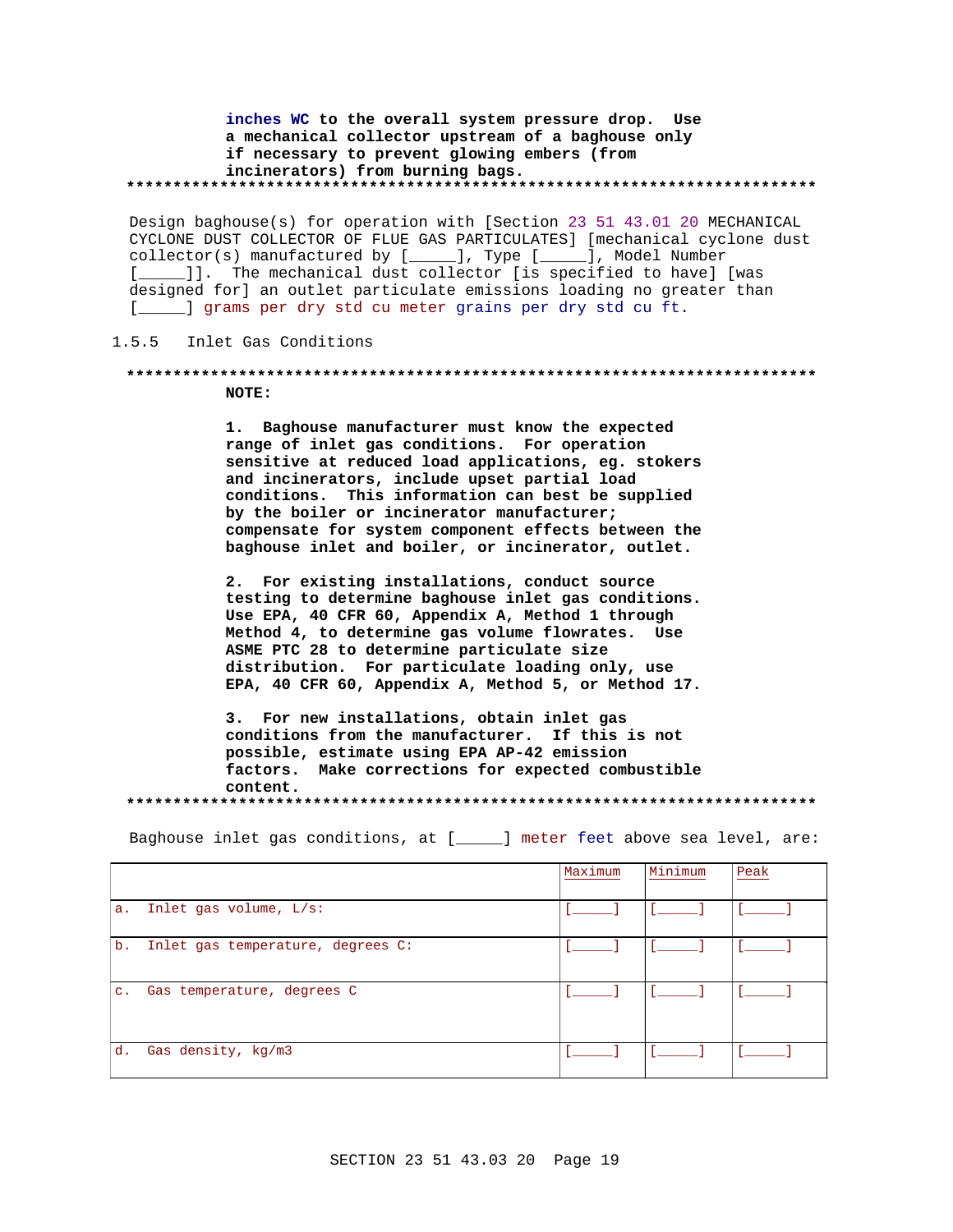**inches WC to the overall system pressure drop. Use a mechanical collector upstream of a baghouse only if necessary to prevent glowing embers (from incinerators) from burning bags.**

**************************************************************************

Design baghouse(s) for operation with [Section 23 51 43.01 20 MECHANICAL CYCLONE DUST COLLECTOR OF FLUE GAS PARTICULATES] [mechanical cyclone dust collector(s) manufactured by [_____], Type [_____], Model Number [_____]]. The mechanical dust collector [is specified to have] [was designed for] an outlet particulate emissions loading no greater than [_____] grams per dry std cu meter grains per dry std cu ft.

### 1.5.5 Inlet Gas Conditions

**************************************************************************

**NOTE:**

**1. Baghouse manufacturer must know the expected range of inlet gas conditions. For operation sensitive at reduced load applications, eg. stokers and incinerators, include upset partial load conditions. This information can best be supplied by the boiler or incinerator manufacturer; compensate for system component effects between the baghouse inlet and boiler, or incinerator, outlet.**

**2. For existing installations, conduct source testing to determine baghouse inlet gas conditions. Use EPA, 40 CFR 60, Appendix A, Method 1 through Method 4, to determine gas volume flowrates. Use ASME PTC 28 to determine particulate size distribution. For particulate loading only, use EPA, 40 CFR 60, Appendix A, Method 5, or Method 17.**

**3. For new installations, obtain inlet gas conditions from the manufacturer. If this is not possible, estimate using EPA AP-42 emission factors. Make corrections for expected combustible content.**

**************************************************************************

Baghouse inlet gas conditions, at [_____] meter feet above sea level, are:

| | Maximum | Minimum | Peak |
|---|---|---|---|
| a. Inlet gas volume, L/s: | [_____] | [_____] | [_____] |
| b. Inlet gas temperature, degrees C: | [_____] | [_____] | [_____] |
| c. Gas temperature, degrees C | [_____] | [_____] | [_____] |
| d. Gas density, kg/m3 | [_____] | [_____] | [_____] |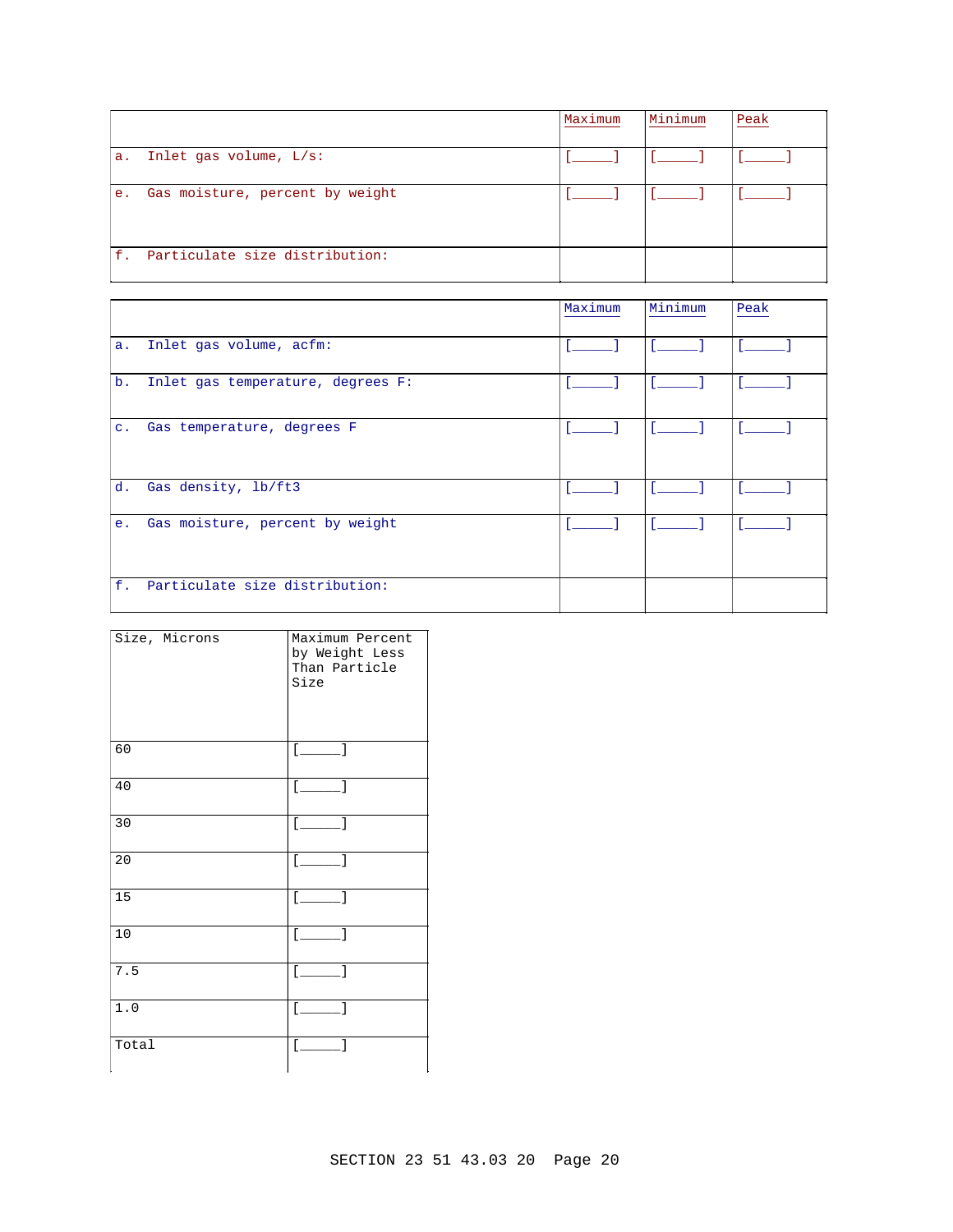| | Maximum | Minimum | Peak |
|---|---|---|---|
| a. Inlet gas volume, L/s: | [_____] | [_____] | [_____] |
| e. Gas moisture, percent by weight | [_____] | [_____] | [_____] |
| f. Particulate size distribution: | | | |

| | Maximum | Minimum | Peak |
|---|---|---|---|
| a. Inlet gas volume, acfm: | [_____] | [_____] | [_____] |
| b. Inlet gas temperature, degrees F: | [_____] | [_____] | [_____] |
| c. Gas temperature, degrees F | [_____] | [_____] | [_____] |
| d. Gas density, lb/ft3 | [_____] | [_____] | [_____] |
| e. Gas moisture, percent by weight | [_____] | [_____] | [_____] |
| f. Particulate size distribution: | | | |

| Size, Microns | Maximum Percent by Weight Less Than Particle Size |
|---|---|
| 60 | [_____] |
| 40 | [_____] |
| 30 | [_____] |
| 20 | [_____] |
| 15 | [_____] |
| 10 | [_____] |
| 7.5 | [_____] |
| 1.0 | [_____] |
| Total | [_____] |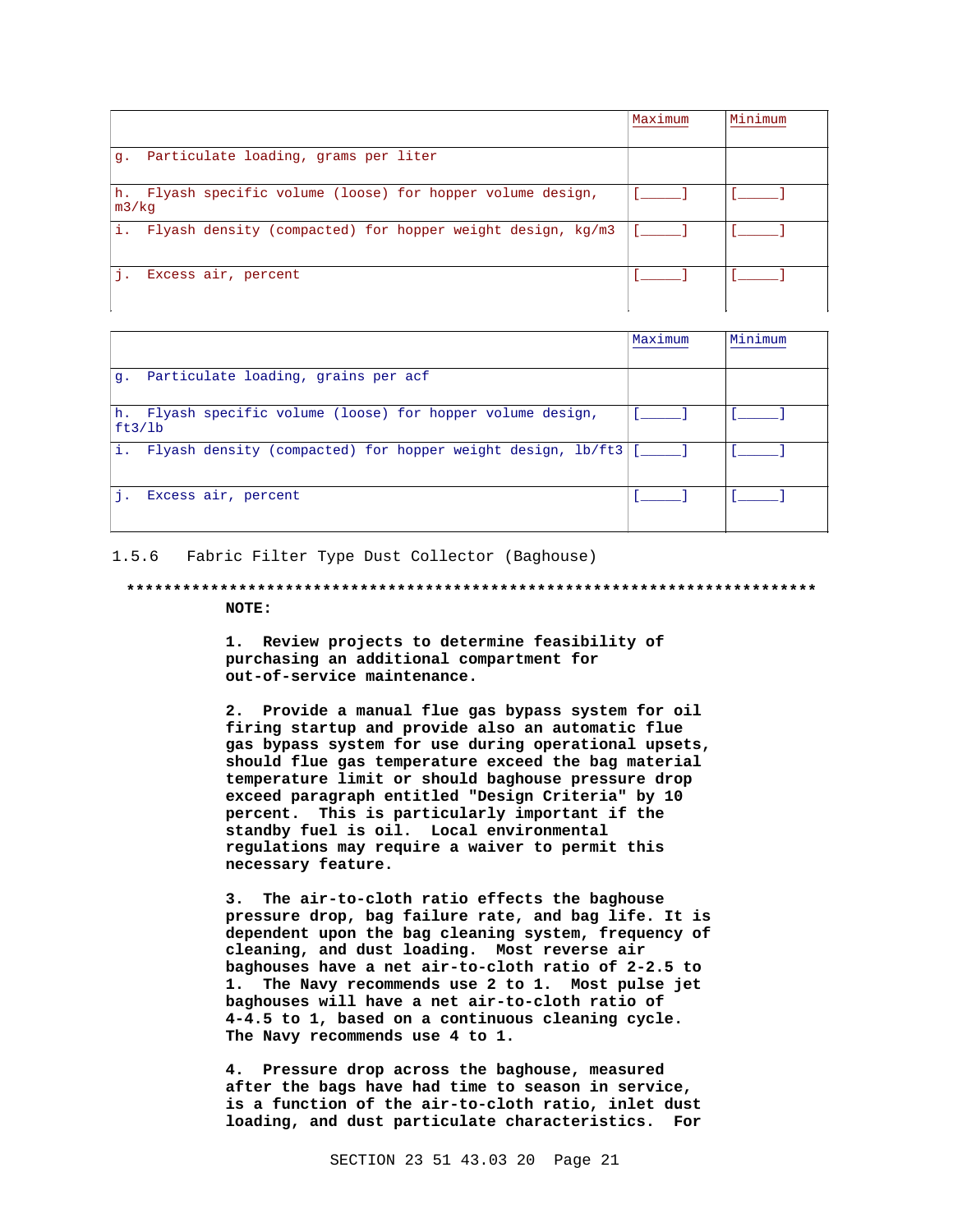| | Maximum | Minimum |
|---|---|---|
| g. Particulate loading, grams per liter | | |
| h. Flyash specific volume (loose) for hopper volume design, m3/kg | [_____] | [_____] |
| i. Flyash density (compacted) for hopper weight design, kg/m3 | [_____] | [_____] |
| j. Excess air, percent | [_____] | [_____] |

| | Maximum | Minimum |
|---|---|---|
| g. Particulate loading, grains per acf | | |
| h. Flyash specific volume (loose) for hopper volume design, ft3/lb | [_____] | [_____] |
| i. Flyash density (compacted) for hopper weight design, lb/ft3 | [_____] | [_____] |
| j. Excess air, percent | [_____] | [_____] |

1.5.6 Fabric Filter Type Dust Collector (Baghouse)

**************************************************************************

**NOTE:**

**1. Review projects to determine feasibility of purchasing an additional compartment for out-of-service maintenance.**

**2. Provide a manual flue gas bypass system for oil firing startup and provide also an automatic flue gas bypass system for use during operational upsets, should flue gas temperature exceed the bag material temperature limit or should baghouse pressure drop exceed paragraph entitled "Design Criteria" by 10 percent. This is particularly important if the standby fuel is oil. Local environmental regulations may require a waiver to permit this necessary feature.**

**3. The air-to-cloth ratio effects the baghouse pressure drop, bag failure rate, and bag life. It is dependent upon the bag cleaning system, frequency of cleaning, and dust loading. Most reverse air baghouses have a net air-to-cloth ratio of 2-2.5 to 1. The Navy recommends use 2 to 1. Most pulse jet baghouses will have a net air-to-cloth ratio of 4-4.5 to 1, based on a continuous cleaning cycle. The Navy recommends use 4 to 1.**

**4. Pressure drop across the baghouse, measured after the bags have had time to season in service, is a function of the air-to-cloth ratio, inlet dust loading, and dust particulate characteristics. For**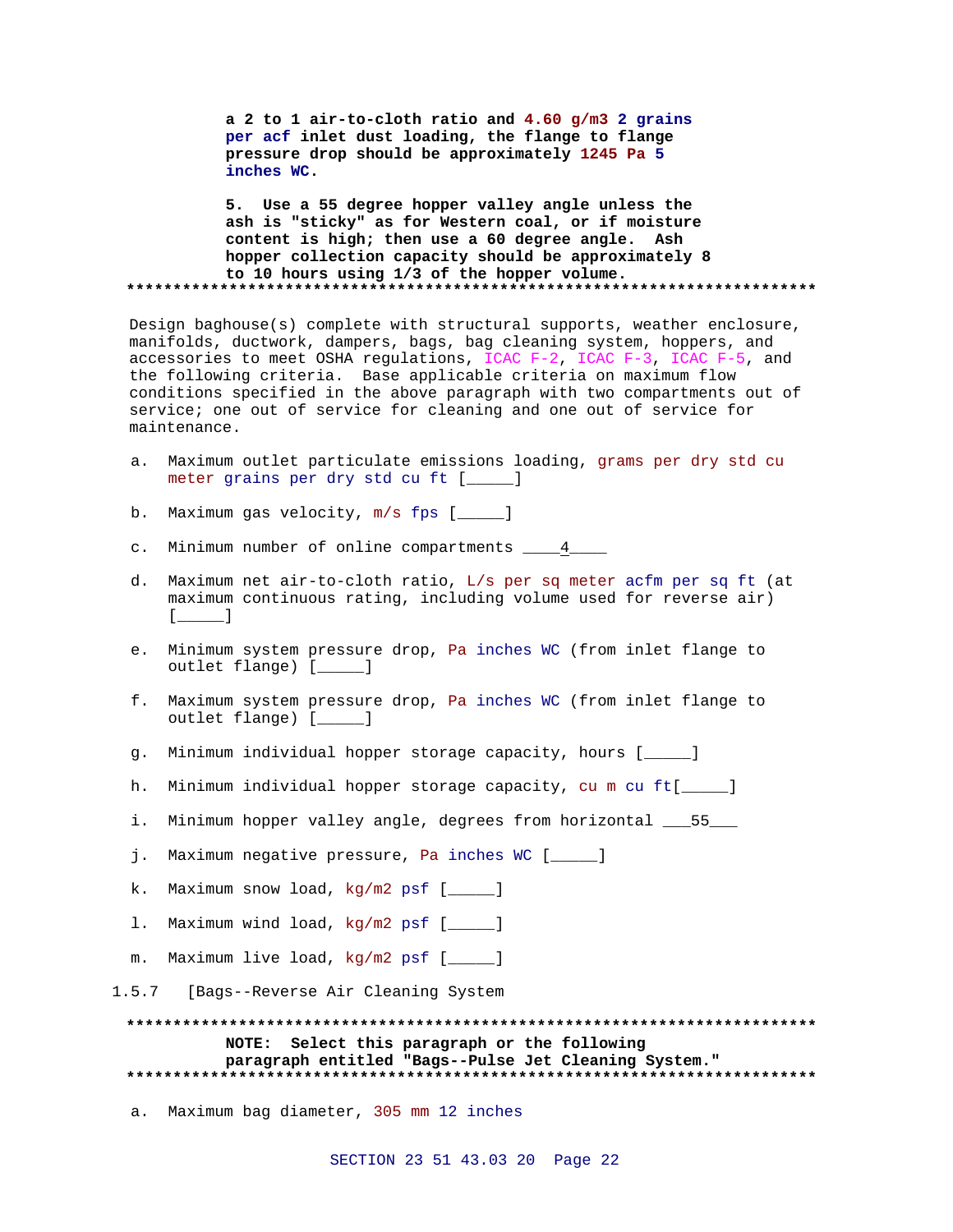**a 2 to 1 air-to-cloth ratio and 4.60 g/m3 2 grains per acf inlet dust loading, the flange to flange pressure drop should be approximately 1245 Pa 5 inches WC.**

**5. Use a 55 degree hopper valley angle unless the ash is "sticky" as for Western coal, or if moisture content is high; then use a 60 degree angle. Ash hopper collection capacity should be approximately 8 to 10 hours using 1/3 of the hopper volume.**

**************************************************************************

Design baghouse(s) complete with structural supports, weather enclosure, manifolds, ductwork, dampers, bags, bag cleaning system, hoppers, and accessories to meet OSHA regulations, ICAC F-2, ICAC F-3, ICAC F-5, and the following criteria. Base applicable criteria on maximum flow conditions specified in the above paragraph with two compartments out of service; one out of service for cleaning and one out of service for maintenance.

a. Maximum outlet particulate emissions loading, grams per dry std cu meter grains per dry std cu ft [_____]

b. Maximum gas velocity, m/s fps [_____]

c. Minimum number of online compartments ____4____

d. Maximum net air-to-cloth ratio, L/s per sq meter acfm per sq ft (at maximum continuous rating, including volume used for reverse air) [_____]

e. Minimum system pressure drop, Pa inches WC (from inlet flange to outlet flange) [_____]

f. Maximum system pressure drop, Pa inches WC (from inlet flange to outlet flange) [_____]

g. Minimum individual hopper storage capacity, hours [_____]

h. Minimum individual hopper storage capacity, cu m cu ft[_____]

i. Minimum hopper valley angle, degrees from horizontal ___55___

j. Maximum negative pressure, Pa inches WC [_____]

k. Maximum snow load, kg/m2 psf [_____]

l. Maximum wind load, kg/m2 psf [_____]

m. Maximum live load, kg/m2 psf [_____]

### 1.5.7 [Bags--Reverse Air Cleaning System

**************************************************************************

**NOTE: Select this paragraph or the following paragraph entitled "Bags--Pulse Jet Cleaning System."**

**************************************************************************

a. Maximum bag diameter, 305 mm 12 inches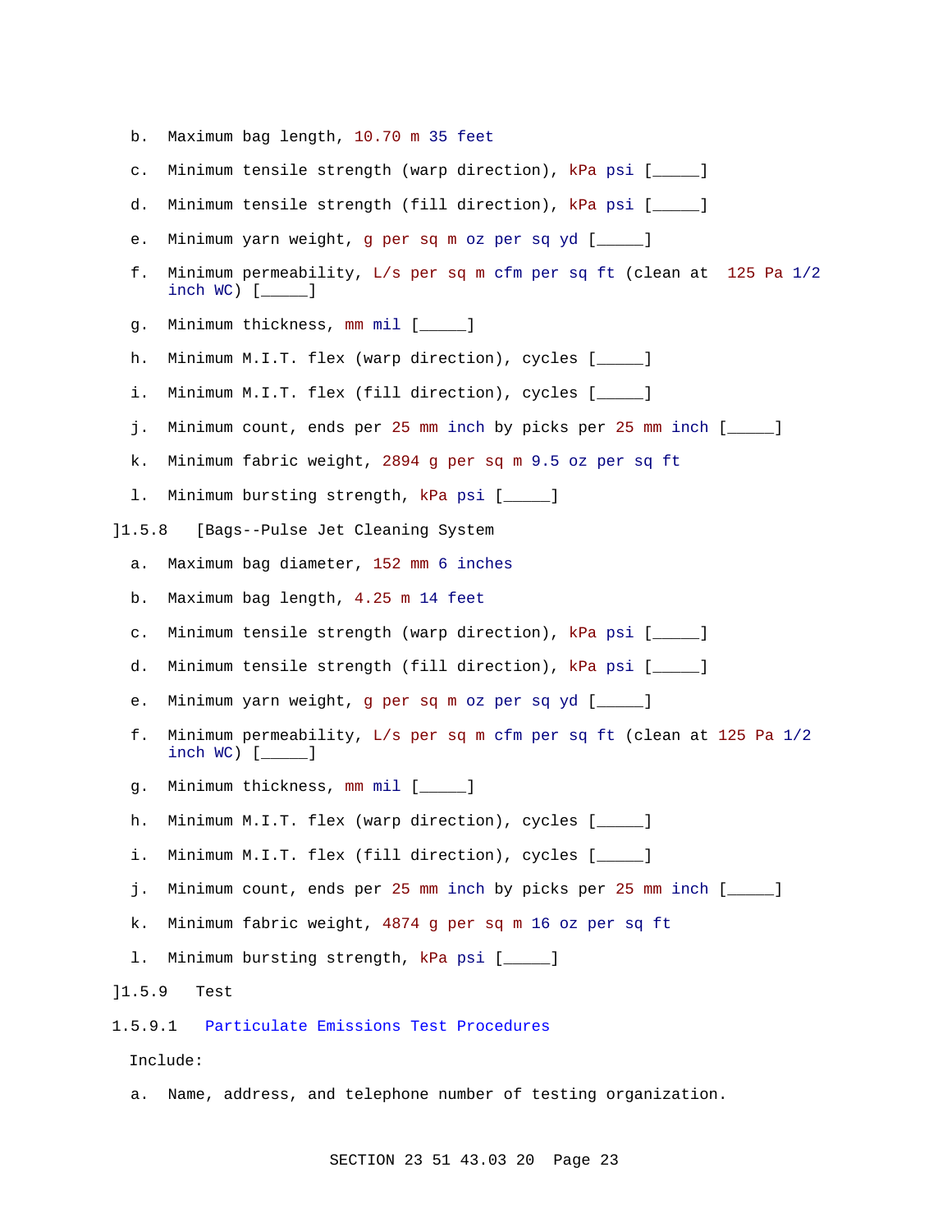b. Maximum bag length, 10.70 m 35 feet

c. Minimum tensile strength (warp direction), kPa psi [_____]

d. Minimum tensile strength (fill direction), kPa psi [_____]

e. Minimum yarn weight, g per sq m oz per sq yd [_____]

f. Minimum permeability, L/s per sq m cfm per sq ft (clean at 125 Pa 1/2 inch WC) [_____]

g. Minimum thickness, mm mil [_____]

h. Minimum M.I.T. flex (warp direction), cycles [_____]

i. Minimum M.I.T. flex (fill direction), cycles [_____]

j. Minimum count, ends per 25 mm inch by picks per 25 mm inch [_____]

k. Minimum fabric weight, 2894 g per sq m 9.5 oz per sq ft

l. Minimum bursting strength, kPa psi [_____]

]1.5.8 [Bags--Pulse Jet Cleaning System

a. Maximum bag diameter, 152 mm 6 inches

b. Maximum bag length, 4.25 m 14 feet

c. Minimum tensile strength (warp direction), kPa psi [_____]

d. Minimum tensile strength (fill direction), kPa psi [_____]

e. Minimum yarn weight, g per sq m oz per sq yd [_____]

f. Minimum permeability, L/s per sq m cfm per sq ft (clean at 125 Pa 1/2 inch WC) [_____]

g. Minimum thickness, mm mil [_____]

h. Minimum M.I.T. flex (warp direction), cycles [_____]

i. Minimum M.I.T. flex (fill direction), cycles [_____]

j. Minimum count, ends per 25 mm inch by picks per 25 mm inch [_____]

k. Minimum fabric weight, 4874 g per sq m 16 oz per sq ft

l. Minimum bursting strength, kPa psi [_____]

]1.5.9 Test

1.5.9.1 Particulate Emissions Test Procedures

Include:

a. Name, address, and telephone number of testing organization.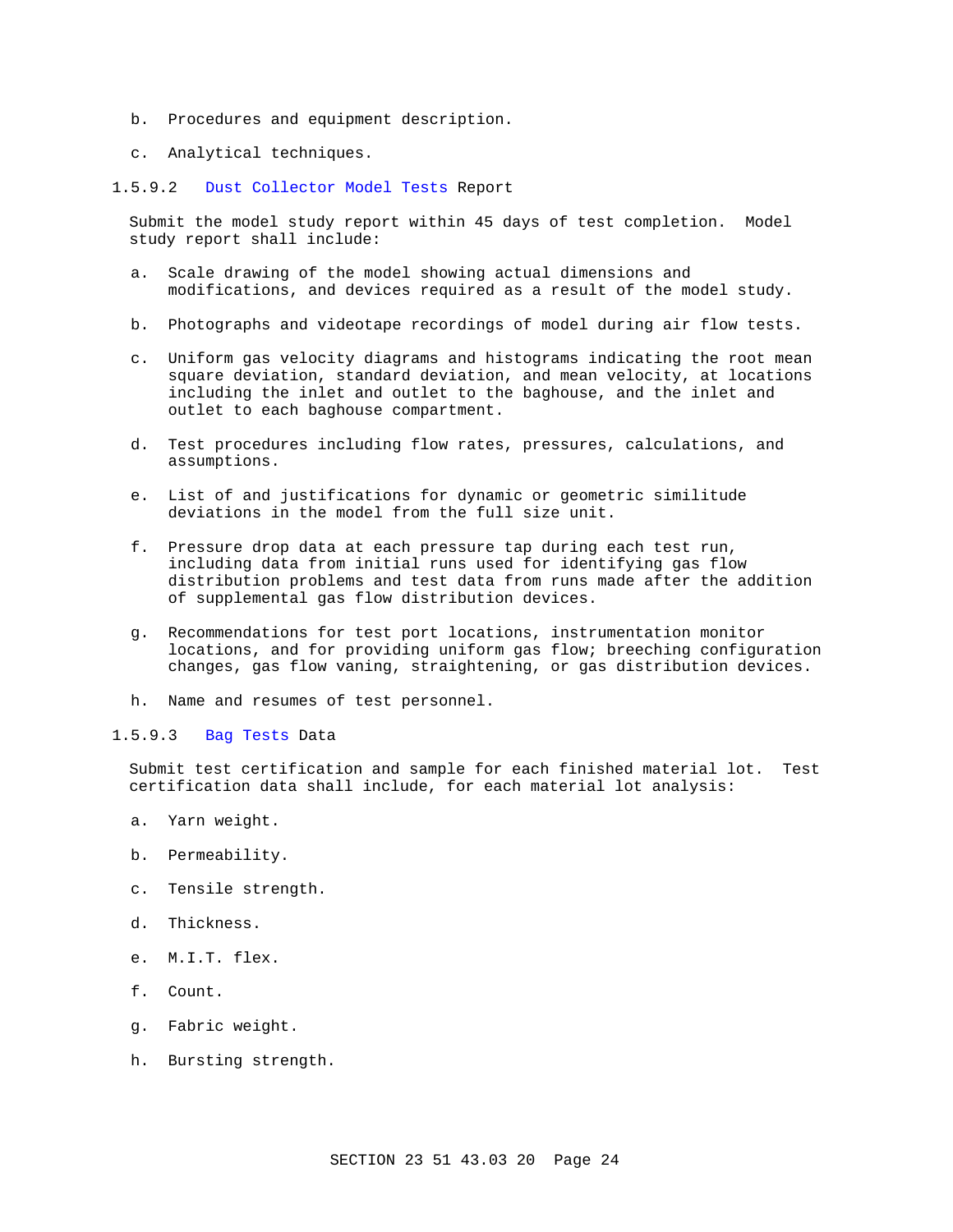b. Procedures and equipment description.

c. Analytical techniques.

#### 1.5.9.2 Dust Collector Model Tests Report

Submit the model study report within 45 days of test completion. Model study report shall include:

a. Scale drawing of the model showing actual dimensions and modifications, and devices required as a result of the model study.

b. Photographs and videotape recordings of model during air flow tests.

c. Uniform gas velocity diagrams and histograms indicating the root mean square deviation, standard deviation, and mean velocity, at locations including the inlet and outlet to the baghouse, and the inlet and outlet to each baghouse compartment.

d. Test procedures including flow rates, pressures, calculations, and assumptions.

e. List of and justifications for dynamic or geometric similitude deviations in the model from the full size unit.

f. Pressure drop data at each pressure tap during each test run, including data from initial runs used for identifying gas flow distribution problems and test data from runs made after the addition of supplemental gas flow distribution devices.

g. Recommendations for test port locations, instrumentation monitor locations, and for providing uniform gas flow; breeching configuration changes, gas flow vaning, straightening, or gas distribution devices.

h. Name and resumes of test personnel.

#### 1.5.9.3 Bag Tests Data

Submit test certification and sample for each finished material lot. Test certification data shall include, for each material lot analysis:

a. Yarn weight.

b. Permeability.

c. Tensile strength.

d. Thickness.

e. M.I.T. flex.

f. Count.

g. Fabric weight.

h. Bursting strength.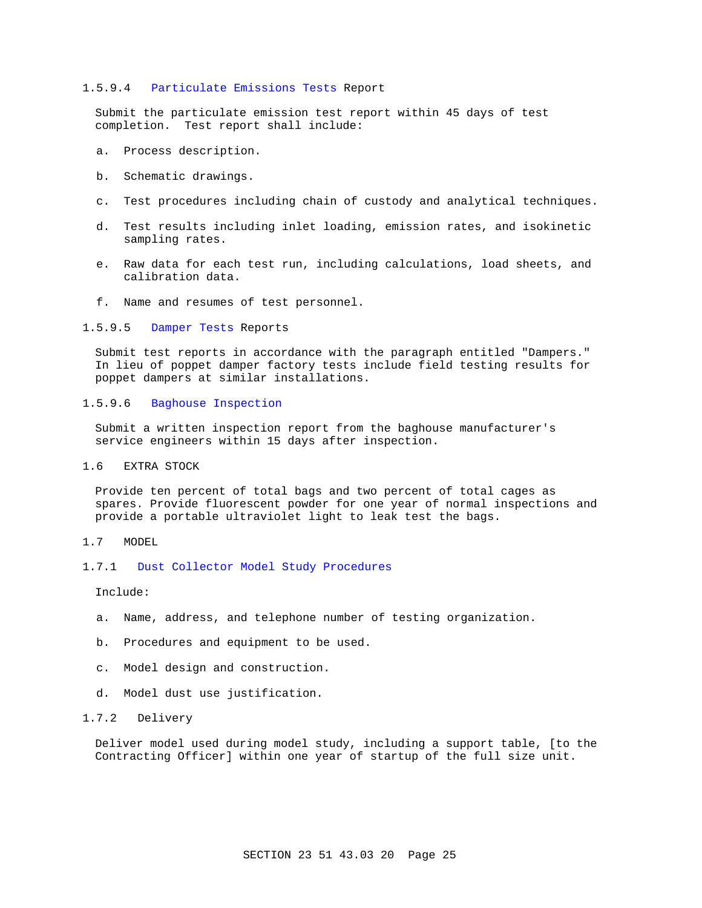#### 1.5.9.4 Particulate Emissions Tests Report

Submit the particulate emission test report within 45 days of test completion. Test report shall include:

a. Process description.

b. Schematic drawings.

c. Test procedures including chain of custody and analytical techniques.

d. Test results including inlet loading, emission rates, and isokinetic sampling rates.

e. Raw data for each test run, including calculations, load sheets, and calibration data.

f. Name and resumes of test personnel.

#### 1.5.9.5 Damper Tests Reports

Submit test reports in accordance with the paragraph entitled "Dampers." In lieu of poppet damper factory tests include field testing results for poppet dampers at similar installations.

#### 1.5.9.6 Baghouse Inspection

Submit a written inspection report from the baghouse manufacturer's service engineers within 15 days after inspection.

## 1.6 EXTRA STOCK

Provide ten percent of total bags and two percent of total cages as spares. Provide fluorescent powder for one year of normal inspections and provide a portable ultraviolet light to leak test the bags.

## 1.7 MODEL

### 1.7.1 Dust Collector Model Study Procedures

Include:

a. Name, address, and telephone number of testing organization.

b. Procedures and equipment to be used.

c. Model design and construction.

d. Model dust use justification.

### 1.7.2 Delivery

Deliver model used during model study, including a support table, [to the Contracting Officer] within one year of startup of the full size unit.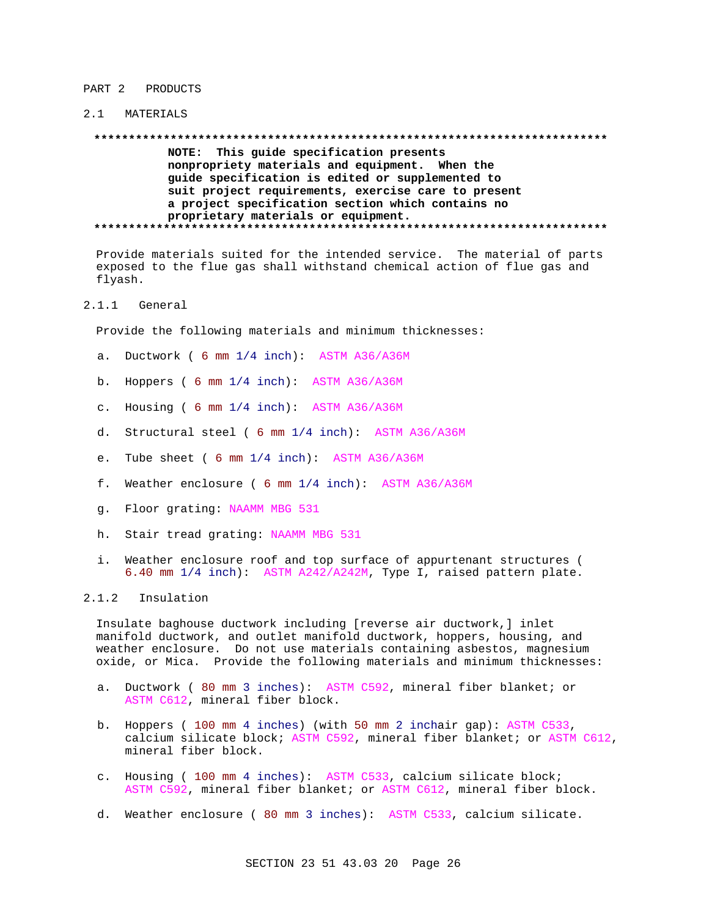PART 2 PRODUCTS

## 2.1 MATERIALS

**************************************************************************

**NOTE: This guide specification presents nonpropriety materials and equipment. When the guide specification is edited or supplemented to suit project requirements, exercise care to present a project specification section which contains no proprietary materials or equipment.**

**************************************************************************

Provide materials suited for the intended service. The material of parts exposed to the flue gas shall withstand chemical action of flue gas and flyash.

### 2.1.1 General

Provide the following materials and minimum thicknesses:

a. Ductwork ( 6 mm 1/4 inch): ASTM A36/A36M

b. Hoppers ( 6 mm 1/4 inch): ASTM A36/A36M

c. Housing ( 6 mm 1/4 inch): ASTM A36/A36M

d. Structural steel ( 6 mm 1/4 inch): ASTM A36/A36M

e. Tube sheet ( 6 mm 1/4 inch): ASTM A36/A36M

f. Weather enclosure ( 6 mm 1/4 inch): ASTM A36/A36M

g. Floor grating: NAAMM MBG 531

h. Stair tread grating: NAAMM MBG 531

i. Weather enclosure roof and top surface of appurtenant structures ( 6.40 mm 1/4 inch): ASTM A242/A242M, Type I, raised pattern plate.

### 2.1.2 Insulation

Insulate baghouse ductwork including [reverse air ductwork,] inlet manifold ductwork, and outlet manifold ductwork, hoppers, housing, and weather enclosure. Do not use materials containing asbestos, magnesium oxide, or Mica. Provide the following materials and minimum thicknesses:

a. Ductwork ( 80 mm 3 inches): ASTM C592, mineral fiber blanket; or ASTM C612, mineral fiber block.

b. Hoppers ( 100 mm 4 inches) (with 50 mm 2 inchair gap): ASTM C533, calcium silicate block; ASTM C592, mineral fiber blanket; or ASTM C612, mineral fiber block.

c. Housing ( 100 mm 4 inches): ASTM C533, calcium silicate block; ASTM C592, mineral fiber blanket; or ASTM C612, mineral fiber block.

d. Weather enclosure ( 80 mm 3 inches): ASTM C533, calcium silicate.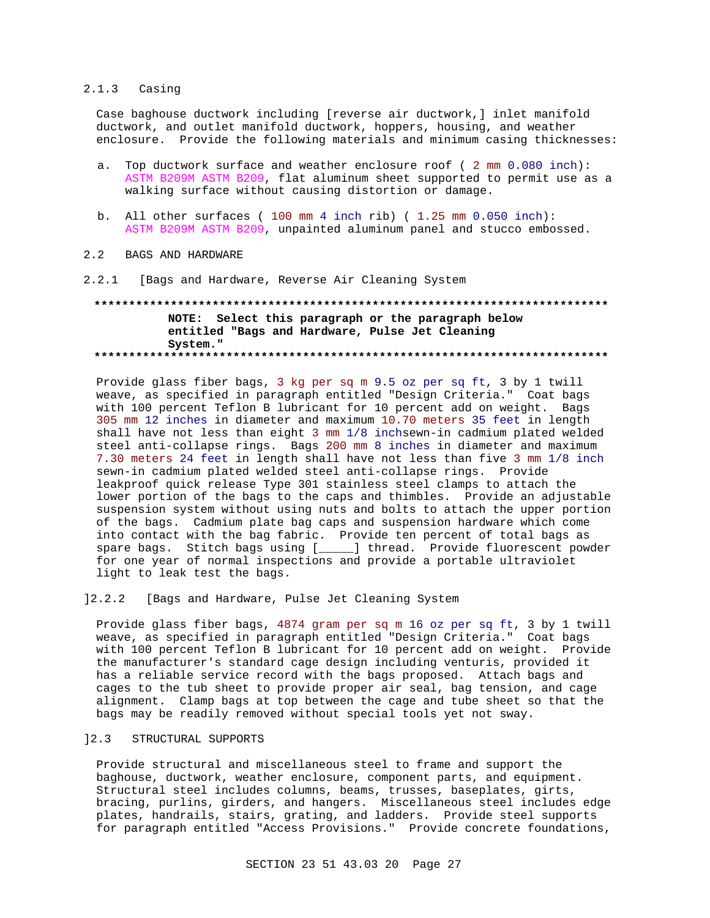### 2.1.3 Casing

Case baghouse ductwork including [reverse air ductwork,] inlet manifold ductwork, and outlet manifold ductwork, hoppers, housing, and weather enclosure. Provide the following materials and minimum casing thicknesses:

a. Top ductwork surface and weather enclosure roof ( 2 mm 0.080 inch): ASTM B209M ASTM B209, flat aluminum sheet supported to permit use as a walking surface without causing distortion or damage.

b. All other surfaces ( 100 mm 4 inch rib) ( 1.25 mm 0.050 inch): ASTM B209M ASTM B209, unpainted aluminum panel and stucco embossed.

## 2.2 BAGS AND HARDWARE

### 2.2.1 [Bags and Hardware, Reverse Air Cleaning System

**************************************************************************
**NOTE: Select this paragraph or the paragraph below entitled "Bags and Hardware, Pulse Jet Cleaning System."**
**************************************************************************

Provide glass fiber bags, 3 kg per sq m 9.5 oz per sq ft, 3 by 1 twill weave, as specified in paragraph entitled "Design Criteria." Coat bags with 100 percent Teflon B lubricant for 10 percent add on weight. Bags 305 mm 12 inches in diameter and maximum 10.70 meters 35 feet in length shall have not less than eight 3 mm 1/8 inchsewn-in cadmium plated welded steel anti-collapse rings. Bags 200 mm 8 inches in diameter and maximum 7.30 meters 24 feet in length shall have not less than five 3 mm 1/8 inch sewn-in cadmium plated welded steel anti-collapse rings. Provide leakproof quick release Type 301 stainless steel clamps to attach the lower portion of the bags to the caps and thimbles. Provide an adjustable suspension system without using nuts and bolts to attach the upper portion of the bags. Cadmium plate bag caps and suspension hardware which come into contact with the bag fabric. Provide ten percent of total bags as spare bags. Stitch bags using [_____] thread. Provide fluorescent powder for one year of normal inspections and provide a portable ultraviolet light to leak test the bags.

]2.2.2 [Bags and Hardware, Pulse Jet Cleaning System

Provide glass fiber bags, 4874 gram per sq m 16 oz per sq ft, 3 by 1 twill weave, as specified in paragraph entitled "Design Criteria." Coat bags with 100 percent Teflon B lubricant for 10 percent add on weight. Provide the manufacturer's standard cage design including venturis, provided it has a reliable service record with the bags proposed. Attach bags and cages to the tub sheet to provide proper air seal, bag tension, and cage alignment. Clamp bags at top between the cage and tube sheet so that the bags may be readily removed without special tools yet not sway.

]2.3 STRUCTURAL SUPPORTS

Provide structural and miscellaneous steel to frame and support the baghouse, ductwork, weather enclosure, component parts, and equipment. Structural steel includes columns, beams, trusses, baseplates, girts, bracing, purlins, girders, and hangers. Miscellaneous steel includes edge plates, handrails, stairs, grating, and ladders. Provide steel supports for paragraph entitled "Access Provisions." Provide concrete foundations,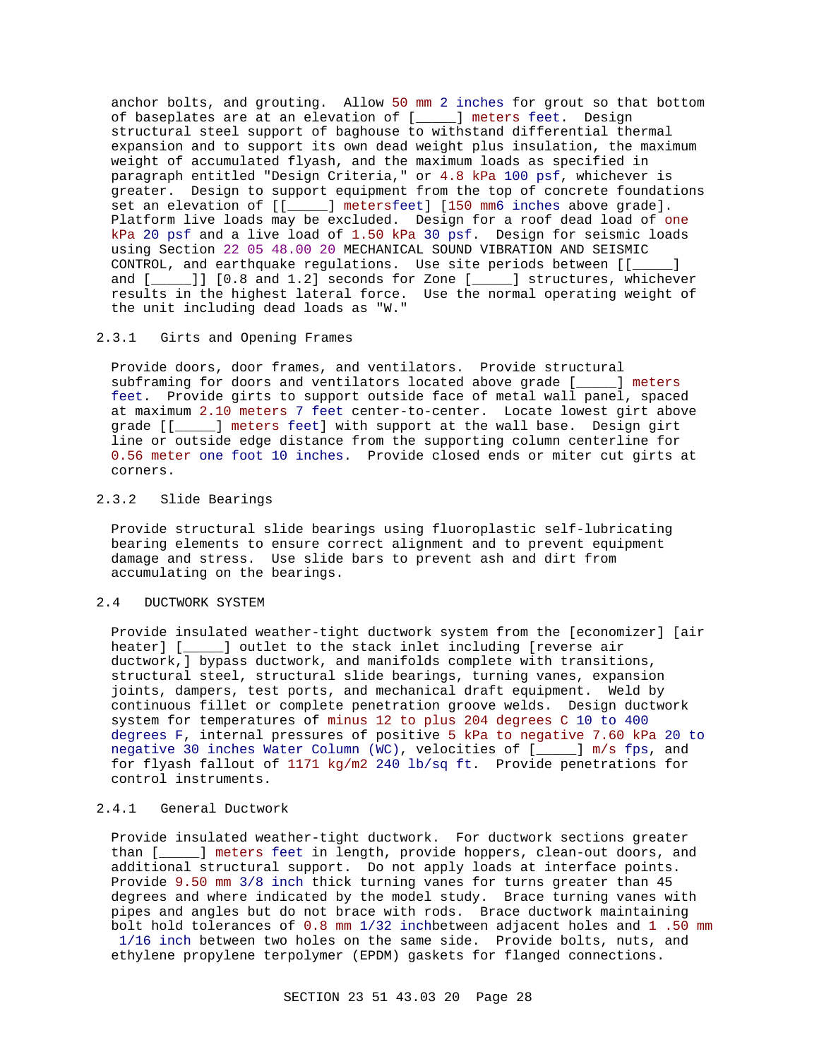anchor bolts, and grouting. Allow 50 mm 2 inches for grout so that bottom of baseplates are at an elevation of [_____] meters feet. Design structural steel support of baghouse to withstand differential thermal expansion and to support its own dead weight plus insulation, the maximum weight of accumulated flyash, and the maximum loads as specified in paragraph entitled "Design Criteria," or 4.8 kPa 100 psf, whichever is greater. Design to support equipment from the top of concrete foundations set an elevation of [[_____] metersfeet] [150 mm6 inches above grade]. Platform live loads may be excluded. Design for a roof dead load of one kPa 20 psf and a live load of 1.50 kPa 30 psf. Design for seismic loads using Section 22 05 48.00 20 MECHANICAL SOUND VIBRATION AND SEISMIC CONTROL, and earthquake regulations. Use site periods between [[_____] and [_____]] [0.8 and 1.2] seconds for Zone [_____] structures, whichever results in the highest lateral force. Use the normal operating weight of the unit including dead loads as "W."

### 2.3.1 Girts and Opening Frames

Provide doors, door frames, and ventilators. Provide structural subframing for doors and ventilators located above grade [_____] meters feet. Provide girts to support outside face of metal wall panel, spaced at maximum 2.10 meters 7 feet center-to-center. Locate lowest girt above grade [[_____] meters feet] with support at the wall base. Design girt line or outside edge distance from the supporting column centerline for 0.56 meter one foot 10 inches. Provide closed ends or miter cut girts at corners.

### 2.3.2 Slide Bearings

Provide structural slide bearings using fluoroplastic self-lubricating bearing elements to ensure correct alignment and to prevent equipment damage and stress. Use slide bars to prevent ash and dirt from accumulating on the bearings.

## 2.4 DUCTWORK SYSTEM

Provide insulated weather-tight ductwork system from the [economizer] [air heater] [_____] outlet to the stack inlet including [reverse air ductwork,] bypass ductwork, and manifolds complete with transitions, structural steel, structural slide bearings, turning vanes, expansion joints, dampers, test ports, and mechanical draft equipment. Weld by continuous fillet or complete penetration groove welds. Design ductwork system for temperatures of minus 12 to plus 204 degrees C 10 to 400 degrees F, internal pressures of positive 5 kPa to negative 7.60 kPa 20 to negative 30 inches Water Column (WC), velocities of [_____] m/s fps, and for flyash fallout of 1171 kg/m2 240 lb/sq ft. Provide penetrations for control instruments.

### 2.4.1 General Ductwork

Provide insulated weather-tight ductwork. For ductwork sections greater than [_____] meters feet in length, provide hoppers, clean-out doors, and additional structural support. Do not apply loads at interface points. Provide 9.50 mm 3/8 inch thick turning vanes for turns greater than 45 degrees and where indicated by the model study. Brace turning vanes with pipes and angles but do not brace with rods. Brace ductwork maintaining bolt hold tolerances of 0.8 mm 1/32 inchbetween adjacent holes and 1 .50 mm 1/16 inch between two holes on the same side. Provide bolts, nuts, and ethylene propylene terpolymer (EPDM) gaskets for flanged connections.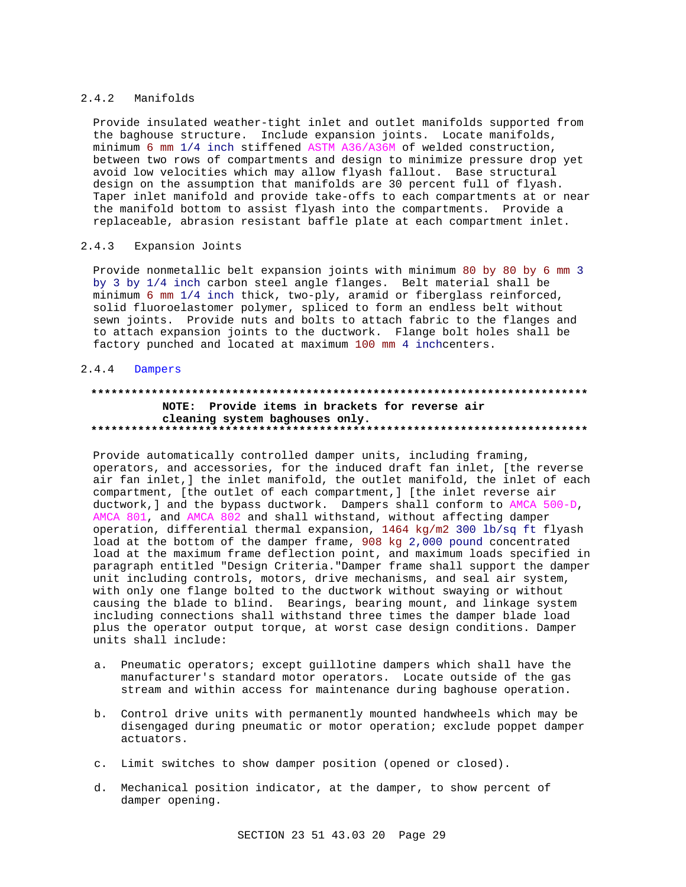### 2.4.2 Manifolds

Provide insulated weather-tight inlet and outlet manifolds supported from the baghouse structure. Include expansion joints. Locate manifolds, minimum 6 mm 1/4 inch stiffened ASTM A36/A36M of welded construction, between two rows of compartments and design to minimize pressure drop yet avoid low velocities which may allow flyash fallout. Base structural design on the assumption that manifolds are 30 percent full of flyash. Taper inlet manifold and provide take-offs to each compartments at or near the manifold bottom to assist flyash into the compartments. Provide a replaceable, abrasion resistant baffle plate at each compartment inlet.

### 2.4.3 Expansion Joints

Provide nonmetallic belt expansion joints with minimum 80 by 80 by 6 mm 3 by 3 by 1/4 inch carbon steel angle flanges. Belt material shall be minimum 6 mm 1/4 inch thick, two-ply, aramid or fiberglass reinforced, solid fluoroelastomer polymer, spliced to form an endless belt without sewn joints. Provide nuts and bolts to attach fabric to the flanges and to attach expansion joints to the ductwork. Flange bolt holes shall be factory punched and located at maximum 100 mm 4 inchcenters.

### 2.4.4 Dampers

**************************************************************************
**NOTE: Provide items in brackets for reverse air cleaning system baghouses only.**
**************************************************************************

Provide automatically controlled damper units, including framing, operators, and accessories, for the induced draft fan inlet, [the reverse air fan inlet,] the inlet manifold, the outlet manifold, the inlet of each compartment, [the outlet of each compartment,] [the inlet reverse air ductwork,] and the bypass ductwork. Dampers shall conform to AMCA 500-D, AMCA 801, and AMCA 802 and shall withstand, without affecting damper operation, differential thermal expansion, 1464 kg/m2 300 lb/sq ft flyash load at the bottom of the damper frame, 908 kg 2,000 pound concentrated load at the maximum frame deflection point, and maximum loads specified in paragraph entitled "Design Criteria."Damper frame shall support the damper unit including controls, motors, drive mechanisms, and seal air system, with only one flange bolted to the ductwork without swaying or without causing the blade to blind. Bearings, bearing mount, and linkage system including connections shall withstand three times the damper blade load plus the operator output torque, at worst case design conditions. Damper units shall include:

a. Pneumatic operators; except guillotine dampers which shall have the manufacturer's standard motor operators. Locate outside of the gas stream and within access for maintenance during baghouse operation.

b. Control drive units with permanently mounted handwheels which may be disengaged during pneumatic or motor operation; exclude poppet damper actuators.

c. Limit switches to show damper position (opened or closed).

d. Mechanical position indicator, at the damper, to show percent of damper opening.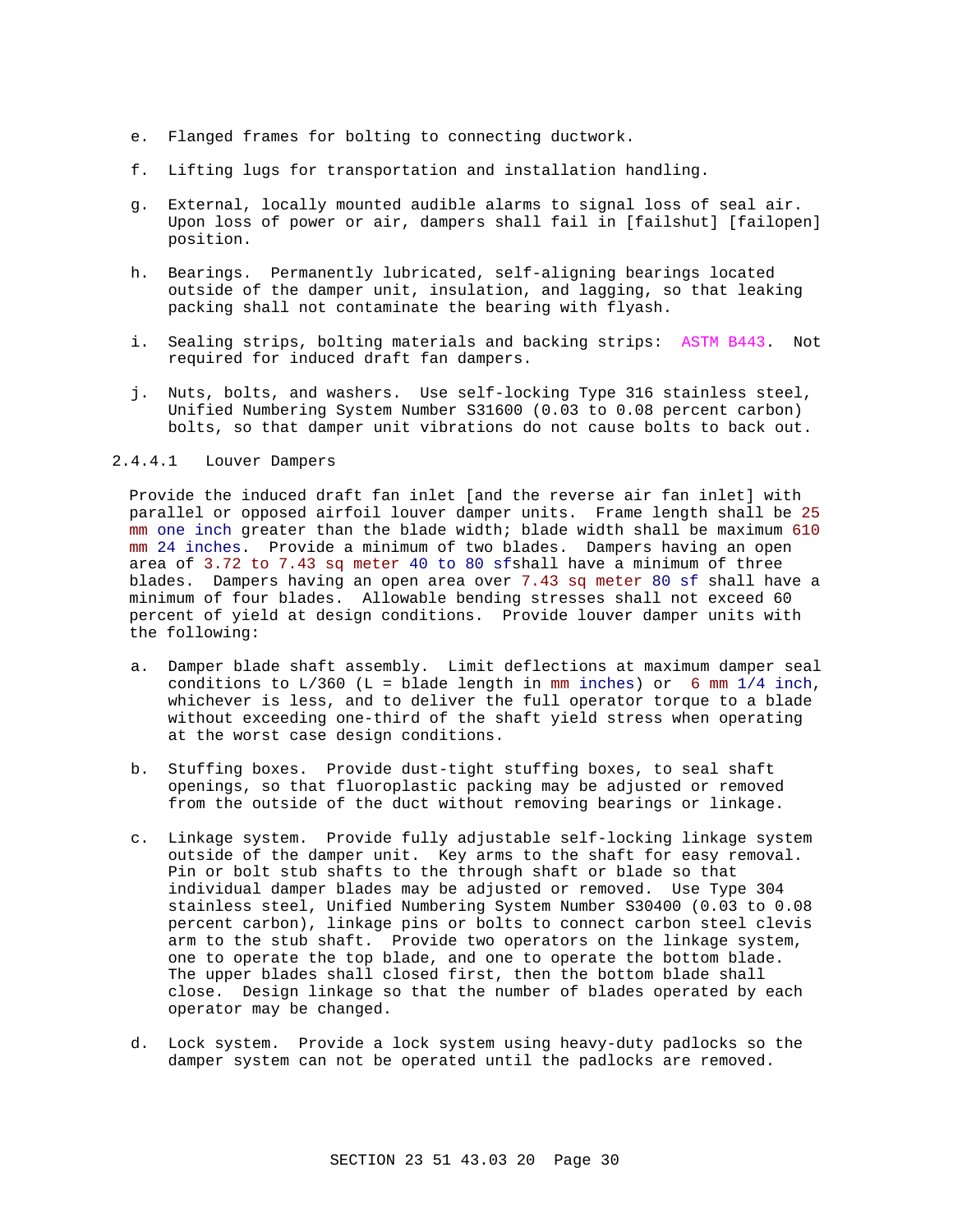e. Flanged frames for bolting to connecting ductwork.

f. Lifting lugs for transportation and installation handling.

g. External, locally mounted audible alarms to signal loss of seal air. Upon loss of power or air, dampers shall fail in [failshut] [failopen] position.

h. Bearings. Permanently lubricated, self-aligning bearings located outside of the damper unit, insulation, and lagging, so that leaking packing shall not contaminate the bearing with flyash.

i. Sealing strips, bolting materials and backing strips: ASTM B443. Not required for induced draft fan dampers.

j. Nuts, bolts, and washers. Use self-locking Type 316 stainless steel, Unified Numbering System Number S31600 (0.03 to 0.08 percent carbon) bolts, so that damper unit vibrations do not cause bolts to back out.

#### 2.4.4.1 Louver Dampers

Provide the induced draft fan inlet [and the reverse air fan inlet] with parallel or opposed airfoil louver damper units. Frame length shall be 25 mm one inch greater than the blade width; blade width shall be maximum 610 mm 24 inches. Provide a minimum of two blades. Dampers having an open area of 3.72 to 7.43 sq meter 40 to 80 sfshall have a minimum of three blades. Dampers having an open area over 7.43 sq meter 80 sf shall have a minimum of four blades. Allowable bending stresses shall not exceed 60 percent of yield at design conditions. Provide louver damper units with the following:

a. Damper blade shaft assembly. Limit deflections at maximum damper seal conditions to L/360 (L = blade length in mm inches) or 6 mm 1/4 inch, whichever is less, and to deliver the full operator torque to a blade without exceeding one-third of the shaft yield stress when operating at the worst case design conditions.

b. Stuffing boxes. Provide dust-tight stuffing boxes, to seal shaft openings, so that fluoroplastic packing may be adjusted or removed from the outside of the duct without removing bearings or linkage.

c. Linkage system. Provide fully adjustable self-locking linkage system outside of the damper unit. Key arms to the shaft for easy removal. Pin or bolt stub shafts to the through shaft or blade so that individual damper blades may be adjusted or removed. Use Type 304 stainless steel, Unified Numbering System Number S30400 (0.03 to 0.08 percent carbon), linkage pins or bolts to connect carbon steel clevis arm to the stub shaft. Provide two operators on the linkage system, one to operate the top blade, and one to operate the bottom blade. The upper blades shall closed first, then the bottom blade shall close. Design linkage so that the number of blades operated by each operator may be changed.

d. Lock system. Provide a lock system using heavy-duty padlocks so the damper system can not be operated until the padlocks are removed.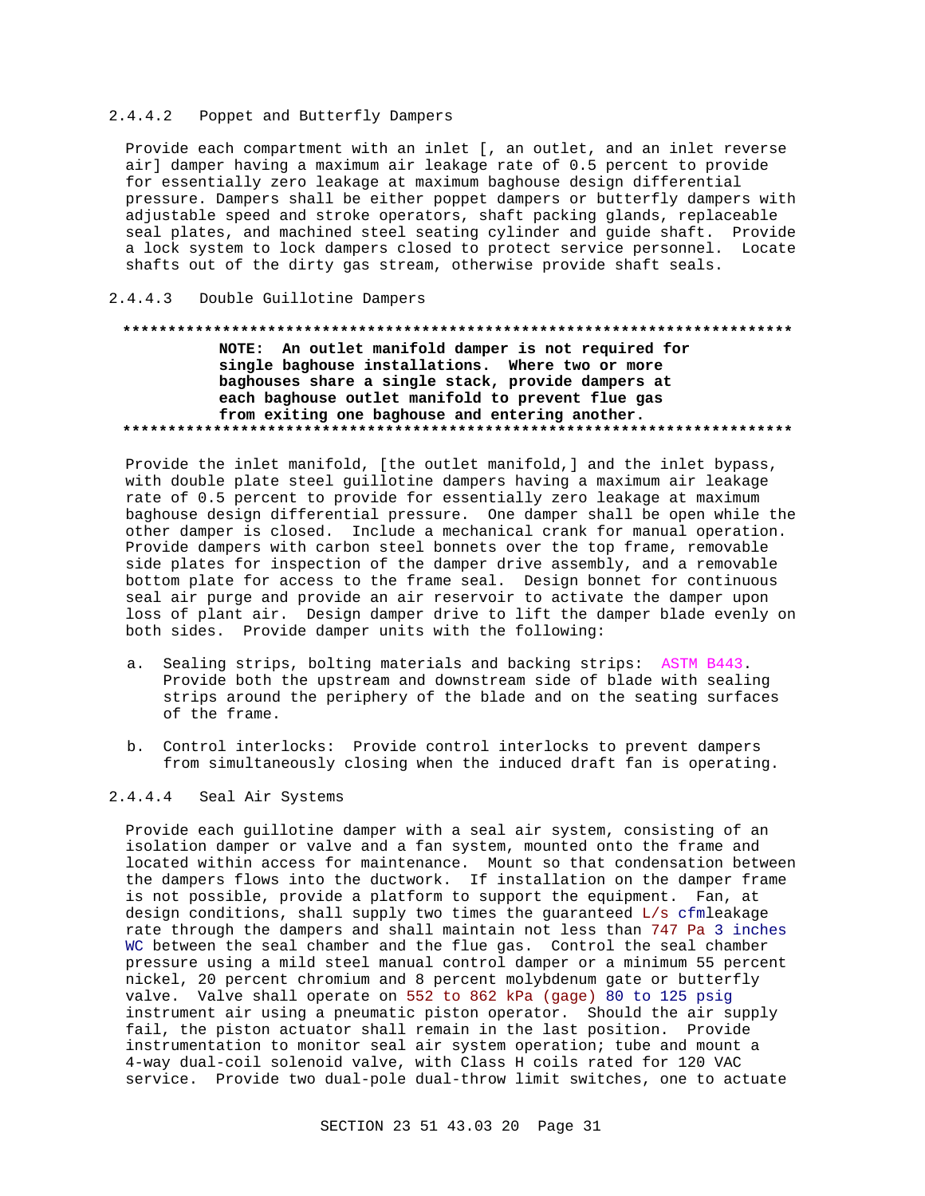#### 2.4.4.2 Poppet and Butterfly Dampers

Provide each compartment with an inlet [, an outlet, and an inlet reverse air] damper having a maximum air leakage rate of 0.5 percent to provide for essentially zero leakage at maximum baghouse design differential pressure. Dampers shall be either poppet dampers or butterfly dampers with adjustable speed and stroke operators, shaft packing glands, replaceable seal plates, and machined steel seating cylinder and guide shaft. Provide a lock system to lock dampers closed to protect service personnel. Locate shafts out of the dirty gas stream, otherwise provide shaft seals.

#### 2.4.4.3 Double Guillotine Dampers

**************************************************************************

**NOTE: An outlet manifold damper is not required for single baghouse installations. Where two or more baghouses share a single stack, provide dampers at each baghouse outlet manifold to prevent flue gas from exiting one baghouse and entering another.**

**************************************************************************

Provide the inlet manifold, [the outlet manifold,] and the inlet bypass, with double plate steel guillotine dampers having a maximum air leakage rate of 0.5 percent to provide for essentially zero leakage at maximum baghouse design differential pressure. One damper shall be open while the other damper is closed. Include a mechanical crank for manual operation. Provide dampers with carbon steel bonnets over the top frame, removable side plates for inspection of the damper drive assembly, and a removable bottom plate for access to the frame seal. Design bonnet for continuous seal air purge and provide an air reservoir to activate the damper upon loss of plant air. Design damper drive to lift the damper blade evenly on both sides. Provide damper units with the following:

a. Sealing strips, bolting materials and backing strips: ASTM B443. Provide both the upstream and downstream side of blade with sealing strips around the periphery of the blade and on the seating surfaces of the frame.

b. Control interlocks: Provide control interlocks to prevent dampers from simultaneously closing when the induced draft fan is operating.

#### 2.4.4.4 Seal Air Systems

Provide each guillotine damper with a seal air system, consisting of an isolation damper or valve and a fan system, mounted onto the frame and located within access for maintenance. Mount so that condensation between the dampers flows into the ductwork. If installation on the damper frame is not possible, provide a platform to support the equipment. Fan, at design conditions, shall supply two times the guaranteed L/s cfmleakage rate through the dampers and shall maintain not less than 747 Pa 3 inches WC between the seal chamber and the flue gas. Control the seal chamber pressure using a mild steel manual control damper or a minimum 55 percent nickel, 20 percent chromium and 8 percent molybdenum gate or butterfly valve. Valve shall operate on 552 to 862 kPa (gage) 80 to 125 psig instrument air using a pneumatic piston operator. Should the air supply fail, the piston actuator shall remain in the last position. Provide instrumentation to monitor seal air system operation; tube and mount a 4-way dual-coil solenoid valve, with Class H coils rated for 120 VAC service. Provide two dual-pole dual-throw limit switches, one to actuate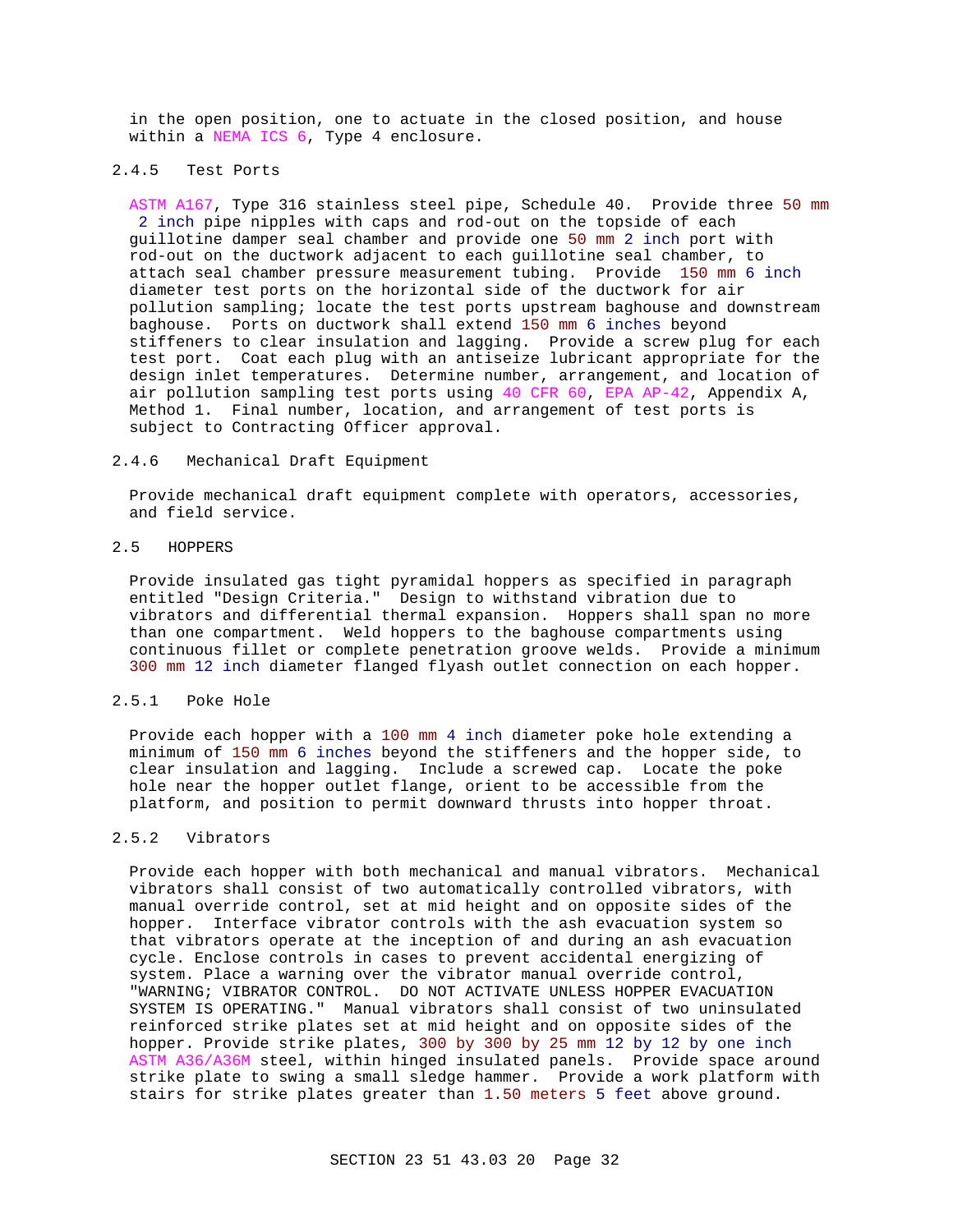in the open position, one to actuate in the closed position, and house within a NEMA ICS 6, Type 4 enclosure.

#### 2.4.5 Test Ports

ASTM A167, Type 316 stainless steel pipe, Schedule 40. Provide three 50 mm 2 inch pipe nipples with caps and rod-out on the topside of each guillotine damper seal chamber and provide one 50 mm 2 inch port with rod-out on the ductwork adjacent to each guillotine seal chamber, to attach seal chamber pressure measurement tubing. Provide 150 mm 6 inch diameter test ports on the horizontal side of the ductwork for air pollution sampling; locate the test ports upstream baghouse and downstream baghouse. Ports on ductwork shall extend 150 mm 6 inches beyond stiffeners to clear insulation and lagging. Provide a screw plug for each test port. Coat each plug with an antiseize lubricant appropriate for the design inlet temperatures. Determine number, arrangement, and location of air pollution sampling test ports using 40 CFR 60, EPA AP-42, Appendix A, Method 1. Final number, location, and arrangement of test ports is subject to Contracting Officer approval.

#### 2.4.6 Mechanical Draft Equipment

Provide mechanical draft equipment complete with operators, accessories, and field service.

### 2.5 HOPPERS

Provide insulated gas tight pyramidal hoppers as specified in paragraph entitled "Design Criteria." Design to withstand vibration due to vibrators and differential thermal expansion. Hoppers shall span no more than one compartment. Weld hoppers to the baghouse compartments using continuous fillet or complete penetration groove welds. Provide a minimum 300 mm 12 inch diameter flanged flyash outlet connection on each hopper.

#### 2.5.1 Poke Hole

Provide each hopper with a 100 mm 4 inch diameter poke hole extending a minimum of 150 mm 6 inches beyond the stiffeners and the hopper side, to clear insulation and lagging. Include a screwed cap. Locate the poke hole near the hopper outlet flange, orient to be accessible from the platform, and position to permit downward thrusts into hopper throat.

#### 2.5.2 Vibrators

Provide each hopper with both mechanical and manual vibrators. Mechanical vibrators shall consist of two automatically controlled vibrators, with manual override control, set at mid height and on opposite sides of the hopper. Interface vibrator controls with the ash evacuation system so that vibrators operate at the inception of and during an ash evacuation cycle. Enclose controls in cases to prevent accidental energizing of system. Place a warning over the vibrator manual override control, "WARNING; VIBRATOR CONTROL. DO NOT ACTIVATE UNLESS HOPPER EVACUATION SYSTEM IS OPERATING." Manual vibrators shall consist of two uninsulated reinforced strike plates set at mid height and on opposite sides of the hopper. Provide strike plates, 300 by 300 by 25 mm 12 by 12 by one inch ASTM A36/A36M steel, within hinged insulated panels. Provide space around strike plate to swing a small sledge hammer. Provide a work platform with stairs for strike plates greater than 1.50 meters 5 feet above ground.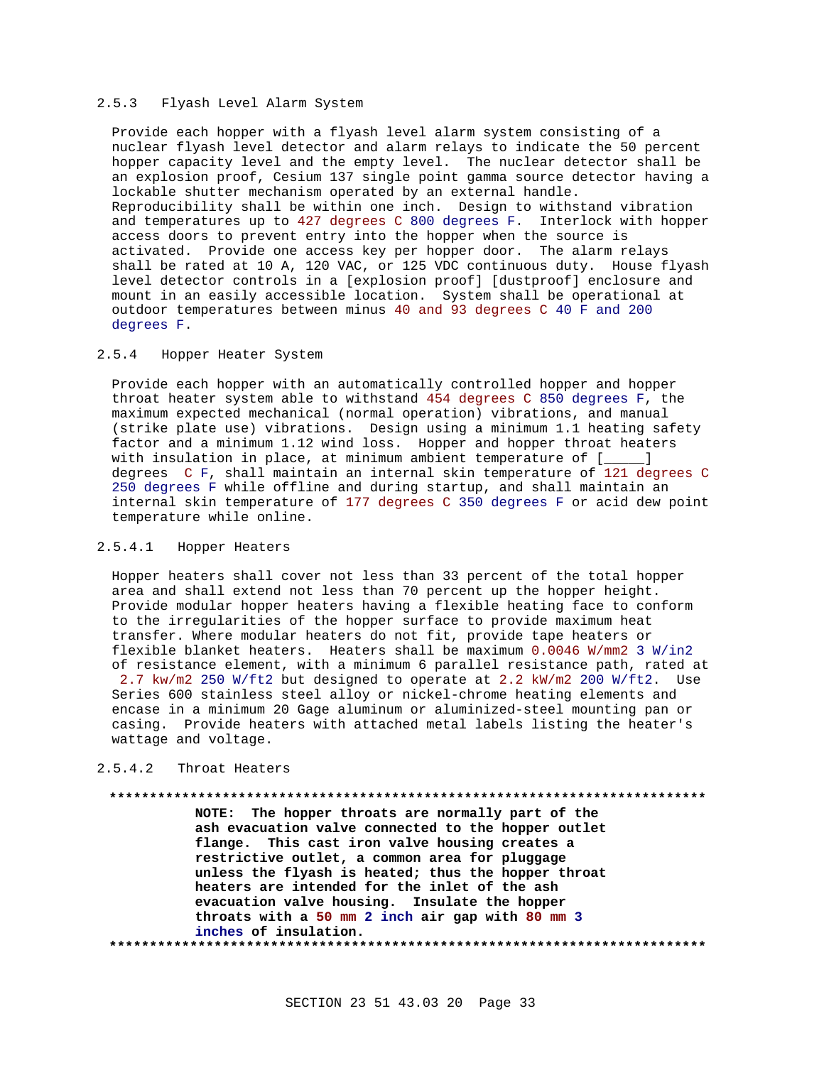### 2.5.3 Flyash Level Alarm System

Provide each hopper with a flyash level alarm system consisting of a nuclear flyash level detector and alarm relays to indicate the 50 percent hopper capacity level and the empty level. The nuclear detector shall be an explosion proof, Cesium 137 single point gamma source detector having a lockable shutter mechanism operated by an external handle. Reproducibility shall be within one inch. Design to withstand vibration and temperatures up to 427 degrees C 800 degrees F. Interlock with hopper access doors to prevent entry into the hopper when the source is activated. Provide one access key per hopper door. The alarm relays shall be rated at 10 A, 120 VAC, or 125 VDC continuous duty. House flyash level detector controls in a [explosion proof] [dustproof] enclosure and mount in an easily accessible location. System shall be operational at outdoor temperatures between minus 40 and 93 degrees C 40 F and 200 degrees F.

### 2.5.4 Hopper Heater System

Provide each hopper with an automatically controlled hopper and hopper throat heater system able to withstand 454 degrees C 850 degrees F, the maximum expected mechanical (normal operation) vibrations, and manual (strike plate use) vibrations. Design using a minimum 1.1 heating safety factor and a minimum 1.12 wind loss. Hopper and hopper throat heaters with insulation in place, at minimum ambient temperature of [_____] degrees C F, shall maintain an internal skin temperature of 121 degrees C 250 degrees F while offline and during startup, and shall maintain an internal skin temperature of 177 degrees C 350 degrees F or acid dew point temperature while online.

#### 2.5.4.1 Hopper Heaters

Hopper heaters shall cover not less than 33 percent of the total hopper area and shall extend not less than 70 percent up the hopper height. Provide modular hopper heaters having a flexible heating face to conform to the irregularities of the hopper surface to provide maximum heat transfer. Where modular heaters do not fit, provide tape heaters or flexible blanket heaters. Heaters shall be maximum 0.0046 W/mm2 3 W/in2 of resistance element, with a minimum 6 parallel resistance path, rated at 2.7 kw/m2 250 W/ft2 but designed to operate at 2.2 kW/m2 200 W/ft2. Use Series 600 stainless steel alloy or nickel-chrome heating elements and encase in a minimum 20 Gage aluminum or aluminized-steel mounting pan or casing. Provide heaters with attached metal labels listing the heater's wattage and voltage.

#### 2.5.4.2 Throat Heaters

**************************************************************************

**NOTE: The hopper throats are normally part of the ash evacuation valve connected to the hopper outlet flange. This cast iron valve housing creates a restrictive outlet, a common area for pluggage unless the flyash is heated; thus the hopper throat heaters are intended for the inlet of the ash evacuation valve housing. Insulate the hopper throats with a 50 mm 2 inch air gap with 80 mm 3 inches of insulation.**

**************************************************************************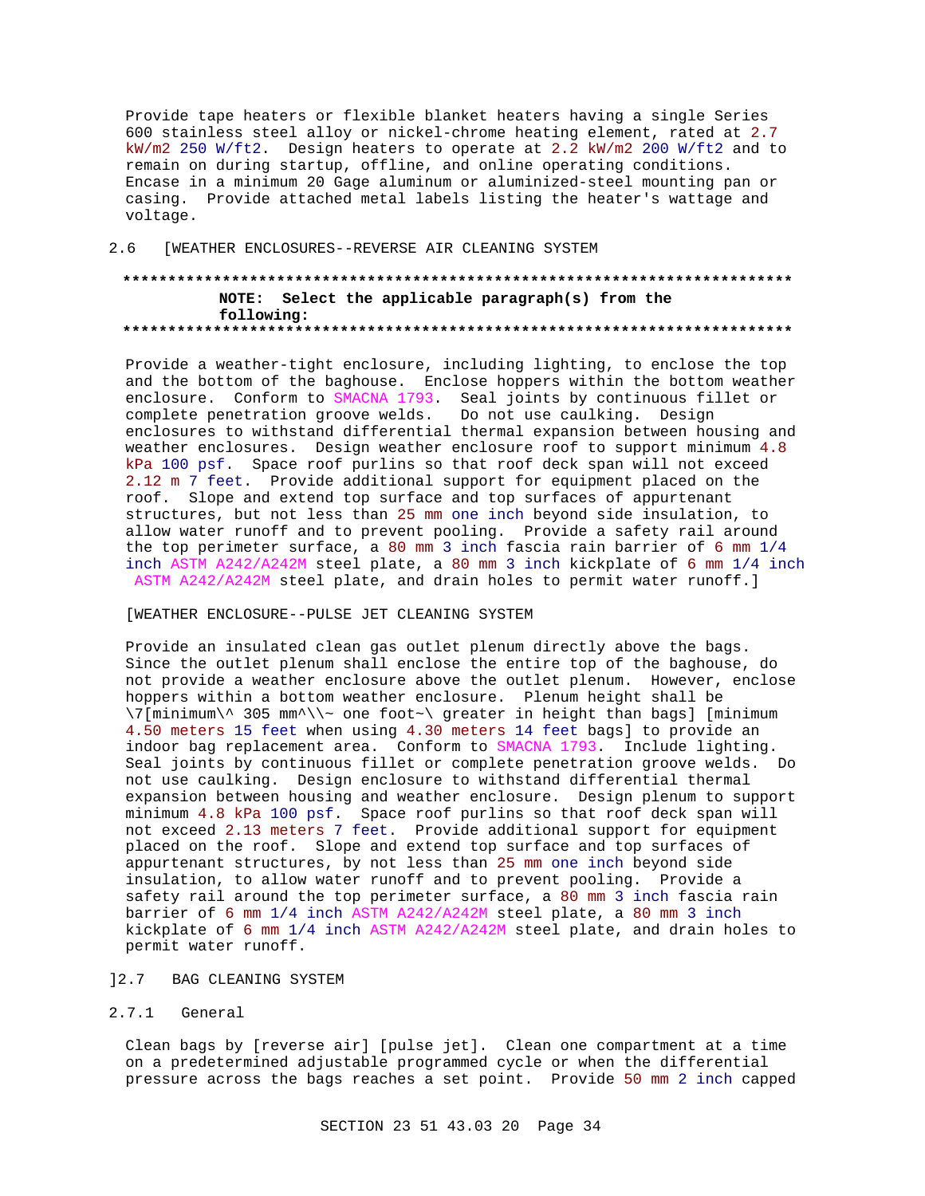Provide tape heaters or flexible blanket heaters having a single Series 600 stainless steel alloy or nickel-chrome heating element, rated at 2.7 kW/m2 250 W/ft2. Design heaters to operate at 2.2 kW/m2 200 W/ft2 and to remain on during startup, offline, and online operating conditions. Encase in a minimum 20 Gage aluminum or aluminized-steel mounting pan or casing. Provide attached metal labels listing the heater's wattage and voltage.

## 2.6 [WEATHER ENCLOSURES--REVERSE AIR CLEANING SYSTEM

**************************************************************************

**NOTE: Select the applicable paragraph(s) from the following:**

**************************************************************************

Provide a weather-tight enclosure, including lighting, to enclose the top and the bottom of the baghouse. Enclose hoppers within the bottom weather enclosure. Conform to SMACNA 1793. Seal joints by continuous fillet or complete penetration groove welds. Do not use caulking. Design enclosures to withstand differential thermal expansion between housing and weather enclosures. Design weather enclosure roof to support minimum 4.8 kPa 100 psf. Space roof purlins so that roof deck span will not exceed 2.12 m 7 feet. Provide additional support for equipment placed on the roof. Slope and extend top surface and top surfaces of appurtenant structures, but not less than 25 mm one inch beyond side insulation, to allow water runoff and to prevent pooling. Provide a safety rail around the top perimeter surface, a 80 mm 3 inch fascia rain barrier of 6 mm 1/4 inch ASTM A242/A242M steel plate, a 80 mm 3 inch kickplate of 6 mm 1/4 inch ASTM A242/A242M steel plate, and drain holes to permit water runoff.]

[WEATHER ENCLOSURE--PULSE JET CLEANING SYSTEM

Provide an insulated clean gas outlet plenum directly above the bags. Since the outlet plenum shall enclose the entire top of the baghouse, do not provide a weather enclosure above the outlet plenum. However, enclose hoppers within a bottom weather enclosure. Plenum height shall be \7[minimum\^ 305 mm^\\~ one foot~\ greater in height than bags] [minimum 4.50 meters 15 feet when using 4.30 meters 14 feet bags] to provide an indoor bag replacement area. Conform to SMACNA 1793. Include lighting. Seal joints by continuous fillet or complete penetration groove welds. Do not use caulking. Design enclosure to withstand differential thermal expansion between housing and weather enclosure. Design plenum to support minimum 4.8 kPa 100 psf. Space roof purlins so that roof deck span will not exceed 2.13 meters 7 feet. Provide additional support for equipment placed on the roof. Slope and extend top surface and top surfaces of appurtenant structures, by not less than 25 mm one inch beyond side insulation, to allow water runoff and to prevent pooling. Provide a safety rail around the top perimeter surface, a 80 mm 3 inch fascia rain barrier of 6 mm 1/4 inch ASTM A242/A242M steel plate, a 80 mm 3 inch kickplate of 6 mm 1/4 inch ASTM A242/A242M steel plate, and drain holes to permit water runoff.

## ]2.7 BAG CLEANING SYSTEM

### 2.7.1 General

Clean bags by [reverse air] [pulse jet]. Clean one compartment at a time on a predetermined adjustable programmed cycle or when the differential pressure across the bags reaches a set point. Provide 50 mm 2 inch capped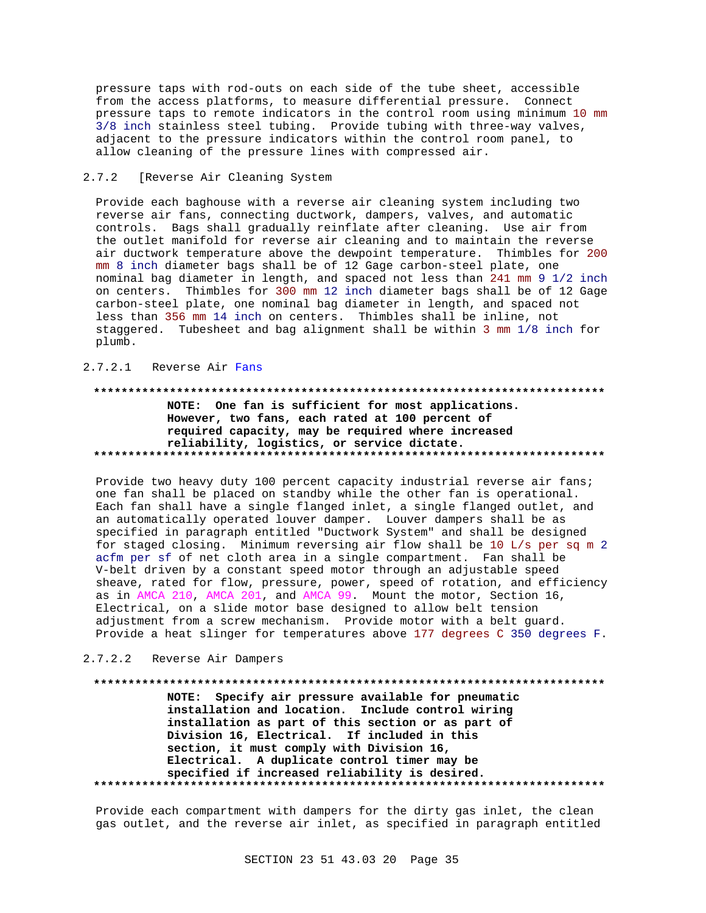pressure taps with rod-outs on each side of the tube sheet, accessible from the access platforms, to measure differential pressure. Connect pressure taps to remote indicators in the control room using minimum 10 mm 3/8 inch stainless steel tubing. Provide tubing with three-way valves, adjacent to the pressure indicators within the control room panel, to allow cleaning of the pressure lines with compressed air.

## 2.7.2 [Reverse Air Cleaning System

Provide each baghouse with a reverse air cleaning system including two reverse air fans, connecting ductwork, dampers, valves, and automatic controls. Bags shall gradually reinflate after cleaning. Use air from the outlet manifold for reverse air cleaning and to maintain the reverse air ductwork temperature above the dewpoint temperature. Thimbles for 200 mm 8 inch diameter bags shall be of 12 Gage carbon-steel plate, one nominal bag diameter in length, and spaced not less than 241 mm 9 1/2 inch on centers. Thimbles for 300 mm 12 inch diameter bags shall be of 12 Gage carbon-steel plate, one nominal bag diameter in length, and spaced not less than 356 mm 14 inch on centers. Thimbles shall be inline, not staggered. Tubesheet and bag alignment shall be within 3 mm 1/8 inch for plumb.

### 2.7.2.1 Reverse Air Fans

**************************************************************************

**NOTE: One fan is sufficient for most applications. However, two fans, each rated at 100 percent of required capacity, may be required where increased reliability, logistics, or service dictate.**

**************************************************************************

Provide two heavy duty 100 percent capacity industrial reverse air fans; one fan shall be placed on standby while the other fan is operational. Each fan shall have a single flanged inlet, a single flanged outlet, and an automatically operated louver damper. Louver dampers shall be as specified in paragraph entitled "Ductwork System" and shall be designed for staged closing. Minimum reversing air flow shall be 10 L/s per sq m 2 acfm per sf of net cloth area in a single compartment. Fan shall be V-belt driven by a constant speed motor through an adjustable speed sheave, rated for flow, pressure, power, speed of rotation, and efficiency as in AMCA 210, AMCA 201, and AMCA 99. Mount the motor, Section 16, Electrical, on a slide motor base designed to allow belt tension adjustment from a screw mechanism. Provide motor with a belt guard. Provide a heat slinger for temperatures above 177 degrees C 350 degrees F.

### 2.7.2.2 Reverse Air Dampers

**************************************************************************

**NOTE: Specify air pressure available for pneumatic installation and location. Include control wiring installation as part of this section or as part of Division 16, Electrical. If included in this section, it must comply with Division 16, Electrical. A duplicate control timer may be specified if increased reliability is desired.**

**************************************************************************

Provide each compartment with dampers for the dirty gas inlet, the clean gas outlet, and the reverse air inlet, as specified in paragraph entitled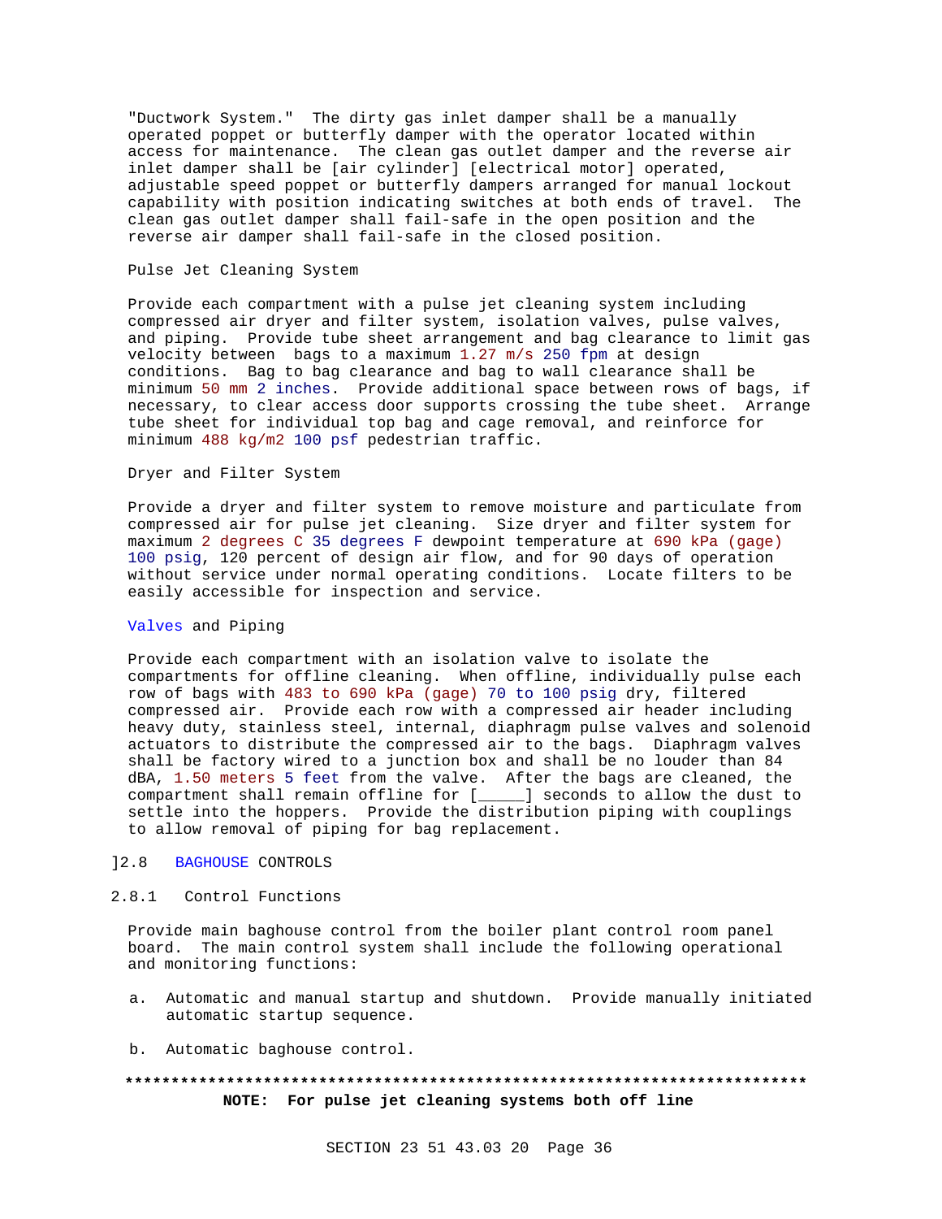"Ductwork System." The dirty gas inlet damper shall be a manually operated poppet or butterfly damper with the operator located within access for maintenance. The clean gas outlet damper and the reverse air inlet damper shall be [air cylinder] [electrical motor] operated, adjustable speed poppet or butterfly dampers arranged for manual lockout capability with position indicating switches at both ends of travel. The clean gas outlet damper shall fail-safe in the open position and the reverse air damper shall fail-safe in the closed position.

Pulse Jet Cleaning System

Provide each compartment with a pulse jet cleaning system including compressed air dryer and filter system, isolation valves, pulse valves, and piping. Provide tube sheet arrangement and bag clearance to limit gas velocity between bags to a maximum 1.27 m/s 250 fpm at design conditions. Bag to bag clearance and bag to wall clearance shall be minimum 50 mm 2 inches. Provide additional space between rows of bags, if necessary, to clear access door supports crossing the tube sheet. Arrange tube sheet for individual top bag and cage removal, and reinforce for minimum 488 kg/m2 100 psf pedestrian traffic.

Dryer and Filter System

Provide a dryer and filter system to remove moisture and particulate from compressed air for pulse jet cleaning. Size dryer and filter system for maximum 2 degrees C 35 degrees F dewpoint temperature at 690 kPa (gage) 100 psig, 120 percent of design air flow, and for 90 days of operation without service under normal operating conditions. Locate filters to be easily accessible for inspection and service.

Valves and Piping

Provide each compartment with an isolation valve to isolate the compartments for offline cleaning. When offline, individually pulse each row of bags with 483 to 690 kPa (gage) 70 to 100 psig dry, filtered compressed air. Provide each row with a compressed air header including heavy duty, stainless steel, internal, diaphragm pulse valves and solenoid actuators to distribute the compressed air to the bags. Diaphragm valves shall be factory wired to a junction box and shall be no louder than 84 dBA, 1.50 meters 5 feet from the valve. After the bags are cleaned, the compartment shall remain offline for [_____] seconds to allow the dust to settle into the hoppers. Provide the distribution piping with couplings to allow removal of piping for bag replacement.

]2.8 BAGHOUSE CONTROLS

2.8.1 Control Functions

Provide main baghouse control from the boiler plant control room panel board. The main control system shall include the following operational and monitoring functions:

a. Automatic and manual startup and shutdown. Provide manually initiated automatic startup sequence.

b. Automatic baghouse control.

**************************************************************************

**NOTE: For pulse jet cleaning systems both off line**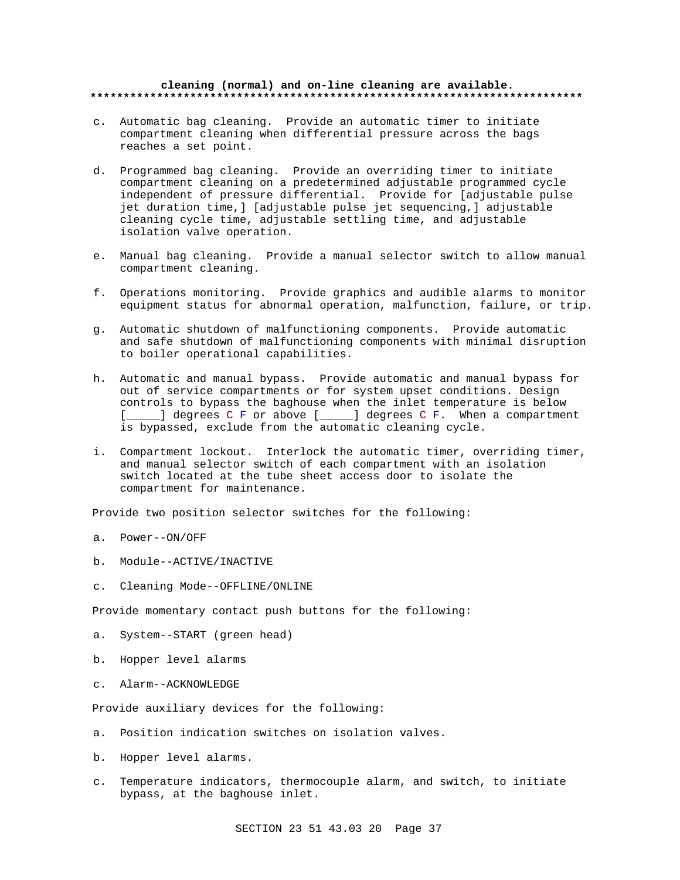**cleaning (normal) and on-line cleaning are available.**
**************************************************************************

c. Automatic bag cleaning. Provide an automatic timer to initiate compartment cleaning when differential pressure across the bags reaches a set point.

d. Programmed bag cleaning. Provide an overriding timer to initiate compartment cleaning on a predetermined adjustable programmed cycle independent of pressure differential. Provide for [adjustable pulse jet duration time,] [adjustable pulse jet sequencing,] adjustable cleaning cycle time, adjustable settling time, and adjustable isolation valve operation.

e. Manual bag cleaning. Provide a manual selector switch to allow manual compartment cleaning.

f. Operations monitoring. Provide graphics and audible alarms to monitor equipment status for abnormal operation, malfunction, failure, or trip.

g. Automatic shutdown of malfunctioning components. Provide automatic and safe shutdown of malfunctioning components with minimal disruption to boiler operational capabilities.

h. Automatic and manual bypass. Provide automatic and manual bypass for out of service compartments or for system upset conditions. Design controls to bypass the baghouse when the inlet temperature is below [_____] degrees C F or above [_____] degrees C F. When a compartment is bypassed, exclude from the automatic cleaning cycle.

i. Compartment lockout. Interlock the automatic timer, overriding timer, and manual selector switch of each compartment with an isolation switch located at the tube sheet access door to isolate the compartment for maintenance.

Provide two position selector switches for the following:

a. Power--ON/OFF

b. Module--ACTIVE/INACTIVE

c. Cleaning Mode--OFFLINE/ONLINE

Provide momentary contact push buttons for the following:

a. System--START (green head)

b. Hopper level alarms

c. Alarm--ACKNOWLEDGE

Provide auxiliary devices for the following:

a. Position indication switches on isolation valves.

b. Hopper level alarms.

c. Temperature indicators, thermocouple alarm, and switch, to initiate bypass, at the baghouse inlet.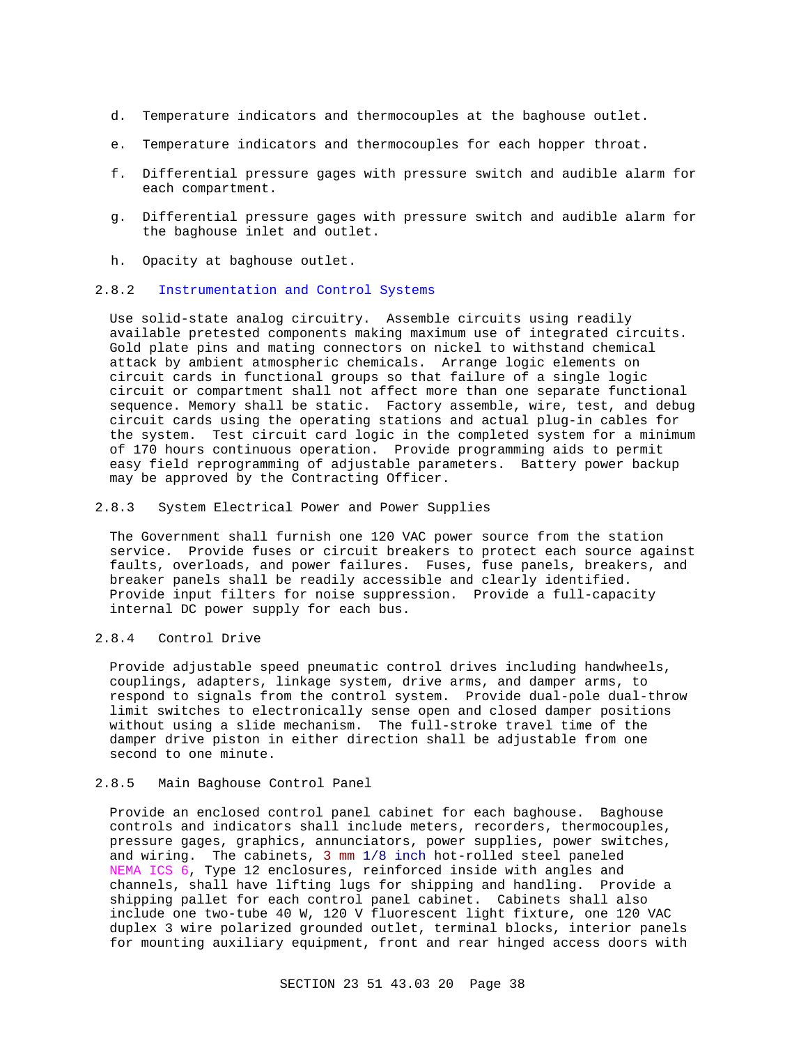d. Temperature indicators and thermocouples at the baghouse outlet.

e. Temperature indicators and thermocouples for each hopper throat.

f. Differential pressure gages with pressure switch and audible alarm for each compartment.

g. Differential pressure gages with pressure switch and audible alarm for the baghouse inlet and outlet.

h. Opacity at baghouse outlet.

### 2.8.2 Instrumentation and Control Systems

Use solid-state analog circuitry. Assemble circuits using readily available pretested components making maximum use of integrated circuits. Gold plate pins and mating connectors on nickel to withstand chemical attack by ambient atmospheric chemicals. Arrange logic elements on circuit cards in functional groups so that failure of a single logic circuit or compartment shall not affect more than one separate functional sequence. Memory shall be static. Factory assemble, wire, test, and debug circuit cards using the operating stations and actual plug-in cables for the system. Test circuit card logic in the completed system for a minimum of 170 hours continuous operation. Provide programming aids to permit easy field reprogramming of adjustable parameters. Battery power backup may be approved by the Contracting Officer.

### 2.8.3 System Electrical Power and Power Supplies

The Government shall furnish one 120 VAC power source from the station service. Provide fuses or circuit breakers to protect each source against faults, overloads, and power failures. Fuses, fuse panels, breakers, and breaker panels shall be readily accessible and clearly identified. Provide input filters for noise suppression. Provide a full-capacity internal DC power supply for each bus.

### 2.8.4 Control Drive

Provide adjustable speed pneumatic control drives including handwheels, couplings, adapters, linkage system, drive arms, and damper arms, to respond to signals from the control system. Provide dual-pole dual-throw limit switches to electronically sense open and closed damper positions without using a slide mechanism. The full-stroke travel time of the damper drive piston in either direction shall be adjustable from one second to one minute.

### 2.8.5 Main Baghouse Control Panel

Provide an enclosed control panel cabinet for each baghouse. Baghouse controls and indicators shall include meters, recorders, thermocouples, pressure gages, graphics, annunciators, power supplies, power switches, and wiring. The cabinets, 3 mm 1/8 inch hot-rolled steel paneled NEMA ICS 6, Type 12 enclosures, reinforced inside with angles and channels, shall have lifting lugs for shipping and handling. Provide a shipping pallet for each control panel cabinet. Cabinets shall also include one two-tube 40 W, 120 V fluorescent light fixture, one 120 VAC duplex 3 wire polarized grounded outlet, terminal blocks, interior panels for mounting auxiliary equipment, front and rear hinged access doors with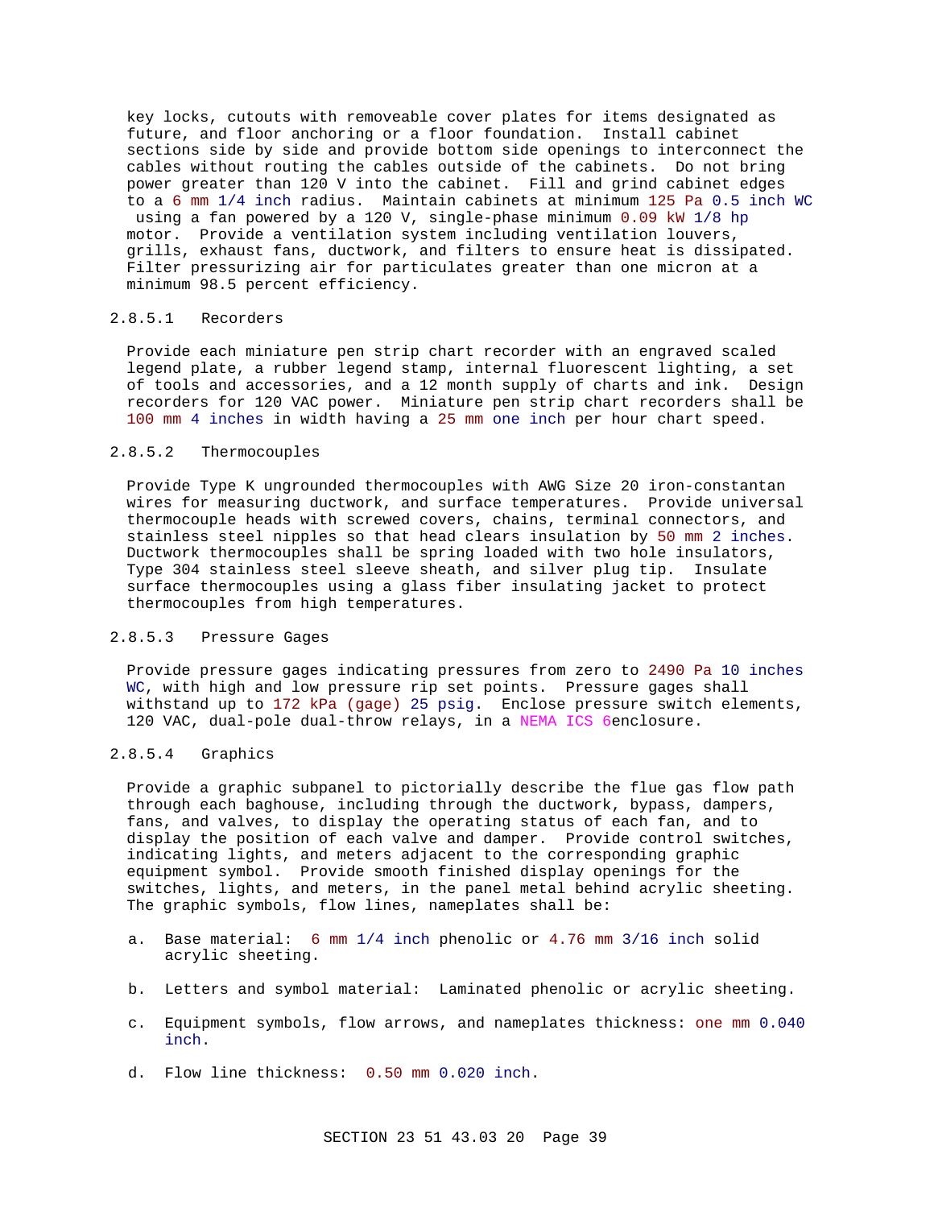key locks, cutouts with removeable cover plates for items designated as future, and floor anchoring or a floor foundation. Install cabinet sections side by side and provide bottom side openings to interconnect the cables without routing the cables outside of the cabinets. Do not bring power greater than 120 V into the cabinet. Fill and grind cabinet edges to a 6 mm 1/4 inch radius. Maintain cabinets at minimum 125 Pa 0.5 inch WC using a fan powered by a 120 V, single-phase minimum 0.09 kW 1/8 hp motor. Provide a ventilation system including ventilation louvers, grills, exhaust fans, ductwork, and filters to ensure heat is dissipated. Filter pressurizing air for particulates greater than one micron at a minimum 98.5 percent efficiency.

#### 2.8.5.1 Recorders

Provide each miniature pen strip chart recorder with an engraved scaled legend plate, a rubber legend stamp, internal fluorescent lighting, a set of tools and accessories, and a 12 month supply of charts and ink. Design recorders for 120 VAC power. Miniature pen strip chart recorders shall be 100 mm 4 inches in width having a 25 mm one inch per hour chart speed.

#### 2.8.5.2 Thermocouples

Provide Type K ungrounded thermocouples with AWG Size 20 iron-constantan wires for measuring ductwork, and surface temperatures. Provide universal thermocouple heads with screwed covers, chains, terminal connectors, and stainless steel nipples so that head clears insulation by 50 mm 2 inches. Ductwork thermocouples shall be spring loaded with two hole insulators, Type 304 stainless steel sleeve sheath, and silver plug tip. Insulate surface thermocouples using a glass fiber insulating jacket to protect thermocouples from high temperatures.

#### 2.8.5.3 Pressure Gages

Provide pressure gages indicating pressures from zero to 2490 Pa 10 inches WC, with high and low pressure rip set points. Pressure gages shall withstand up to 172 kPa (gage) 25 psig. Enclose pressure switch elements, 120 VAC, dual-pole dual-throw relays, in a NEMA ICS 6enclosure.

#### 2.8.5.4 Graphics

Provide a graphic subpanel to pictorially describe the flue gas flow path through each baghouse, including through the ductwork, bypass, dampers, fans, and valves, to display the operating status of each fan, and to display the position of each valve and damper. Provide control switches, indicating lights, and meters adjacent to the corresponding graphic equipment symbol. Provide smooth finished display openings for the switches, lights, and meters, in the panel metal behind acrylic sheeting. The graphic symbols, flow lines, nameplates shall be:

a. Base material: 6 mm 1/4 inch phenolic or 4.76 mm 3/16 inch solid acrylic sheeting.

b. Letters and symbol material: Laminated phenolic or acrylic sheeting.

c. Equipment symbols, flow arrows, and nameplates thickness: one mm 0.040 inch.

d. Flow line thickness: 0.50 mm 0.020 inch.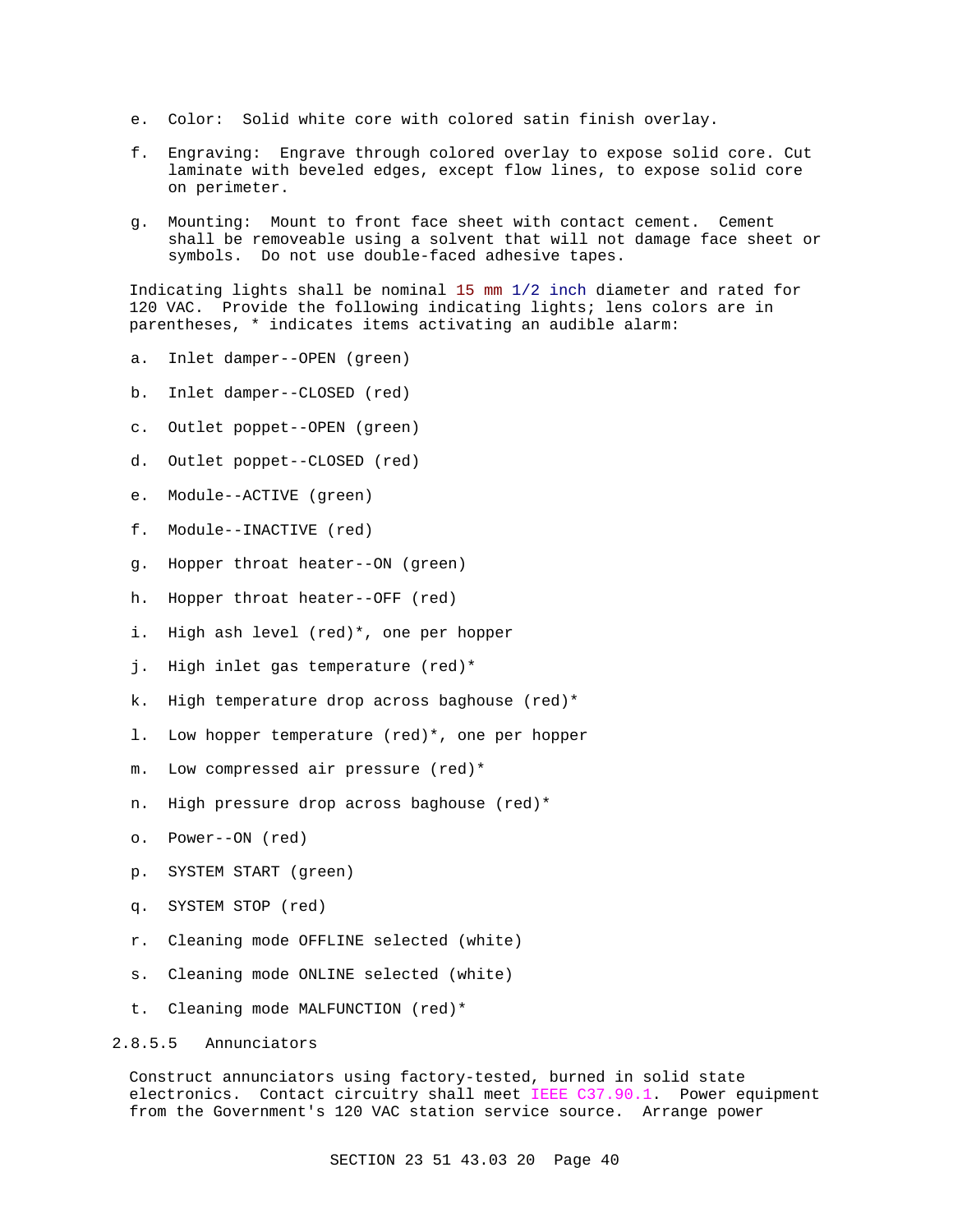e. Color: Solid white core with colored satin finish overlay.

f. Engraving: Engrave through colored overlay to expose solid core. Cut laminate with beveled edges, except flow lines, to expose solid core on perimeter.

g. Mounting: Mount to front face sheet with contact cement. Cement shall be removeable using a solvent that will not damage face sheet or symbols. Do not use double-faced adhesive tapes.

Indicating lights shall be nominal 15 mm 1/2 inch diameter and rated for 120 VAC. Provide the following indicating lights; lens colors are in parentheses, * indicates items activating an audible alarm:

a. Inlet damper--OPEN (green)

b. Inlet damper--CLOSED (red)

c. Outlet poppet--OPEN (green)

d. Outlet poppet--CLOSED (red)

e. Module--ACTIVE (green)

f. Module--INACTIVE (red)

g. Hopper throat heater--ON (green)

h. Hopper throat heater--OFF (red)

i. High ash level (red)*, one per hopper

j. High inlet gas temperature (red)*

k. High temperature drop across baghouse (red)*

l. Low hopper temperature (red)*, one per hopper

m. Low compressed air pressure (red)*

n. High pressure drop across baghouse (red)*

o. Power--ON (red)

p. SYSTEM START (green)

q. SYSTEM STOP (red)

r. Cleaning mode OFFLINE selected (white)

s. Cleaning mode ONLINE selected (white)

t. Cleaning mode MALFUNCTION (red)*

#### 2.8.5.5 Annunciators

Construct annunciators using factory-tested, burned in solid state electronics. Contact circuitry shall meet IEEE C37.90.1. Power equipment from the Government's 120 VAC station service source. Arrange power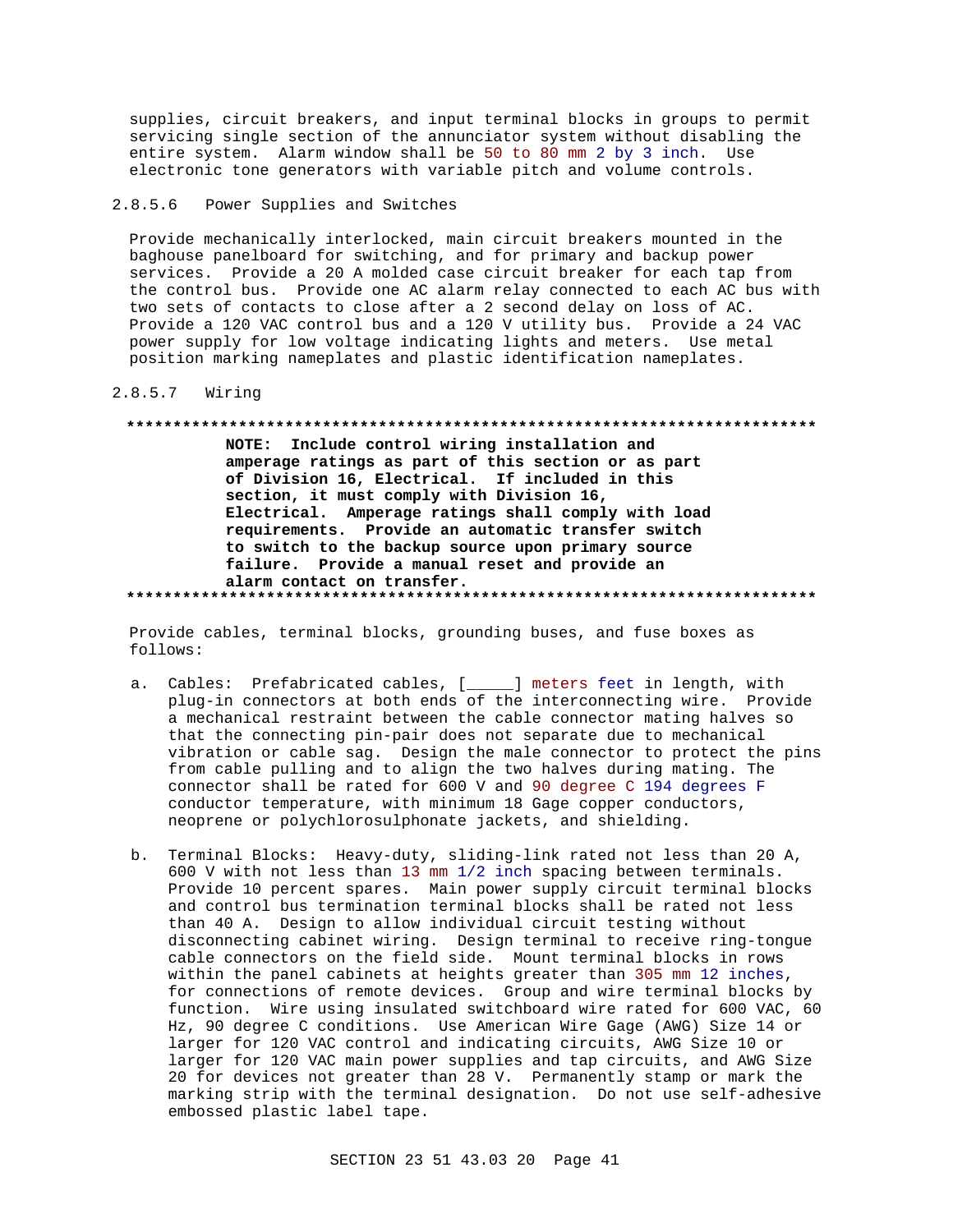supplies, circuit breakers, and input terminal blocks in groups to permit servicing single section of the annunciator system without disabling the entire system. Alarm window shall be 50 to 80 mm 2 by 3 inch. Use electronic tone generators with variable pitch and volume controls.

#### 2.8.5.6 Power Supplies and Switches

Provide mechanically interlocked, main circuit breakers mounted in the baghouse panelboard for switching, and for primary and backup power services. Provide a 20 A molded case circuit breaker for each tap from the control bus. Provide one AC alarm relay connected to each AC bus with two sets of contacts to close after a 2 second delay on loss of AC. Provide a 120 VAC control bus and a 120 V utility bus. Provide a 24 VAC power supply for low voltage indicating lights and meters. Use metal position marking nameplates and plastic identification nameplates.

#### 2.8.5.7 Wiring

**************************************************************************

**NOTE: Include control wiring installation and amperage ratings as part of this section or as part of Division 16, Electrical. If included in this section, it must comply with Division 16, Electrical. Amperage ratings shall comply with load requirements. Provide an automatic transfer switch to switch to the backup source upon primary source failure. Provide a manual reset and provide an alarm contact on transfer.**

**************************************************************************

Provide cables, terminal blocks, grounding buses, and fuse boxes as follows:

a. Cables: Prefabricated cables, [_____] meters feet in length, with plug-in connectors at both ends of the interconnecting wire. Provide a mechanical restraint between the cable connector mating halves so that the connecting pin-pair does not separate due to mechanical vibration or cable sag. Design the male connector to protect the pins from cable pulling and to align the two halves during mating. The connector shall be rated for 600 V and 90 degree C 194 degrees F conductor temperature, with minimum 18 Gage copper conductors, neoprene or polychlorosulphonate jackets, and shielding.

b. Terminal Blocks: Heavy-duty, sliding-link rated not less than 20 A, 600 V with not less than 13 mm 1/2 inch spacing between terminals. Provide 10 percent spares. Main power supply circuit terminal blocks and control bus termination terminal blocks shall be rated not less than 40 A. Design to allow individual circuit testing without disconnecting cabinet wiring. Design terminal to receive ring-tongue cable connectors on the field side. Mount terminal blocks in rows within the panel cabinets at heights greater than 305 mm 12 inches, for connections of remote devices. Group and wire terminal blocks by function. Wire using insulated switchboard wire rated for 600 VAC, 60 Hz, 90 degree C conditions. Use American Wire Gage (AWG) Size 14 or larger for 120 VAC control and indicating circuits, AWG Size 10 or larger for 120 VAC main power supplies and tap circuits, and AWG Size 20 for devices not greater than 28 V. Permanently stamp or mark the marking strip with the terminal designation. Do not use self-adhesive embossed plastic label tape.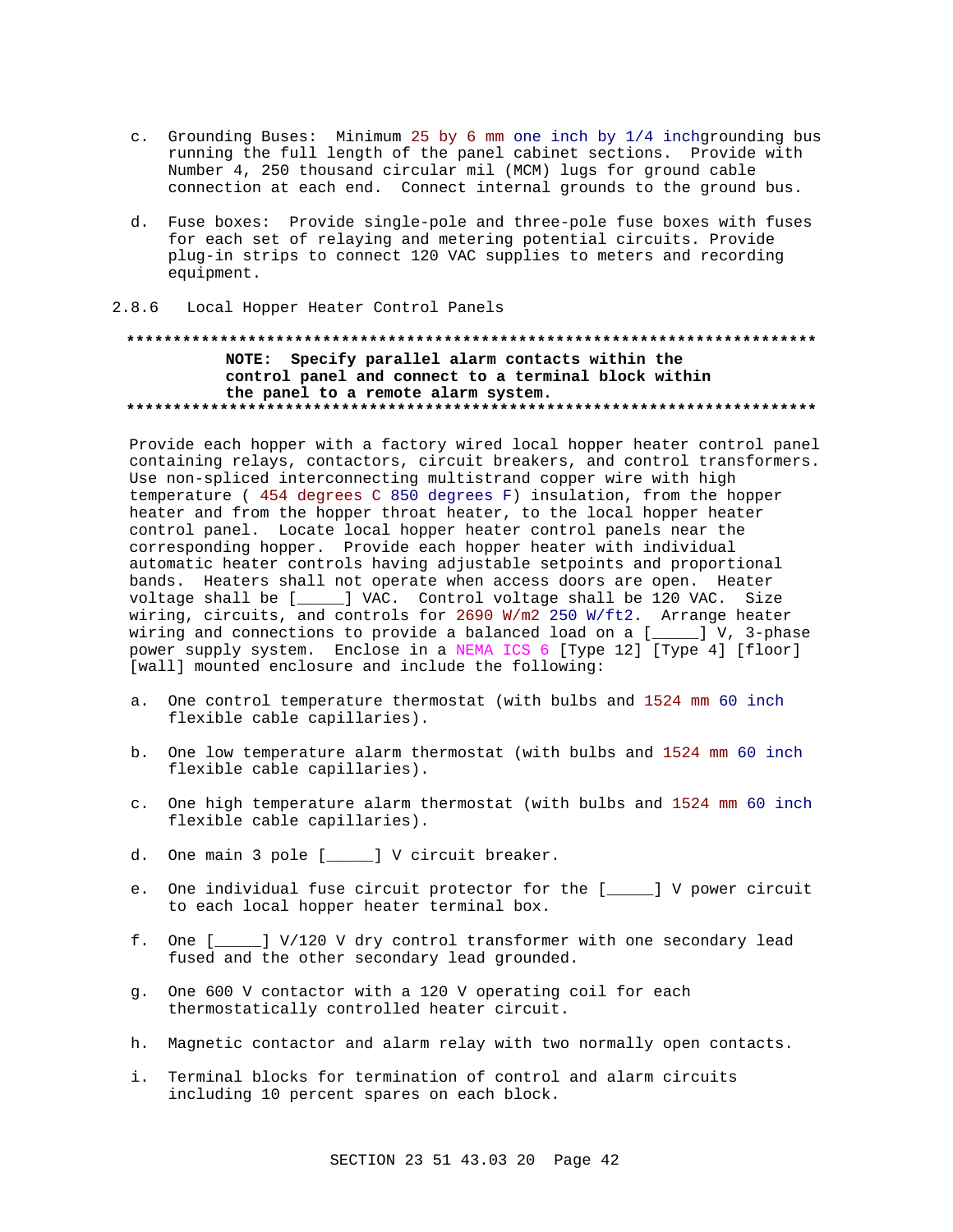c. Grounding Buses: Minimum 25 by 6 mm one inch by 1/4 inchgrounding bus running the full length of the panel cabinet sections. Provide with Number 4, 250 thousand circular mil (MCM) lugs for ground cable connection at each end. Connect internal grounds to the ground bus.

d. Fuse boxes: Provide single-pole and three-pole fuse boxes with fuses for each set of relaying and metering potential circuits. Provide plug-in strips to connect 120 VAC supplies to meters and recording equipment.

### 2.8.6 Local Hopper Heater Control Panels

**************************************************************************
**NOTE: Specify parallel alarm contacts within the control panel and connect to a terminal block within the panel to a remote alarm system.**
**************************************************************************

Provide each hopper with a factory wired local hopper heater control panel containing relays, contactors, circuit breakers, and control transformers. Use non-spliced interconnecting multistrand copper wire with high temperature ( 454 degrees C 850 degrees F) insulation, from the hopper heater and from the hopper throat heater, to the local hopper heater control panel. Locate local hopper heater control panels near the corresponding hopper. Provide each hopper heater with individual automatic heater controls having adjustable setpoints and proportional bands. Heaters shall not operate when access doors are open. Heater voltage shall be [_____] VAC. Control voltage shall be 120 VAC. Size wiring, circuits, and controls for 2690 W/m2 250 W/ft2. Arrange heater wiring and connections to provide a balanced load on a [_____] V, 3-phase power supply system. Enclose in a NEMA ICS 6 [Type 12] [Type 4] [floor] [wall] mounted enclosure and include the following:

a. One control temperature thermostat (with bulbs and 1524 mm 60 inch flexible cable capillaries).

b. One low temperature alarm thermostat (with bulbs and 1524 mm 60 inch flexible cable capillaries).

c. One high temperature alarm thermostat (with bulbs and 1524 mm 60 inch flexible cable capillaries).

d. One main 3 pole [_____] V circuit breaker.

e. One individual fuse circuit protector for the [_____] V power circuit to each local hopper heater terminal box.

f. One [_____] V/120 V dry control transformer with one secondary lead fused and the other secondary lead grounded.

g. One 600 V contactor with a 120 V operating coil for each thermostatically controlled heater circuit.

h. Magnetic contactor and alarm relay with two normally open contacts.

i. Terminal blocks for termination of control and alarm circuits including 10 percent spares on each block.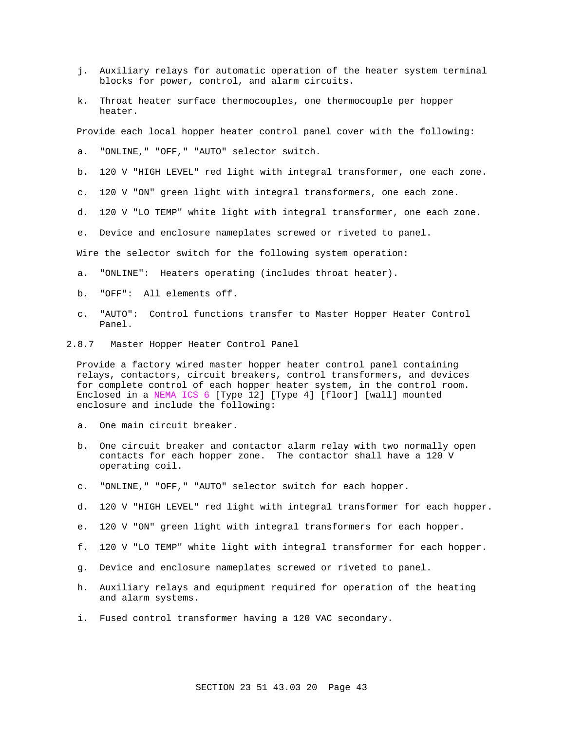j. Auxiliary relays for automatic operation of the heater system terminal blocks for power, control, and alarm circuits.

k. Throat heater surface thermocouples, one thermocouple per hopper heater.

Provide each local hopper heater control panel cover with the following:

a. "ONLINE," "OFF," "AUTO" selector switch.

b. 120 V "HIGH LEVEL" red light with integral transformer, one each zone.

c. 120 V "ON" green light with integral transformers, one each zone.

d. 120 V "LO TEMP" white light with integral transformer, one each zone.

e. Device and enclosure nameplates screwed or riveted to panel.

Wire the selector switch for the following system operation:

a. "ONLINE": Heaters operating (includes throat heater).

b. "OFF": All elements off.

c. "AUTO": Control functions transfer to Master Hopper Heater Control Panel.

### 2.8.7 Master Hopper Heater Control Panel

Provide a factory wired master hopper heater control panel containing relays, contactors, circuit breakers, control transformers, and devices for complete control of each hopper heater system, in the control room. Enclosed in a NEMA ICS 6 [Type 12] [Type 4] [floor] [wall] mounted enclosure and include the following:

a. One main circuit breaker.

b. One circuit breaker and contactor alarm relay with two normally open contacts for each hopper zone. The contactor shall have a 120 V operating coil.

c. "ONLINE," "OFF," "AUTO" selector switch for each hopper.

d. 120 V "HIGH LEVEL" red light with integral transformer for each hopper.

e. 120 V "ON" green light with integral transformers for each hopper.

f. 120 V "LO TEMP" white light with integral transformer for each hopper.

g. Device and enclosure nameplates screwed or riveted to panel.

h. Auxiliary relays and equipment required for operation of the heating and alarm systems.

i. Fused control transformer having a 120 VAC secondary.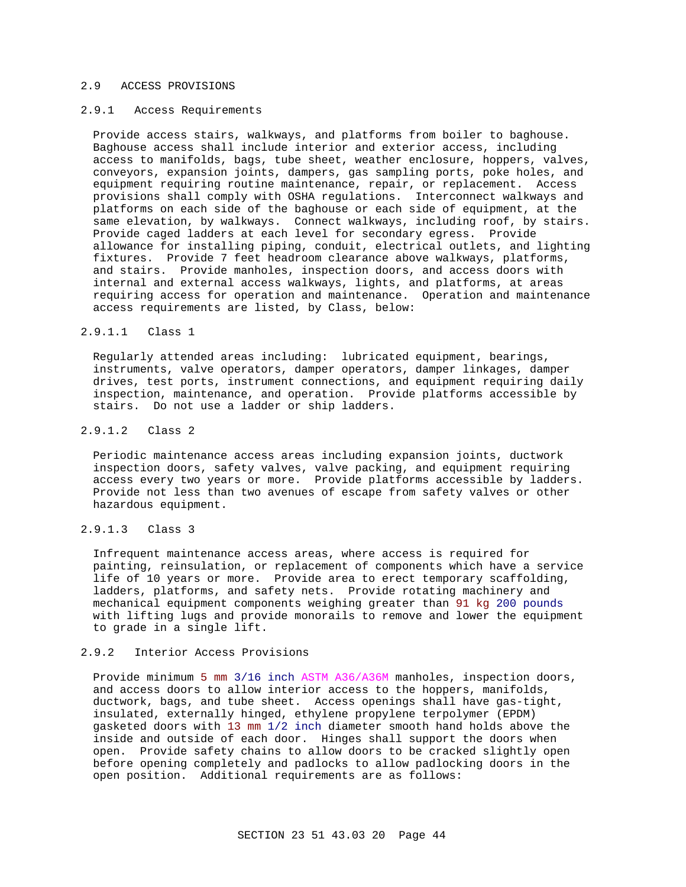## 2.9 ACCESS PROVISIONS

### 2.9.1 Access Requirements

Provide access stairs, walkways, and platforms from boiler to baghouse. Baghouse access shall include interior and exterior access, including access to manifolds, bags, tube sheet, weather enclosure, hoppers, valves, conveyors, expansion joints, dampers, gas sampling ports, poke holes, and equipment requiring routine maintenance, repair, or replacement. Access provisions shall comply with OSHA regulations. Interconnect walkways and platforms on each side of the baghouse or each side of equipment, at the same elevation, by walkways. Connect walkways, including roof, by stairs. Provide caged ladders at each level for secondary egress. Provide allowance for installing piping, conduit, electrical outlets, and lighting fixtures. Provide 7 feet headroom clearance above walkways, platforms, and stairs. Provide manholes, inspection doors, and access doors with internal and external access walkways, lights, and platforms, at areas requiring access for operation and maintenance. Operation and maintenance access requirements are listed, by Class, below:

#### 2.9.1.1 Class 1

Regularly attended areas including: lubricated equipment, bearings, instruments, valve operators, damper operators, damper linkages, damper drives, test ports, instrument connections, and equipment requiring daily inspection, maintenance, and operation. Provide platforms accessible by stairs. Do not use a ladder or ship ladders.

#### 2.9.1.2 Class 2

Periodic maintenance access areas including expansion joints, ductwork inspection doors, safety valves, valve packing, and equipment requiring access every two years or more. Provide platforms accessible by ladders. Provide not less than two avenues of escape from safety valves or other hazardous equipment.

#### 2.9.1.3 Class 3

Infrequent maintenance access areas, where access is required for painting, reinsulation, or replacement of components which have a service life of 10 years or more. Provide area to erect temporary scaffolding, ladders, platforms, and safety nets. Provide rotating machinery and mechanical equipment components weighing greater than 91 kg 200 pounds with lifting lugs and provide monorails to remove and lower the equipment to grade in a single lift.

### 2.9.2 Interior Access Provisions

Provide minimum 5 mm 3/16 inch ASTM A36/A36M manholes, inspection doors, and access doors to allow interior access to the hoppers, manifolds, ductwork, bags, and tube sheet. Access openings shall have gas-tight, insulated, externally hinged, ethylene propylene terpolymer (EPDM) gasketed doors with 13 mm 1/2 inch diameter smooth hand holds above the inside and outside of each door. Hinges shall support the doors when open. Provide safety chains to allow doors to be cracked slightly open before opening completely and padlocks to allow padlocking doors in the open position. Additional requirements are as follows: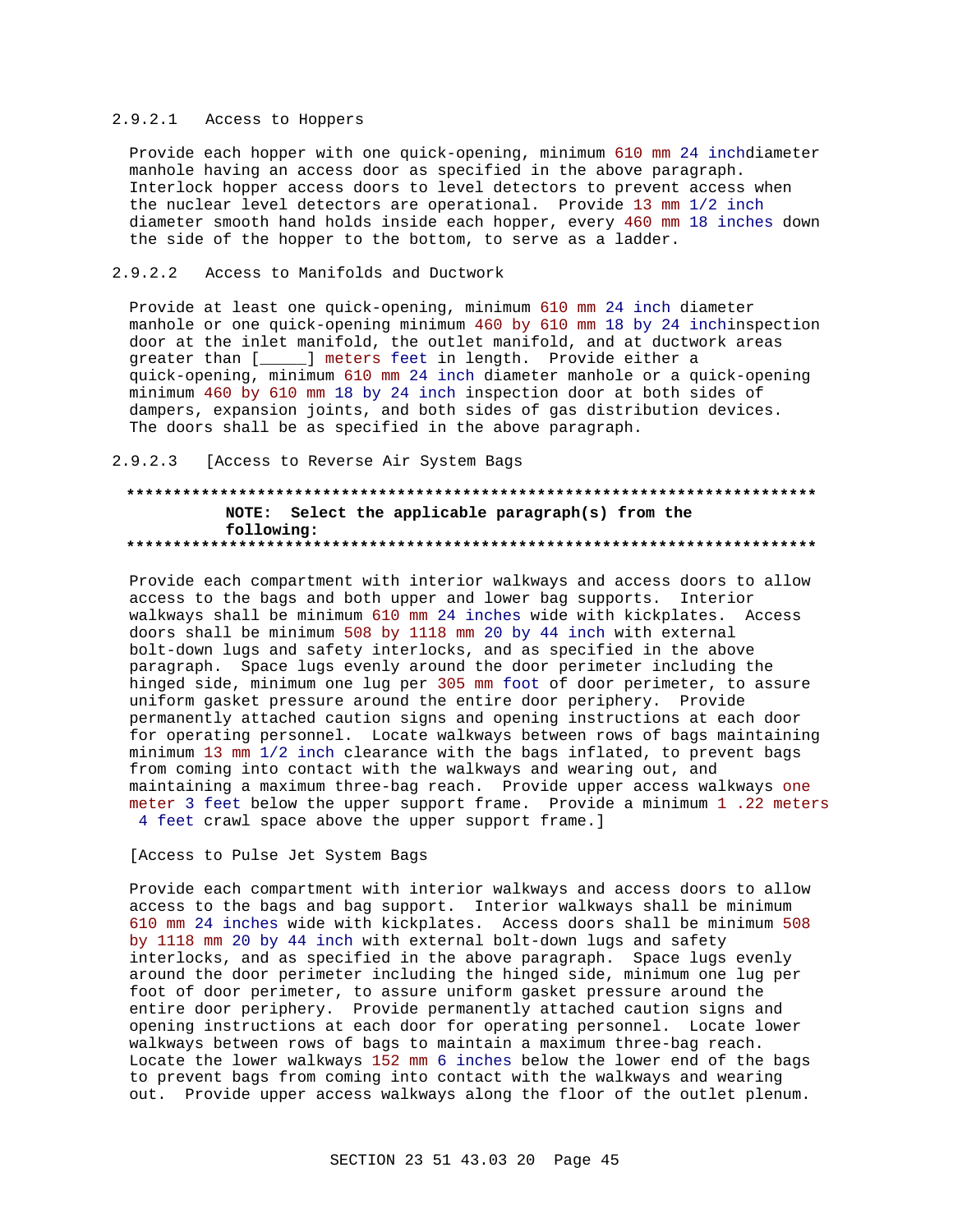#### 2.9.2.1 Access to Hoppers

Provide each hopper with one quick-opening, minimum 610 mm 24 inchdiameter manhole having an access door as specified in the above paragraph. Interlock hopper access doors to level detectors to prevent access when the nuclear level detectors are operational. Provide 13 mm 1/2 inch diameter smooth hand holds inside each hopper, every 460 mm 18 inches down the side of the hopper to the bottom, to serve as a ladder.

#### 2.9.2.2 Access to Manifolds and Ductwork

Provide at least one quick-opening, minimum 610 mm 24 inch diameter manhole or one quick-opening minimum 460 by 610 mm 18 by 24 inchinspection door at the inlet manifold, the outlet manifold, and at ductwork areas greater than [_____] meters feet in length. Provide either a quick-opening, minimum 610 mm 24 inch diameter manhole or a quick-opening minimum 460 by 610 mm 18 by 24 inch inspection door at both sides of dampers, expansion joints, and both sides of gas distribution devices. The doors shall be as specified in the above paragraph.

#### 2.9.2.3 [Access to Reverse Air System Bags

**************************************************************************
**NOTE: Select the applicable paragraph(s) from the following:**
**************************************************************************

Provide each compartment with interior walkways and access doors to allow access to the bags and both upper and lower bag supports. Interior walkways shall be minimum 610 mm 24 inches wide with kickplates. Access doors shall be minimum 508 by 1118 mm 20 by 44 inch with external bolt-down lugs and safety interlocks, and as specified in the above paragraph. Space lugs evenly around the door perimeter including the hinged side, minimum one lug per 305 mm foot of door perimeter, to assure uniform gasket pressure around the entire door periphery. Provide permanently attached caution signs and opening instructions at each door for operating personnel. Locate walkways between rows of bags maintaining minimum 13 mm 1/2 inch clearance with the bags inflated, to prevent bags from coming into contact with the walkways and wearing out, and maintaining a maximum three-bag reach. Provide upper access walkways one meter 3 feet below the upper support frame. Provide a minimum 1 .22 meters 4 feet crawl space above the upper support frame.]

[Access to Pulse Jet System Bags

Provide each compartment with interior walkways and access doors to allow access to the bags and bag support. Interior walkways shall be minimum 610 mm 24 inches wide with kickplates. Access doors shall be minimum 508 by 1118 mm 20 by 44 inch with external bolt-down lugs and safety interlocks, and as specified in the above paragraph. Space lugs evenly around the door perimeter including the hinged side, minimum one lug per foot of door perimeter, to assure uniform gasket pressure around the entire door periphery. Provide permanently attached caution signs and opening instructions at each door for operating personnel. Locate lower walkways between rows of bags to maintain a maximum three-bag reach. Locate the lower walkways 152 mm 6 inches below the lower end of the bags to prevent bags from coming into contact with the walkways and wearing out. Provide upper access walkways along the floor of the outlet plenum.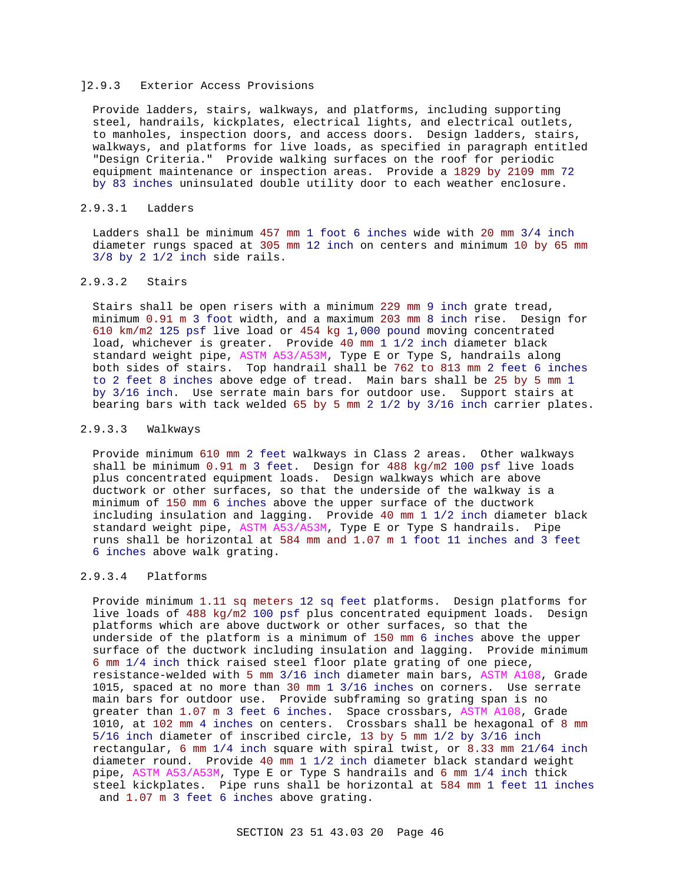## ]2.9.3 Exterior Access Provisions

Provide ladders, stairs, walkways, and platforms, including supporting steel, handrails, kickplates, electrical lights, and electrical outlets, to manholes, inspection doors, and access doors. Design ladders, stairs, walkways, and platforms for live loads, as specified in paragraph entitled "Design Criteria." Provide walking surfaces on the roof for periodic equipment maintenance or inspection areas. Provide a 1829 by 2109 mm 72 by 83 inches uninsulated double utility door to each weather enclosure.

### 2.9.3.1 Ladders

Ladders shall be minimum 457 mm 1 foot 6 inches wide with 20 mm 3/4 inch diameter rungs spaced at 305 mm 12 inch on centers and minimum 10 by 65 mm 3/8 by 2 1/2 inch side rails.

### 2.9.3.2 Stairs

Stairs shall be open risers with a minimum 229 mm 9 inch grate tread, minimum 0.91 m 3 foot width, and a maximum 203 mm 8 inch rise. Design for 610 km/m2 125 psf live load or 454 kg 1,000 pound moving concentrated load, whichever is greater. Provide 40 mm 1 1/2 inch diameter black standard weight pipe, ASTM A53/A53M, Type E or Type S, handrails along both sides of stairs. Top handrail shall be 762 to 813 mm 2 feet 6 inches to 2 feet 8 inches above edge of tread. Main bars shall be 25 by 5 mm 1 by 3/16 inch. Use serrate main bars for outdoor use. Support stairs at bearing bars with tack welded 65 by 5 mm 2 1/2 by 3/16 inch carrier plates.

### 2.9.3.3 Walkways

Provide minimum 610 mm 2 feet walkways in Class 2 areas. Other walkways shall be minimum 0.91 m 3 feet. Design for 488 kg/m2 100 psf live loads plus concentrated equipment loads. Design walkways which are above ductwork or other surfaces, so that the underside of the walkway is a minimum of 150 mm 6 inches above the upper surface of the ductwork including insulation and lagging. Provide 40 mm 1 1/2 inch diameter black standard weight pipe, ASTM A53/A53M, Type E or Type S handrails. Pipe runs shall be horizontal at 584 mm and 1.07 m 1 foot 11 inches and 3 feet 6 inches above walk grating.

### 2.9.3.4 Platforms

Provide minimum 1.11 sq meters 12 sq feet platforms. Design platforms for live loads of 488 kg/m2 100 psf plus concentrated equipment loads. Design platforms which are above ductwork or other surfaces, so that the underside of the platform is a minimum of 150 mm 6 inches above the upper surface of the ductwork including insulation and lagging. Provide minimum 6 mm 1/4 inch thick raised steel floor plate grating of one piece, resistance-welded with 5 mm 3/16 inch diameter main bars, ASTM A108, Grade 1015, spaced at no more than 30 mm 1 3/16 inches on corners. Use serrate main bars for outdoor use. Provide subframing so grating span is no greater than 1.07 m 3 feet 6 inches. Space crossbars, ASTM A108, Grade 1010, at 102 mm 4 inches on centers. Crossbars shall be hexagonal of 8 mm 5/16 inch diameter of inscribed circle, 13 by 5 mm 1/2 by 3/16 inch rectangular, 6 mm 1/4 inch square with spiral twist, or 8.33 mm 21/64 inch diameter round. Provide 40 mm 1 1/2 inch diameter black standard weight pipe, ASTM A53/A53M, Type E or Type S handrails and 6 mm 1/4 inch thick steel kickplates. Pipe runs shall be horizontal at 584 mm 1 feet 11 inches and 1.07 m 3 feet 6 inches above grating.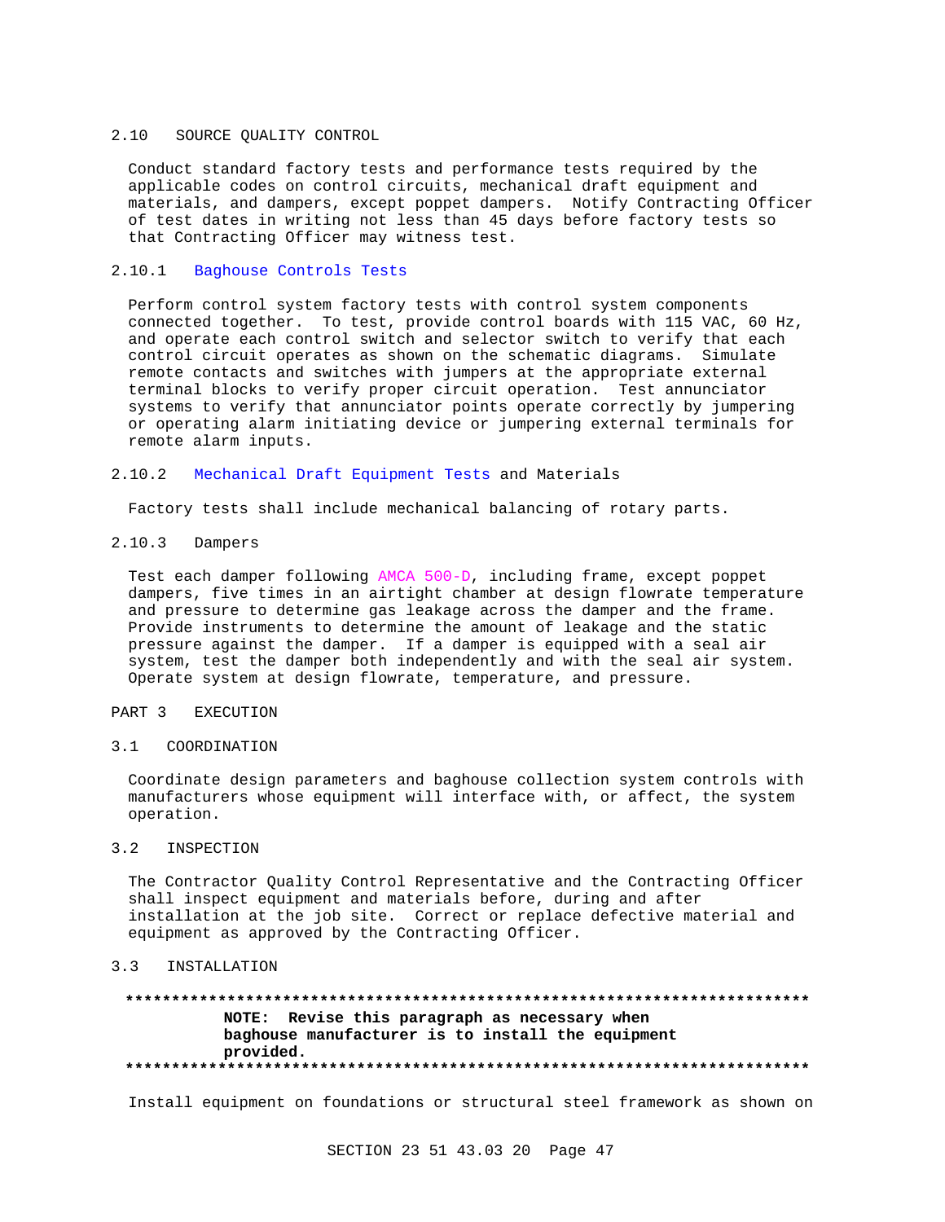## 2.10 SOURCE QUALITY CONTROL

Conduct standard factory tests and performance tests required by the applicable codes on control circuits, mechanical draft equipment and materials, and dampers, except poppet dampers. Notify Contracting Officer of test dates in writing not less than 45 days before factory tests so that Contracting Officer may witness test.

### 2.10.1 Baghouse Controls Tests

Perform control system factory tests with control system components connected together. To test, provide control boards with 115 VAC, 60 Hz, and operate each control switch and selector switch to verify that each control circuit operates as shown on the schematic diagrams. Simulate remote contacts and switches with jumpers at the appropriate external terminal blocks to verify proper circuit operation. Test annunciator systems to verify that annunciator points operate correctly by jumpering or operating alarm initiating device or jumpering external terminals for remote alarm inputs.

### 2.10.2 Mechanical Draft Equipment Tests and Materials

Factory tests shall include mechanical balancing of rotary parts.

### 2.10.3 Dampers

Test each damper following AMCA 500-D, including frame, except poppet dampers, five times in an airtight chamber at design flowrate temperature and pressure to determine gas leakage across the damper and the frame. Provide instruments to determine the amount of leakage and the static pressure against the damper. If a damper is equipped with a seal air system, test the damper both independently and with the seal air system. Operate system at design flowrate, temperature, and pressure.

# PART 3 EXECUTION

## 3.1 COORDINATION

Coordinate design parameters and baghouse collection system controls with manufacturers whose equipment will interface with, or affect, the system operation.

## 3.2 INSPECTION

The Contractor Quality Control Representative and the Contracting Officer shall inspect equipment and materials before, during and after installation at the job site. Correct or replace defective material and equipment as approved by the Contracting Officer.

## 3.3 INSTALLATION

**************************************************************************

**NOTE: Revise this paragraph as necessary when baghouse manufacturer is to install the equipment provided.**

**************************************************************************

Install equipment on foundations or structural steel framework as shown on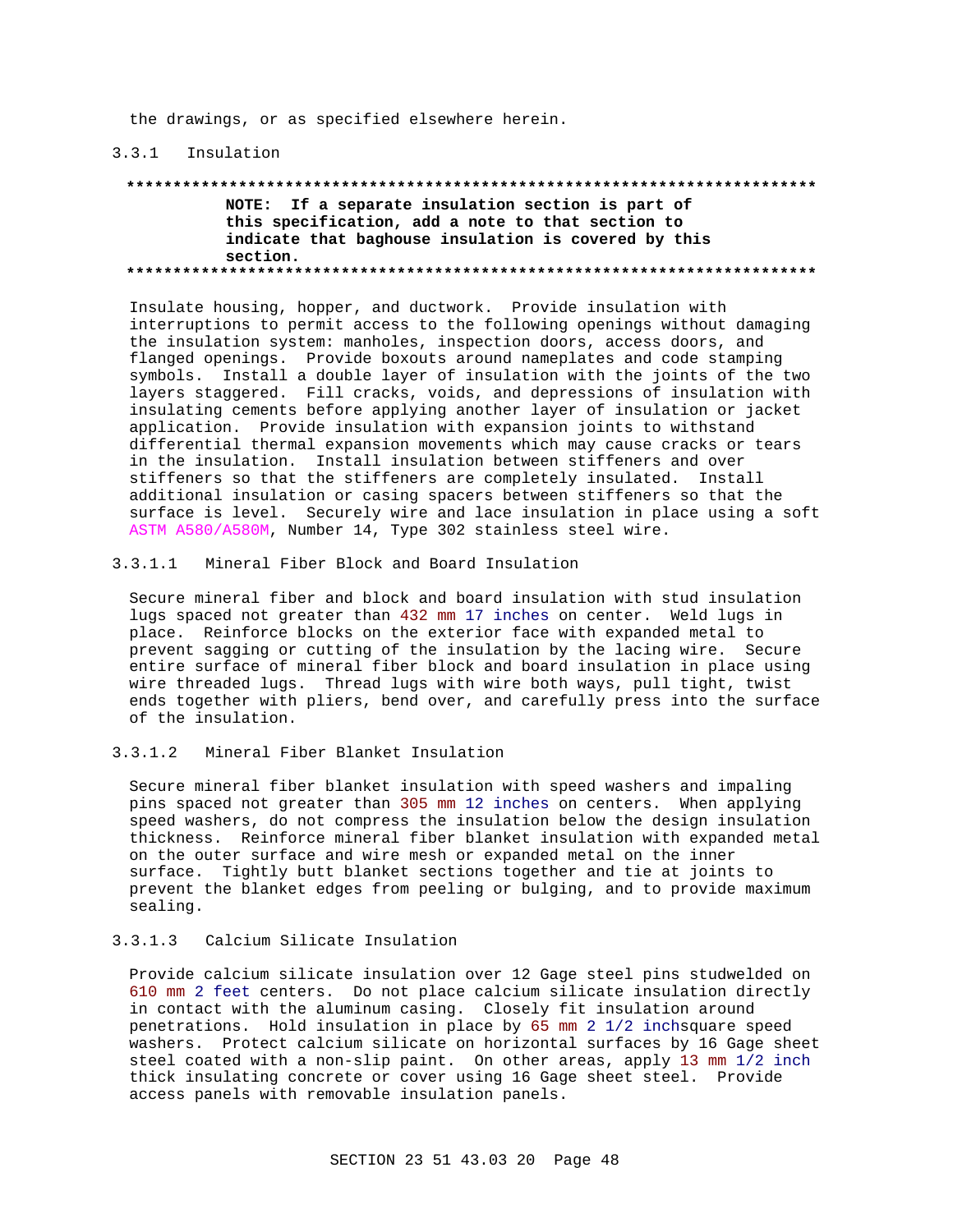the drawings, or as specified elsewhere herein.

### 3.3.1 Insulation

**************************************************************************

**NOTE: If a separate insulation section is part of this specification, add a note to that section to indicate that baghouse insulation is covered by this section.**

**************************************************************************

Insulate housing, hopper, and ductwork. Provide insulation with interruptions to permit access to the following openings without damaging the insulation system: manholes, inspection doors, access doors, and flanged openings. Provide boxouts around nameplates and code stamping symbols. Install a double layer of insulation with the joints of the two layers staggered. Fill cracks, voids, and depressions of insulation with insulating cements before applying another layer of insulation or jacket application. Provide insulation with expansion joints to withstand differential thermal expansion movements which may cause cracks or tears in the insulation. Install insulation between stiffeners and over stiffeners so that the stiffeners are completely insulated. Install additional insulation or casing spacers between stiffeners so that the surface is level. Securely wire and lace insulation in place using a soft ASTM A580/A580M, Number 14, Type 302 stainless steel wire.

#### 3.3.1.1 Mineral Fiber Block and Board Insulation

Secure mineral fiber and block and board insulation with stud insulation lugs spaced not greater than 432 mm 17 inches on center. Weld lugs in place. Reinforce blocks on the exterior face with expanded metal to prevent sagging or cutting of the insulation by the lacing wire. Secure entire surface of mineral fiber block and board insulation in place using wire threaded lugs. Thread lugs with wire both ways, pull tight, twist ends together with pliers, bend over, and carefully press into the surface of the insulation.

#### 3.3.1.2 Mineral Fiber Blanket Insulation

Secure mineral fiber blanket insulation with speed washers and impaling pins spaced not greater than 305 mm 12 inches on centers. When applying speed washers, do not compress the insulation below the design insulation thickness. Reinforce mineral fiber blanket insulation with expanded metal on the outer surface and wire mesh or expanded metal on the inner surface. Tightly butt blanket sections together and tie at joints to prevent the blanket edges from peeling or bulging, and to provide maximum sealing.

#### 3.3.1.3 Calcium Silicate Insulation

Provide calcium silicate insulation over 12 Gage steel pins studwelded on 610 mm 2 feet centers. Do not place calcium silicate insulation directly in contact with the aluminum casing. Closely fit insulation around penetrations. Hold insulation in place by 65 mm 2 1/2 inchsquare speed washers. Protect calcium silicate on horizontal surfaces by 16 Gage sheet steel coated with a non-slip paint. On other areas, apply 13 mm 1/2 inch thick insulating concrete or cover using 16 Gage sheet steel. Provide access panels with removable insulation panels.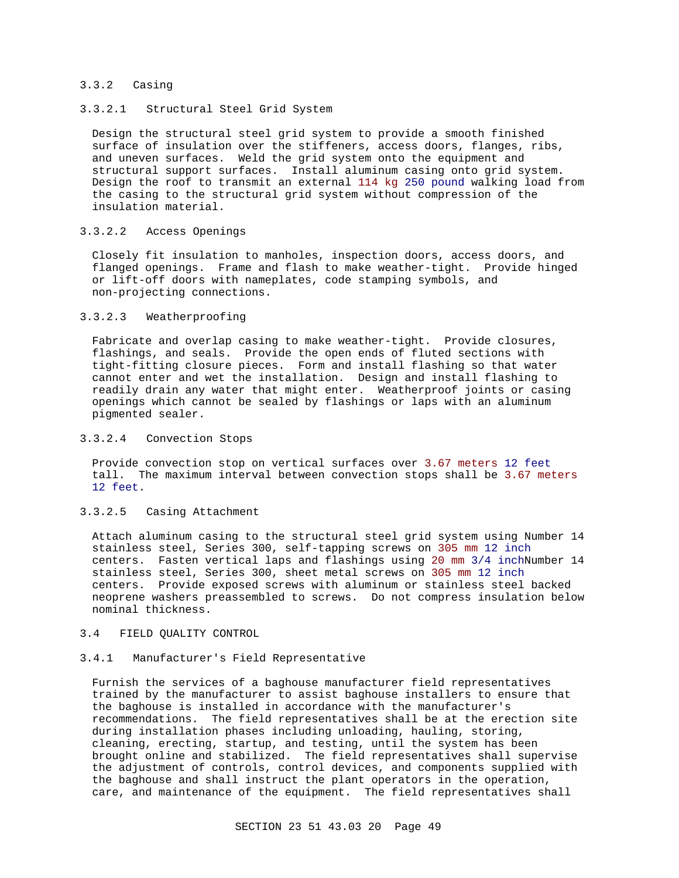#### 3.3.2 Casing

##### 3.3.2.1 Structural Steel Grid System

Design the structural steel grid system to provide a smooth finished surface of insulation over the stiffeners, access doors, flanges, ribs, and uneven surfaces. Weld the grid system onto the equipment and structural support surfaces. Install aluminum casing onto grid system. Design the roof to transmit an external 114 kg 250 pound walking load from the casing to the structural grid system without compression of the insulation material.

##### 3.3.2.2 Access Openings

Closely fit insulation to manholes, inspection doors, access doors, and flanged openings. Frame and flash to make weather-tight. Provide hinged or lift-off doors with nameplates, code stamping symbols, and non-projecting connections.

##### 3.3.2.3 Weatherproofing

Fabricate and overlap casing to make weather-tight. Provide closures, flashings, and seals. Provide the open ends of fluted sections with tight-fitting closure pieces. Form and install flashing so that water cannot enter and wet the installation. Design and install flashing to readily drain any water that might enter. Weatherproof joints or casing openings which cannot be sealed by flashings or laps with an aluminum pigmented sealer.

##### 3.3.2.4 Convection Stops

Provide convection stop on vertical surfaces over 3.67 meters 12 feet tall. The maximum interval between convection stops shall be 3.67 meters 12 feet.

##### 3.3.2.5 Casing Attachment

Attach aluminum casing to the structural steel grid system using Number 14 stainless steel, Series 300, self-tapping screws on 305 mm 12 inch centers. Fasten vertical laps and flashings using 20 mm 3/4 inchNumber 14 stainless steel, Series 300, sheet metal screws on 305 mm 12 inch centers. Provide exposed screws with aluminum or stainless steel backed neoprene washers preassembled to screws. Do not compress insulation below nominal thickness.

### 3.4 FIELD QUALITY CONTROL

#### 3.4.1 Manufacturer's Field Representative

Furnish the services of a baghouse manufacturer field representatives trained by the manufacturer to assist baghouse installers to ensure that the baghouse is installed in accordance with the manufacturer's recommendations. The field representatives shall be at the erection site during installation phases including unloading, hauling, storing, cleaning, erecting, startup, and testing, until the system has been brought online and stabilized. The field representatives shall supervise the adjustment of controls, control devices, and components supplied with the baghouse and shall instruct the plant operators in the operation, care, and maintenance of the equipment. The field representatives shall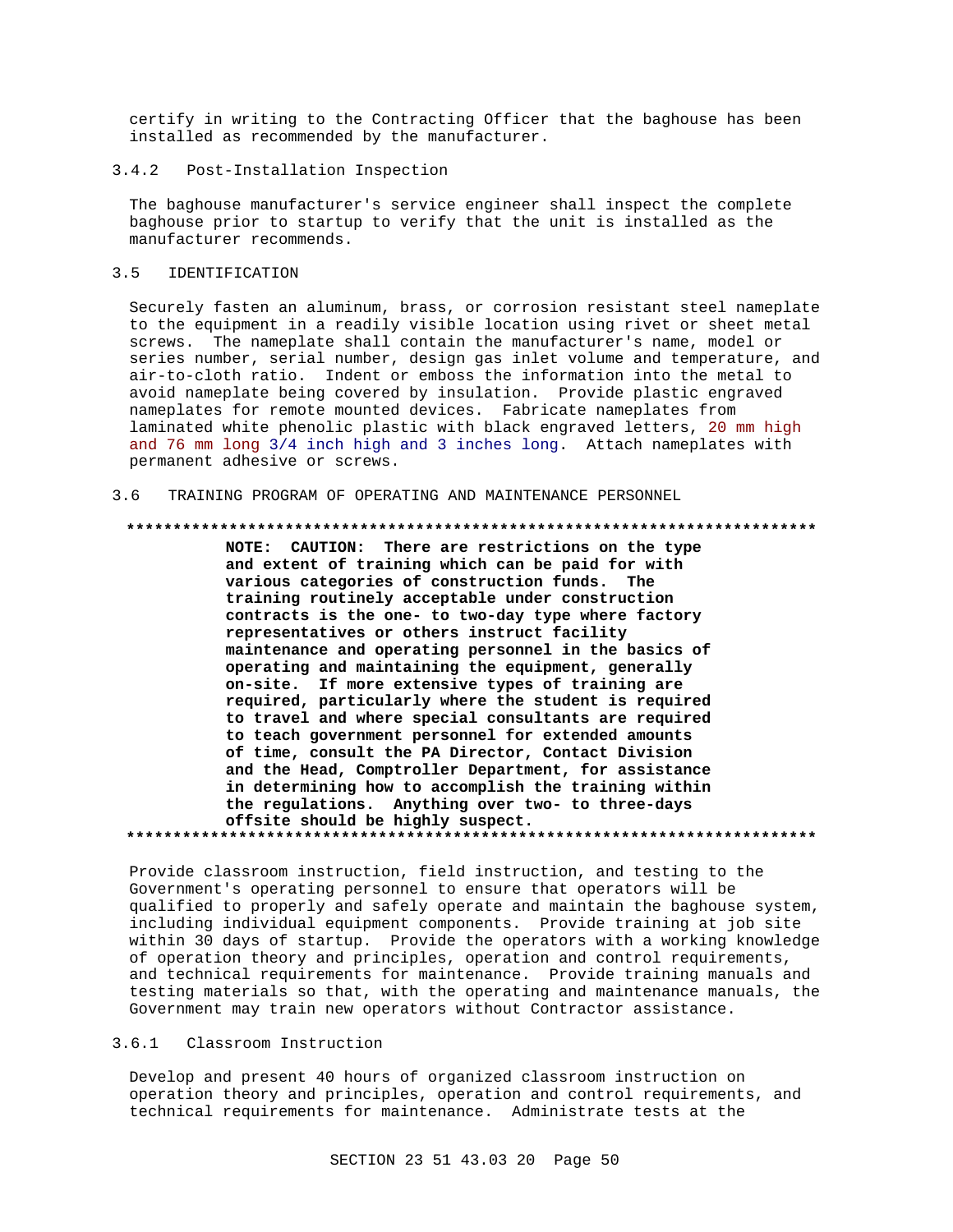certify in writing to the Contracting Officer that the baghouse has been installed as recommended by the manufacturer.

#### 3.4.2 Post-Installation Inspection

The baghouse manufacturer's service engineer shall inspect the complete baghouse prior to startup to verify that the unit is installed as the manufacturer recommends.

### 3.5 IDENTIFICATION

Securely fasten an aluminum, brass, or corrosion resistant steel nameplate to the equipment in a readily visible location using rivet or sheet metal screws. The nameplate shall contain the manufacturer's name, model or series number, serial number, design gas inlet volume and temperature, and air-to-cloth ratio. Indent or emboss the information into the metal to avoid nameplate being covered by insulation. Provide plastic engraved nameplates for remote mounted devices. Fabricate nameplates from laminated white phenolic plastic with black engraved letters, 20 mm high and 76 mm long 3/4 inch high and 3 inches long. Attach nameplates with permanent adhesive or screws.

### 3.6 TRAINING PROGRAM OF OPERATING AND MAINTENANCE PERSONNEL

**************************************************************************

**NOTE: CAUTION: There are restrictions on the type and extent of training which can be paid for with various categories of construction funds. The training routinely acceptable under construction contracts is the one- to two-day type where factory representatives or others instruct facility maintenance and operating personnel in the basics of operating and maintaining the equipment, generally on-site. If more extensive types of training are required, particularly where the student is required to travel and where special consultants are required to teach government personnel for extended amounts of time, consult the PA Director, Contact Division and the Head, Comptroller Department, for assistance in determining how to accomplish the training within the regulations. Anything over two- to three-days offsite should be highly suspect.**

**************************************************************************

Provide classroom instruction, field instruction, and testing to the Government's operating personnel to ensure that operators will be qualified to properly and safely operate and maintain the baghouse system, including individual equipment components. Provide training at job site within 30 days of startup. Provide the operators with a working knowledge of operation theory and principles, operation and control requirements, and technical requirements for maintenance. Provide training manuals and testing materials so that, with the operating and maintenance manuals, the Government may train new operators without Contractor assistance.

#### 3.6.1 Classroom Instruction

Develop and present 40 hours of organized classroom instruction on operation theory and principles, operation and control requirements, and technical requirements for maintenance. Administrate tests at the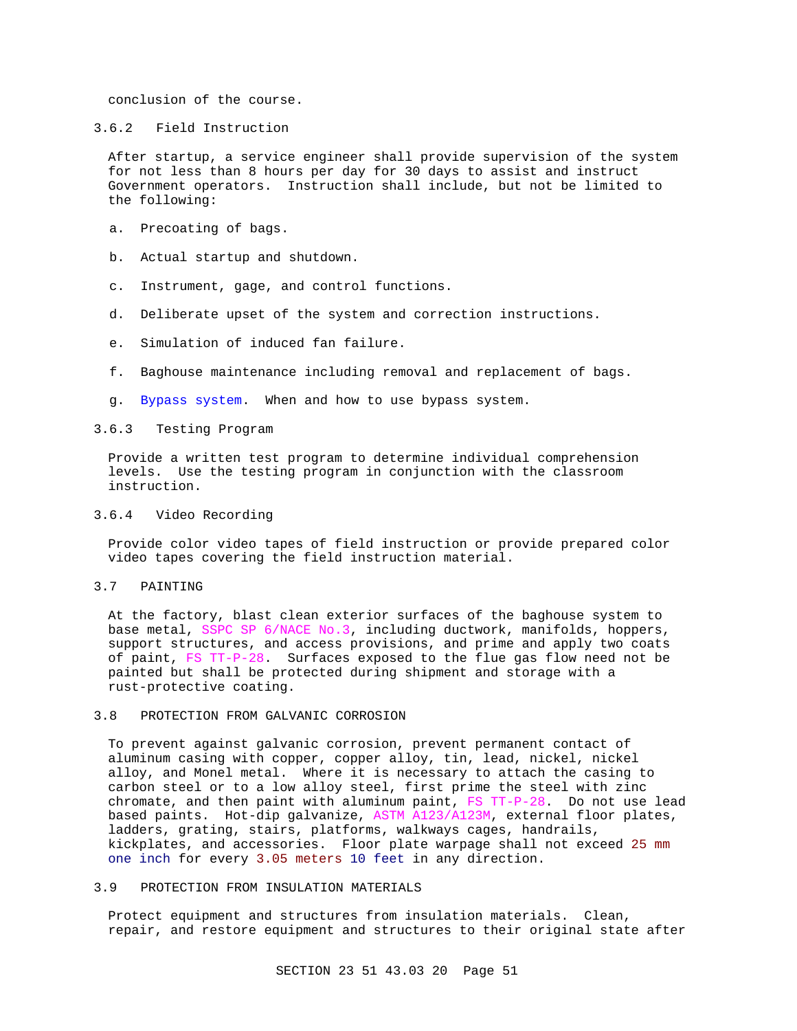conclusion of the course.

### 3.6.2 Field Instruction

After startup, a service engineer shall provide supervision of the system for not less than 8 hours per day for 30 days to assist and instruct Government operators. Instruction shall include, but not be limited to the following:

a. Precoating of bags.

b. Actual startup and shutdown.

c. Instrument, gage, and control functions.

d. Deliberate upset of the system and correction instructions.

e. Simulation of induced fan failure.

f. Baghouse maintenance including removal and replacement of bags.

g. Bypass system. When and how to use bypass system.

### 3.6.3 Testing Program

Provide a written test program to determine individual comprehension levels. Use the testing program in conjunction with the classroom instruction.

### 3.6.4 Video Recording

Provide color video tapes of field instruction or provide prepared color video tapes covering the field instruction material.

## 3.7 PAINTING

At the factory, blast clean exterior surfaces of the baghouse system to base metal, SSPC SP 6/NACE No.3, including ductwork, manifolds, hoppers, support structures, and access provisions, and prime and apply two coats of paint, FS TT-P-28. Surfaces exposed to the flue gas flow need not be painted but shall be protected during shipment and storage with a rust-protective coating.

## 3.8 PROTECTION FROM GALVANIC CORROSION

To prevent against galvanic corrosion, prevent permanent contact of aluminum casing with copper, copper alloy, tin, lead, nickel, nickel alloy, and Monel metal. Where it is necessary to attach the casing to carbon steel or to a low alloy steel, first prime the steel with zinc chromate, and then paint with aluminum paint, FS TT-P-28. Do not use lead based paints. Hot-dip galvanize, ASTM A123/A123M, external floor plates, ladders, grating, stairs, platforms, walkways cages, handrails, kickplates, and accessories. Floor plate warpage shall not exceed 25 mm one inch for every 3.05 meters 10 feet in any direction.

## 3.9 PROTECTION FROM INSULATION MATERIALS

Protect equipment and structures from insulation materials. Clean, repair, and restore equipment and structures to their original state after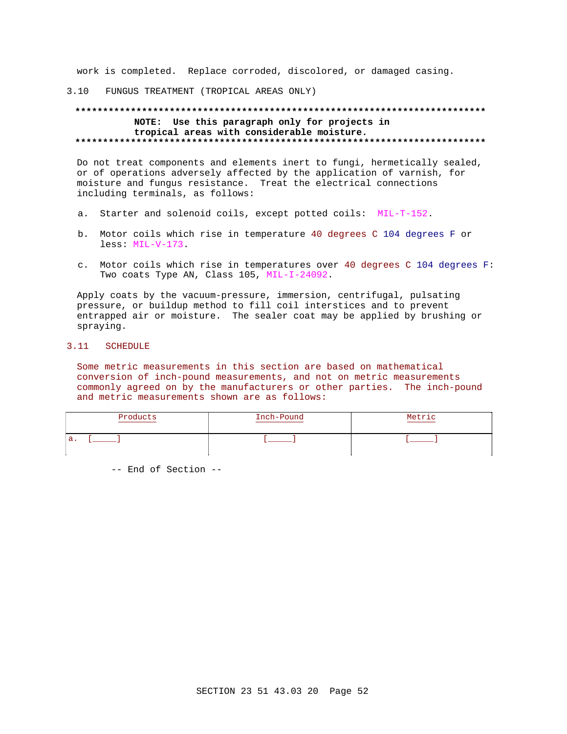work is completed. Replace corroded, discolored, or damaged casing.

## 3.10 FUNGUS TREATMENT (TROPICAL AREAS ONLY)

**************************************************************************

**NOTE: Use this paragraph only for projects in tropical areas with considerable moisture.**

**************************************************************************

Do not treat components and elements inert to fungi, hermetically sealed, or of operations adversely affected by the application of varnish, for moisture and fungus resistance. Treat the electrical connections including terminals, as follows:

a. Starter and solenoid coils, except potted coils: MIL-T-152.

b. Motor coils which rise in temperature 40 degrees C 104 degrees F or less: MIL-V-173.

c. Motor coils which rise in temperatures over 40 degrees C 104 degrees F: Two coats Type AN, Class 105, MIL-I-24092.

Apply coats by the vacuum-pressure, immersion, centrifugal, pulsating pressure, or buildup method to fill coil interstices and to prevent entrapped air or moisture. The sealer coat may be applied by brushing or spraying.

## 3.11 SCHEDULE

Some metric measurements in this section are based on mathematical conversion of inch-pound measurements, and not on metric measurements commonly agreed on by the manufacturers or other parties. The inch-pound and metric measurements shown are as follows:

| Products | Inch-Pound | Metric |
|---|---|---|
| a. [_____] | [_____] | [_____] |

-- End of Section --